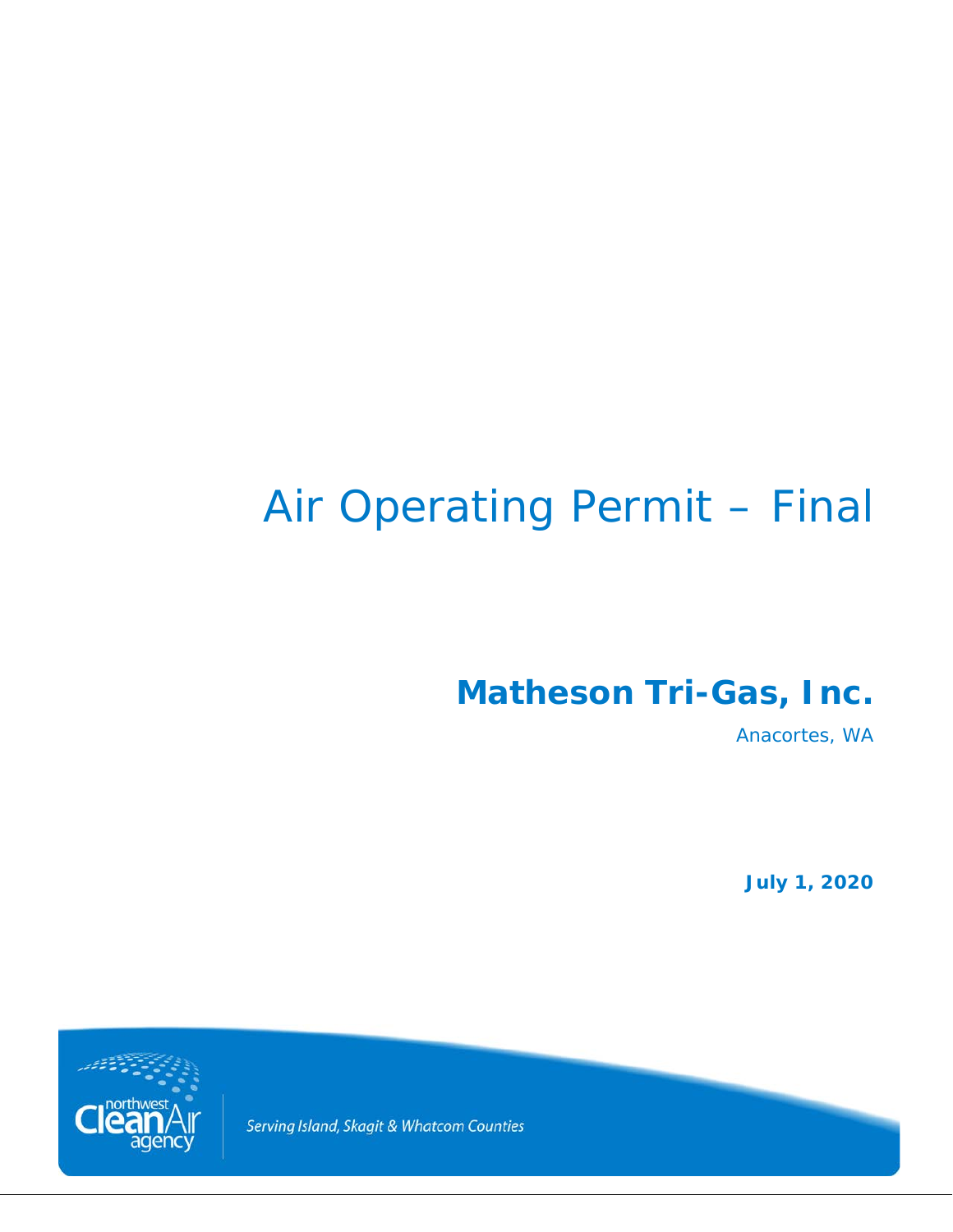# Air Operating Permit – Final

## Matheson Tri-Gas, Inc.

Anacortes, WA

**July 1, 2020**

northwest Clean Air agency

*Serving Island, Skagit & Whatcom Counties*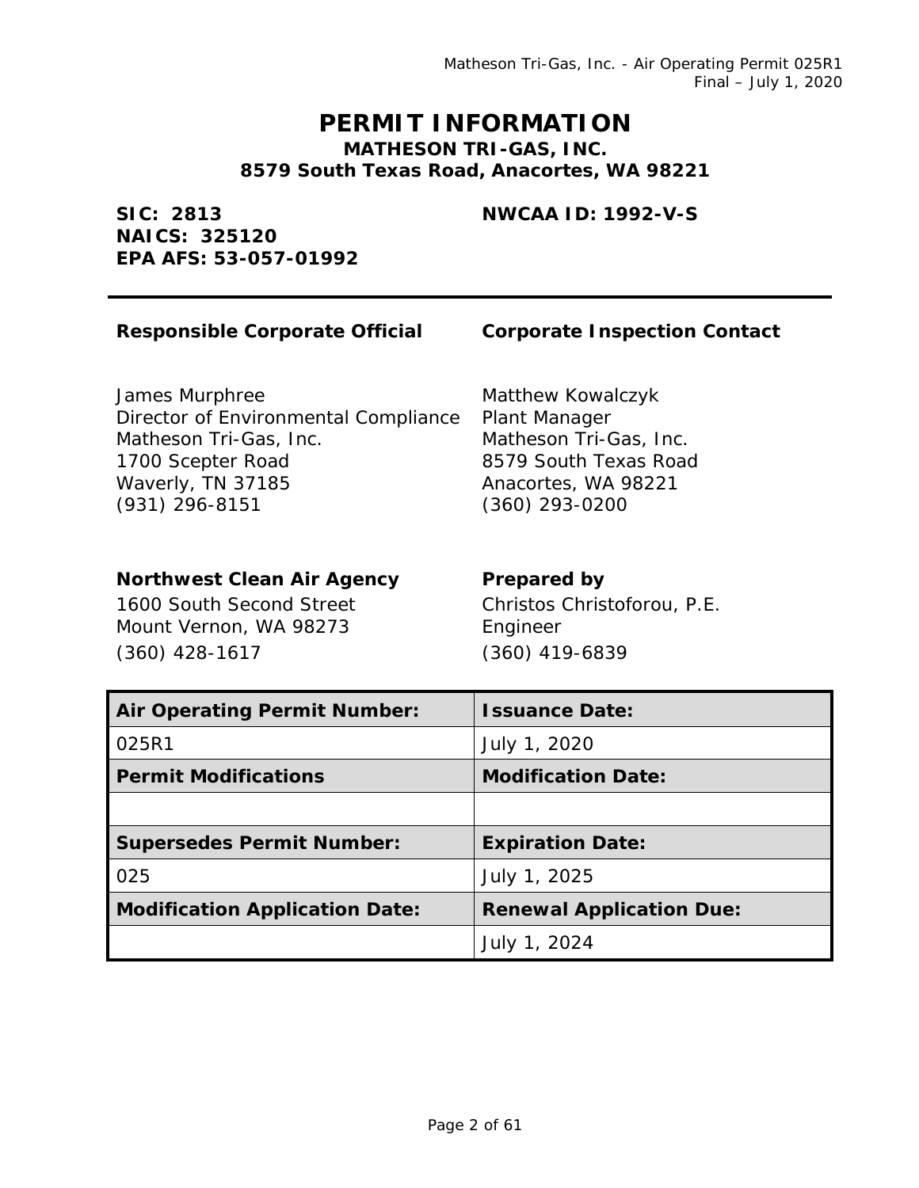# PERMIT INFORMATION

## MATHESON TRI-GAS, INC.

### 8579 South Texas Road, Anacortes, WA 98221

**SIC: 2813**
**NAICS: 325120**
**EPA AFS: 53-057-01992**

**NWCAA ID: 1992-V-S**

---

**Responsible Corporate Official**

James Murphree
Director of Environmental Compliance
Matheson Tri-Gas, Inc.
1700 Scepter Road
Waverly, TN 37185
(931) 296-8151

**Corporate Inspection Contact**

Matthew Kowalczyk
Plant Manager
Matheson Tri-Gas, Inc.
8579 South Texas Road
Anacortes, WA 98221
(360) 293-0200

**Northwest Clean Air Agency**

1600 South Second Street
Mount Vernon, WA 98273
(360) 428-1617

**Prepared by**

Christos Christoforou, P.E.
Engineer
(360) 419-6839

| **Air Operating Permit Number:** | **Issuance Date:** |
|---|---|
| 025R1 | July 1, 2020 |
| **Permit Modifications** | **Modification Date:** |
| | |
| **Supersedes Permit Number:** | **Expiration Date:** |
| 025 | July 1, 2025 |
| **Modification Application Date:** | **Renewal Application Due:** |
| | July 1, 2024 |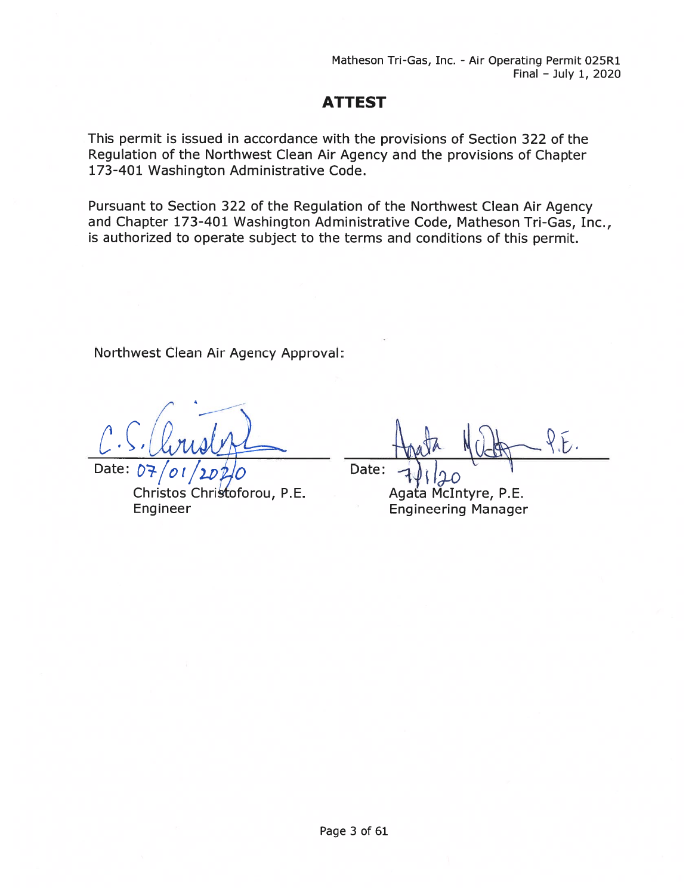# ATTEST

This permit is issued in accordance with the provisions of Section 322 of the Regulation of the Northwest Clean Air Agency and the provisions of Chapter 173-401 Washington Administrative Code.

Pursuant to Section 322 of the Regulation of the Northwest Clean Air Agency and Chapter 173-401 Washington Administrative Code, Matheson Tri-Gas, Inc., is authorized to operate subject to the terms and conditions of this permit.

Northwest Clean Air Agency Approval:

| | |
|---|---|
| Date: 07/01/2020 | Date: 7/1/20 |
| Christos Christoforou, P.E. | Agata McIntyre, P.E. |
| Engineer | Engineering Manager |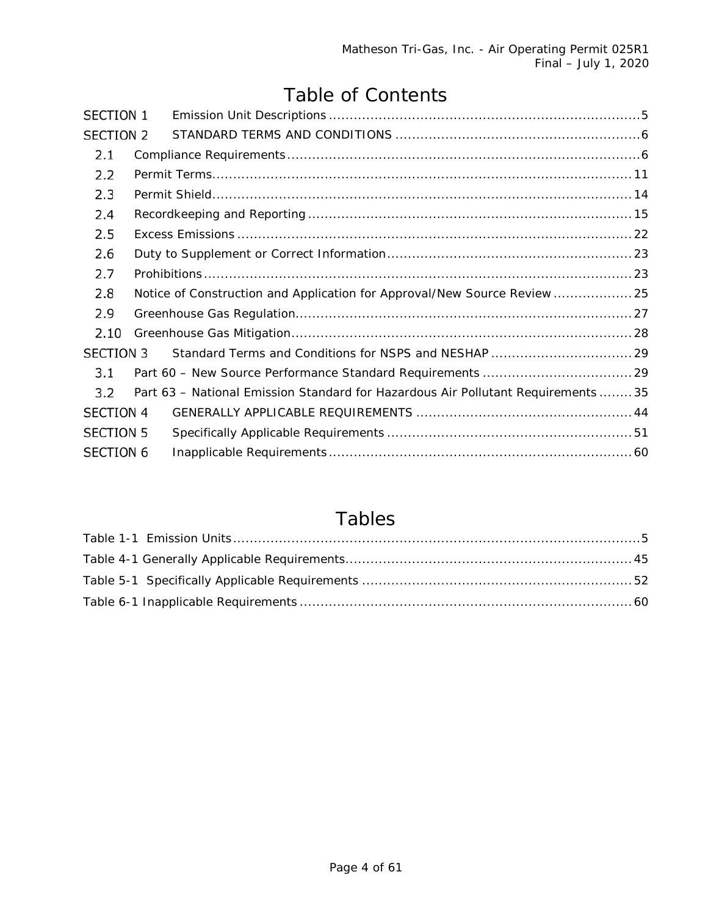# Table of Contents

SECTION 1 Emission Unit Descriptions ........................................................................ 5

SECTION 2 STANDARD TERMS AND CONDITIONS ........................................................ 6

- 2.1 Compliance Requirements ................................................................................ 6
- 2.2 Permit Terms.................................................................................................. 11
- 2.3 Permit Shield.................................................................................................. 14
- 2.4 Recordkeeping and Reporting .......................................................................... 15
- 2.5 Excess Emissions ............................................................................................ 22
- 2.6 Duty to Supplement or Correct Information........................................................ 23
- 2.7 Prohibitions ..................................................................................................... 23
- 2.8 Notice of Construction and Application for Approval/New Source Review .................. 25
- 2.9 Greenhouse Gas Regulation.............................................................................. 27
- 2.10 Greenhouse Gas Mitigation.............................................................................. 28

SECTION 3 Standard Terms and Conditions for NSPS and NESHAP ................................ 29

- 3.1 Part 60 – New Source Performance Standard Requirements .................................. 29
- 3.2 Part 63 – National Emission Standard for Hazardous Air Pollutant Requirements ........ 35

SECTION 4 GENERALLY APPLICABLE REQUIREMENTS .................................................. 44

SECTION 5 Specifically Applicable Requirements ......................................................... 51

SECTION 6 Inapplicable Requirements ....................................................................... 60

# Tables

Table 1-1 Emission Units................................................................................................ 5

Table 4-1 Generally Applicable Requirements................................................................... 45

Table 5-1 Specifically Applicable Requirements ............................................................... 52

Table 6-1 Inapplicable Requirements .............................................................................. 60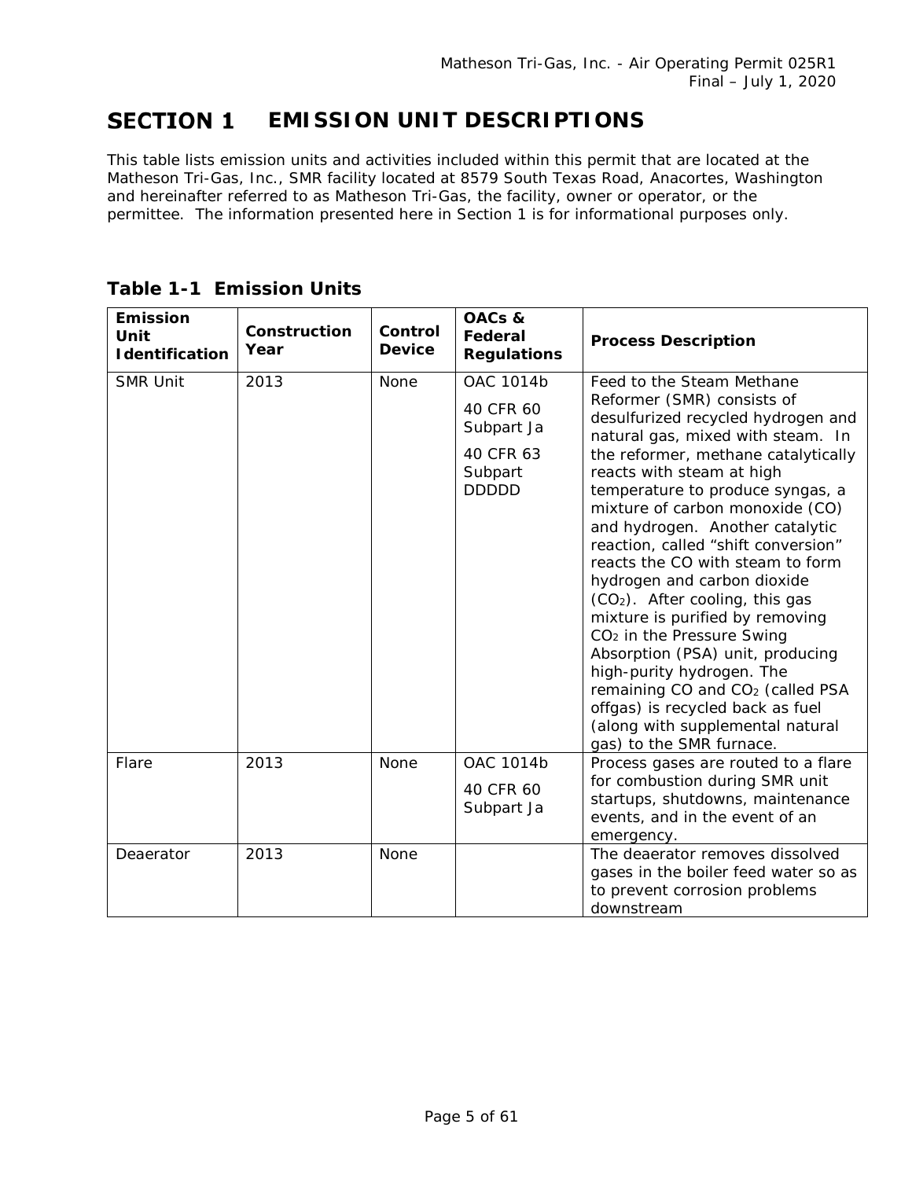# SECTION 1 EMISSION UNIT DESCRIPTIONS

This table lists emission units and activities included within this permit that are located at the Matheson Tri-Gas, Inc., SMR facility located at 8579 South Texas Road, Anacortes, Washington and hereinafter referred to as Matheson Tri-Gas, the facility, owner or operator, or the permittee. The information presented here in Section 1 is for informational purposes only.

## Table 1-1 Emission Units

| Emission Unit Identification | Construction Year | Control Device | OACs & Federal Regulations | Process Description |
|---|---|---|---|---|
| SMR Unit | 2013 | None | OAC 1014b<br>40 CFR 60 Subpart Ja<br>40 CFR 63 Subpart DDDDD | Feed to the Steam Methane Reformer (SMR) consists of desulfurized recycled hydrogen and natural gas, mixed with steam. In the reformer, methane catalytically reacts with steam at high temperature to produce syngas, a mixture of carbon monoxide (CO) and hydrogen. Another catalytic reaction, called "shift conversion" reacts the CO with steam to form hydrogen and carbon dioxide ($CO_2$). After cooling, this gas mixture is purified by removing $CO_2$ in the Pressure Swing Absorption (PSA) unit, producing high-purity hydrogen. The remaining CO and $CO_2$ (called PSA offgas) is recycled back as fuel (along with supplemental natural gas) to the SMR furnace. |
| Flare | 2013 | None | OAC 1014b<br>40 CFR 60 Subpart Ja | Process gases are routed to a flare for combustion during SMR unit startups, shutdowns, maintenance events, and in the event of an emergency. |
| Deaerator | 2013 | None | | The deaerator removes dissolved gases in the boiler feed water so as to prevent corrosion problems downstream |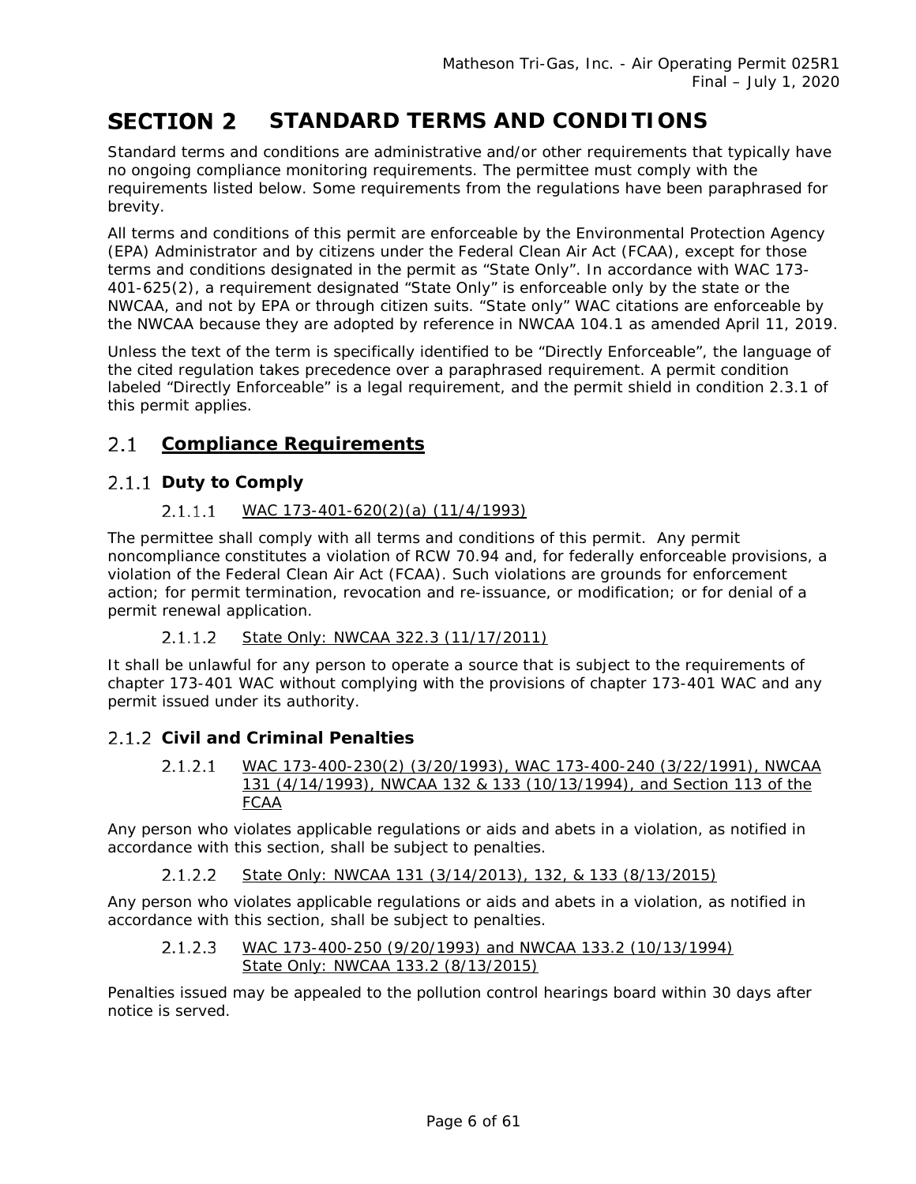# SECTION 2 STANDARD TERMS AND CONDITIONS

Standard terms and conditions are administrative and/or other requirements that typically have no ongoing compliance monitoring requirements. The permittee must comply with the requirements listed below. Some requirements from the regulations have been paraphrased for brevity.

All terms and conditions of this permit are enforceable by the Environmental Protection Agency (EPA) Administrator and by citizens under the Federal Clean Air Act (FCAA), except for those terms and conditions designated in the permit as "State Only". In accordance with WAC 173-401-625(2), a requirement designated "State Only" is enforceable only by the state or the NWCAA, and not by EPA or through citizen suits. "State only" WAC citations are enforceable by the NWCAA because they are adopted by reference in NWCAA 104.1 as amended April 11, 2019.

Unless the text of the term is specifically identified to be "Directly Enforceable", the language of the cited regulation takes precedence over a paraphrased requirement. A permit condition labeled "Directly Enforceable" is a legal requirement, and the permit shield in condition 2.3.1 of this permit applies.

## 2.1 Compliance Requirements

### 2.1.1 Duty to Comply

#### 2.1.1.1 WAC 173-401-620(2)(a) (11/4/1993)

The permittee shall comply with all terms and conditions of this permit. Any permit noncompliance constitutes a violation of RCW 70.94 and, for federally enforceable provisions, a violation of the Federal Clean Air Act (FCAA). Such violations are grounds for enforcement action; for permit termination, revocation and re-issuance, or modification; or for denial of a permit renewal application.

#### 2.1.1.2 State Only: NWCAA 322.3 (11/17/2011)

It shall be unlawful for any person to operate a source that is subject to the requirements of chapter 173-401 WAC without complying with the provisions of chapter 173-401 WAC and any permit issued under its authority.

### 2.1.2 Civil and Criminal Penalties

#### 2.1.2.1 WAC 173-400-230(2) (3/20/1993), WAC 173-400-240 (3/22/1991), NWCAA 131 (4/14/1993), NWCAA 132 & 133 (10/13/1994), and Section 113 of the FCAA

Any person who violates applicable regulations or aids and abets in a violation, as notified in accordance with this section, shall be subject to penalties.

#### 2.1.2.2 State Only: NWCAA 131 (3/14/2013), 132, & 133 (8/13/2015)

Any person who violates applicable regulations or aids and abets in a violation, as notified in accordance with this section, shall be subject to penalties.

#### 2.1.2.3 WAC 173-400-250 (9/20/1993) and NWCAA 133.2 (10/13/1994) State Only: NWCAA 133.2 (8/13/2015)

Penalties issued may be appealed to the pollution control hearings board within 30 days after notice is served.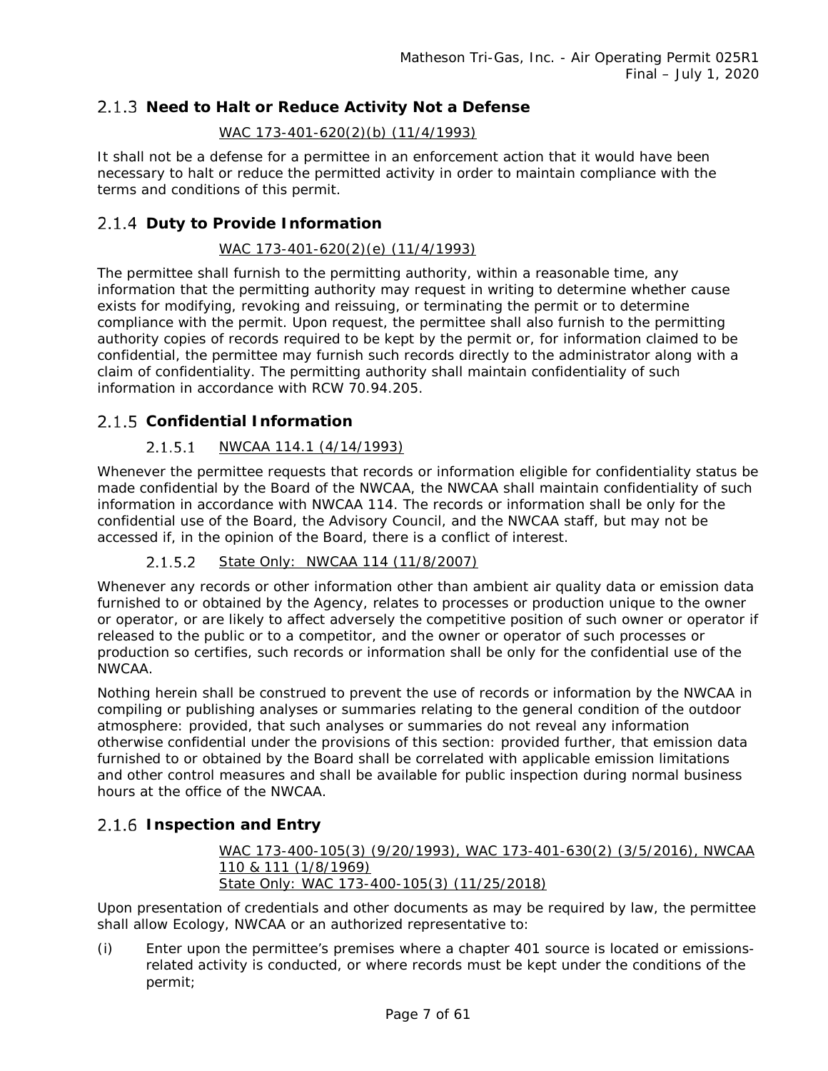### 2.1.3 Need to Halt or Reduce Activity Not a Defense

WAC 173-401-620(2)(b) (11/4/1993)

It shall not be a defense for a permittee in an enforcement action that it would have been necessary to halt or reduce the permitted activity in order to maintain compliance with the terms and conditions of this permit.

### 2.1.4 Duty to Provide Information

WAC 173-401-620(2)(e) (11/4/1993)

The permittee shall furnish to the permitting authority, within a reasonable time, any information that the permitting authority may request in writing to determine whether cause exists for modifying, revoking and reissuing, or terminating the permit or to determine compliance with the permit. Upon request, the permittee shall also furnish to the permitting authority copies of records required to be kept by the permit or, for information claimed to be confidential, the permittee may furnish such records directly to the administrator along with a claim of confidentiality. The permitting authority shall maintain confidentiality of such information in accordance with RCW 70.94.205.

### 2.1.5 Confidential Information

#### 2.1.5.1 NWCAA 114.1 (4/14/1993)

Whenever the permittee requests that records or information eligible for confidentiality status be made confidential by the Board of the NWCAA, the NWCAA shall maintain confidentiality of such information in accordance with NWCAA 114. The records or information shall be only for the confidential use of the Board, the Advisory Council, and the NWCAA staff, but may not be accessed if, in the opinion of the Board, there is a conflict of interest.

#### 2.1.5.2 State Only: NWCAA 114 (11/8/2007)

Whenever any records or other information other than ambient air quality data or emission data furnished to or obtained by the Agency, relates to processes or production unique to the owner or operator, or are likely to affect adversely the competitive position of such owner or operator if released to the public or to a competitor, and the owner or operator of such processes or production so certifies, such records or information shall be only for the confidential use of the NWCAA.

Nothing herein shall be construed to prevent the use of records or information by the NWCAA in compiling or publishing analyses or summaries relating to the general condition of the outdoor atmosphere: provided, that such analyses or summaries do not reveal any information otherwise confidential under the provisions of this section: provided further, that emission data furnished to or obtained by the Board shall be correlated with applicable emission limitations and other control measures and shall be available for public inspection during normal business hours at the office of the NWCAA.

### 2.1.6 Inspection and Entry

WAC 173-400-105(3) (9/20/1993), WAC 173-401-630(2) (3/5/2016), NWCAA 110 & 111 (1/8/1969)
State Only: WAC 173-400-105(3) (11/25/2018)

Upon presentation of credentials and other documents as may be required by law, the permittee shall allow Ecology, NWCAA or an authorized representative to:

(i) Enter upon the permittee's premises where a chapter 401 source is located or emissions-related activity is conducted, or where records must be kept under the conditions of the permit;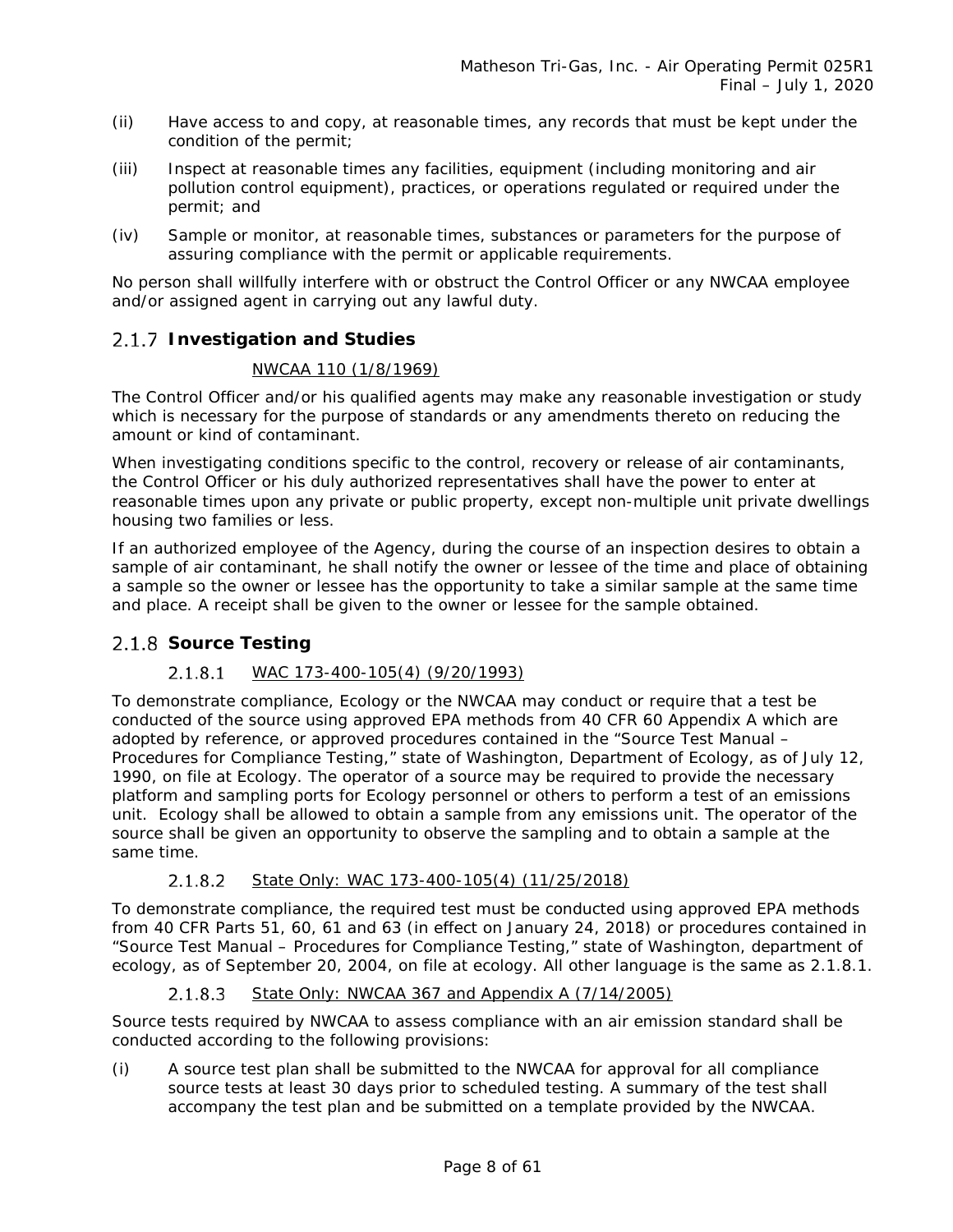(ii) Have access to and copy, at reasonable times, any records that must be kept under the condition of the permit;

(iii) Inspect at reasonable times any facilities, equipment (including monitoring and air pollution control equipment), practices, or operations regulated or required under the permit; and

(iv) Sample or monitor, at reasonable times, substances or parameters for the purpose of assuring compliance with the permit or applicable requirements.

No person shall willfully interfere with or obstruct the Control Officer or any NWCAA employee and/or assigned agent in carrying out any lawful duty.

### 2.1.7 Investigation and Studies

NWCAA 110 (1/8/1969)

The Control Officer and/or his qualified agents may make any reasonable investigation or study which is necessary for the purpose of standards or any amendments thereto on reducing the amount or kind of contaminant.

When investigating conditions specific to the control, recovery or release of air contaminants, the Control Officer or his duly authorized representatives shall have the power to enter at reasonable times upon any private or public property, except non-multiple unit private dwellings housing two families or less.

If an authorized employee of the Agency, during the course of an inspection desires to obtain a sample of air contaminant, he shall notify the owner or lessee of the time and place of obtaining a sample so the owner or lessee has the opportunity to take a similar sample at the same time and place. A receipt shall be given to the owner or lessee for the sample obtained.

### 2.1.8 Source Testing

#### 2.1.8.1 WAC 173-400-105(4) (9/20/1993)

To demonstrate compliance, Ecology or the NWCAA may conduct or require that a test be conducted of the source using approved EPA methods from 40 CFR 60 Appendix A which are adopted by reference, or approved procedures contained in the "Source Test Manual – Procedures for Compliance Testing," state of Washington, Department of Ecology, as of July 12, 1990, on file at Ecology. The operator of a source may be required to provide the necessary platform and sampling ports for Ecology personnel or others to perform a test of an emissions unit. Ecology shall be allowed to obtain a sample from any emissions unit. The operator of the source shall be given an opportunity to observe the sampling and to obtain a sample at the same time.

#### 2.1.8.2 State Only: WAC 173-400-105(4) (11/25/2018)

To demonstrate compliance, the required test must be conducted using approved EPA methods from 40 CFR Parts 51, 60, 61 and 63 (in effect on January 24, 2018) or procedures contained in "Source Test Manual – Procedures for Compliance Testing," state of Washington, department of ecology, as of September 20, 2004, on file at ecology. All other language is the same as 2.1.8.1.

#### 2.1.8.3 State Only: NWCAA 367 and Appendix A (7/14/2005)

Source tests required by NWCAA to assess compliance with an air emission standard shall be conducted according to the following provisions:

(i) A source test plan shall be submitted to the NWCAA for approval for all compliance source tests at least 30 days prior to scheduled testing. A summary of the test shall accompany the test plan and be submitted on a template provided by the NWCAA.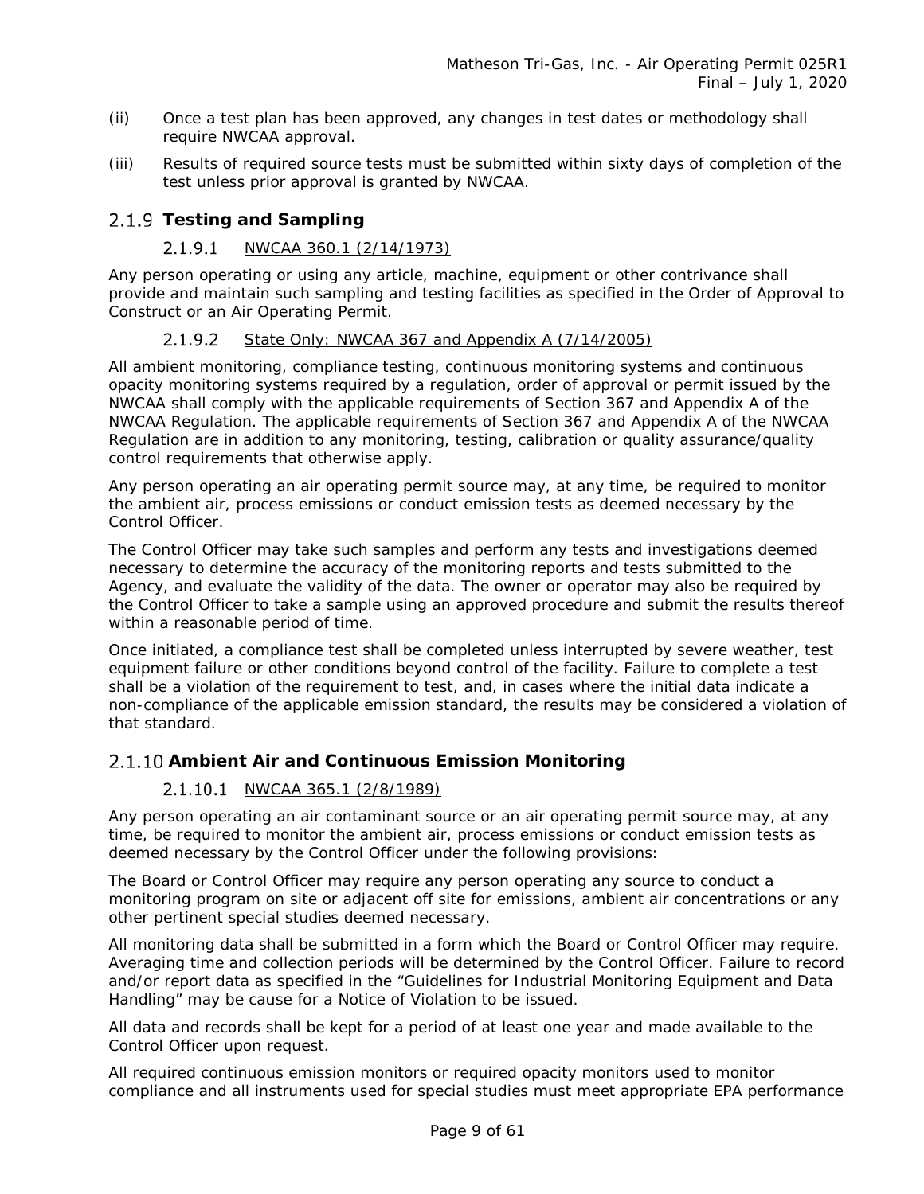(ii) Once a test plan has been approved, any changes in test dates or methodology shall require NWCAA approval.

(iii) Results of required source tests must be submitted within sixty days of completion of the test unless prior approval is granted by NWCAA.

### 2.1.9 Testing and Sampling

#### 2.1.9.1 NWCAA 360.1 (2/14/1973)

Any person operating or using any article, machine, equipment or other contrivance shall provide and maintain such sampling and testing facilities as specified in the Order of Approval to Construct or an Air Operating Permit.

#### 2.1.9.2 State Only: NWCAA 367 and Appendix A (7/14/2005)

All ambient monitoring, compliance testing, continuous monitoring systems and continuous opacity monitoring systems required by a regulation, order of approval or permit issued by the NWCAA shall comply with the applicable requirements of Section 367 and Appendix A of the NWCAA Regulation. The applicable requirements of Section 367 and Appendix A of the NWCAA Regulation are in addition to any monitoring, testing, calibration or quality assurance/quality control requirements that otherwise apply.

Any person operating an air operating permit source may, at any time, be required to monitor the ambient air, process emissions or conduct emission tests as deemed necessary by the Control Officer.

The Control Officer may take such samples and perform any tests and investigations deemed necessary to determine the accuracy of the monitoring reports and tests submitted to the Agency, and evaluate the validity of the data. The owner or operator may also be required by the Control Officer to take a sample using an approved procedure and submit the results thereof within a reasonable period of time.

Once initiated, a compliance test shall be completed unless interrupted by severe weather, test equipment failure or other conditions beyond control of the facility. Failure to complete a test shall be a violation of the requirement to test, and, in cases where the initial data indicate a non-compliance of the applicable emission standard, the results may be considered a violation of that standard.

### 2.1.10 Ambient Air and Continuous Emission Monitoring

#### 2.1.10.1 NWCAA 365.1 (2/8/1989)

Any person operating an air contaminant source or an air operating permit source may, at any time, be required to monitor the ambient air, process emissions or conduct emission tests as deemed necessary by the Control Officer under the following provisions:

The Board or Control Officer may require any person operating any source to conduct a monitoring program on site or adjacent off site for emissions, ambient air concentrations or any other pertinent special studies deemed necessary.

All monitoring data shall be submitted in a form which the Board or Control Officer may require. Averaging time and collection periods will be determined by the Control Officer. Failure to record and/or report data as specified in the "Guidelines for Industrial Monitoring Equipment and Data Handling" may be cause for a Notice of Violation to be issued.

All data and records shall be kept for a period of at least one year and made available to the Control Officer upon request.

All required continuous emission monitors or required opacity monitors used to monitor compliance and all instruments used for special studies must meet appropriate EPA performance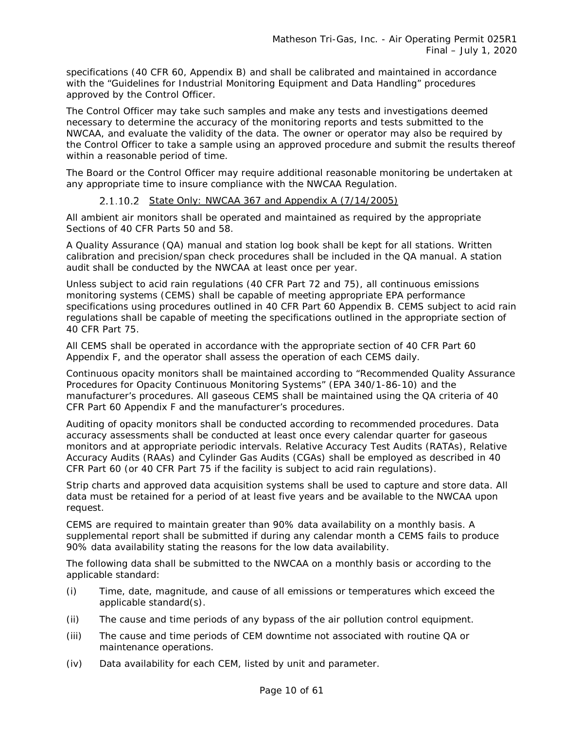specifications (40 CFR 60, Appendix B) and shall be calibrated and maintained in accordance with the "Guidelines for Industrial Monitoring Equipment and Data Handling" procedures approved by the Control Officer.

The Control Officer may take such samples and make any tests and investigations deemed necessary to determine the accuracy of the monitoring reports and tests submitted to the NWCAA, and evaluate the validity of the data. The owner or operator may also be required by the Control Officer to take a sample using an approved procedure and submit the results thereof within a reasonable period of time.

The Board or the Control Officer may require additional reasonable monitoring be undertaken at any appropriate time to insure compliance with the NWCAA Regulation.

#### 2.1.10.2 State Only: NWCAA 367 and Appendix A (7/14/2005)

All ambient air monitors shall be operated and maintained as required by the appropriate Sections of 40 CFR Parts 50 and 58.

A Quality Assurance (QA) manual and station log book shall be kept for all stations. Written calibration and precision/span check procedures shall be included in the QA manual. A station audit shall be conducted by the NWCAA at least once per year.

Unless subject to acid rain regulations (40 CFR Part 72 and 75), all continuous emissions monitoring systems (CEMS) shall be capable of meeting appropriate EPA performance specifications using procedures outlined in 40 CFR Part 60 Appendix B. CEMS subject to acid rain regulations shall be capable of meeting the specifications outlined in the appropriate section of 40 CFR Part 75.

All CEMS shall be operated in accordance with the appropriate section of 40 CFR Part 60 Appendix F, and the operator shall assess the operation of each CEMS daily.

Continuous opacity monitors shall be maintained according to "Recommended Quality Assurance Procedures for Opacity Continuous Monitoring Systems" (EPA 340/1-86-10) and the manufacturer's procedures. All gaseous CEMS shall be maintained using the QA criteria of 40 CFR Part 60 Appendix F and the manufacturer's procedures.

Auditing of opacity monitors shall be conducted according to recommended procedures. Data accuracy assessments shall be conducted at least once every calendar quarter for gaseous monitors and at appropriate periodic intervals. Relative Accuracy Test Audits (RATAs), Relative Accuracy Audits (RAAs) and Cylinder Gas Audits (CGAs) shall be employed as described in 40 CFR Part 60 (or 40 CFR Part 75 if the facility is subject to acid rain regulations).

Strip charts and approved data acquisition systems shall be used to capture and store data. All data must be retained for a period of at least five years and be available to the NWCAA upon request.

CEMS are required to maintain greater than 90% data availability on a monthly basis. A supplemental report shall be submitted if during any calendar month a CEMS fails to produce 90% data availability stating the reasons for the low data availability.

The following data shall be submitted to the NWCAA on a monthly basis or according to the applicable standard:

(i) Time, date, magnitude, and cause of all emissions or temperatures which exceed the applicable standard(s).

(ii) The cause and time periods of any bypass of the air pollution control equipment.

(iii) The cause and time periods of CEM downtime not associated with routine QA or maintenance operations.

(iv) Data availability for each CEM, listed by unit and parameter.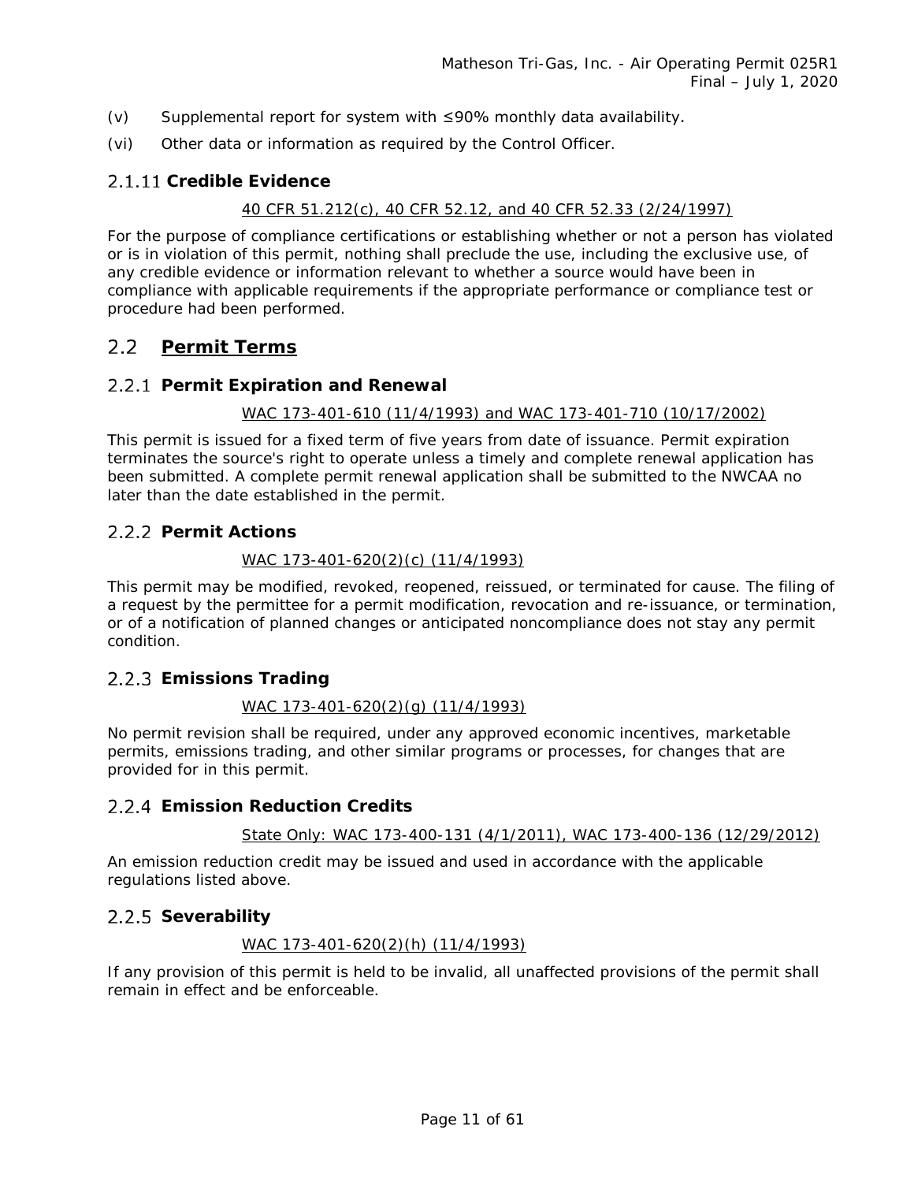(v) Supplemental report for system with ≤90% monthly data availability.

(vi) Other data or information as required by the Control Officer.

### 2.1.11 Credible Evidence

40 CFR 51.212(c), 40 CFR 52.12, and 40 CFR 52.33 (2/24/1997)

For the purpose of compliance certifications or establishing whether or not a person has violated or is in violation of this permit, nothing shall preclude the use, including the exclusive use, of any credible evidence or information relevant to whether a source would have been in compliance with applicable requirements if the appropriate performance or compliance test or procedure had been performed.

## 2.2 Permit Terms

### 2.2.1 Permit Expiration and Renewal

WAC 173-401-610 (11/4/1993) and WAC 173-401-710 (10/17/2002)

This permit is issued for a fixed term of five years from date of issuance. Permit expiration terminates the source's right to operate unless a timely and complete renewal application has been submitted. A complete permit renewal application shall be submitted to the NWCAA no later than the date established in the permit.

### 2.2.2 Permit Actions

WAC 173-401-620(2)(c) (11/4/1993)

This permit may be modified, revoked, reopened, reissued, or terminated for cause. The filing of a request by the permittee for a permit modification, revocation and re-issuance, or termination, or of a notification of planned changes or anticipated noncompliance does not stay any permit condition.

### 2.2.3 Emissions Trading

WAC 173-401-620(2)(g) (11/4/1993)

No permit revision shall be required, under any approved economic incentives, marketable permits, emissions trading, and other similar programs or processes, for changes that are provided for in this permit.

### 2.2.4 Emission Reduction Credits

State Only: WAC 173-400-131 (4/1/2011), WAC 173-400-136 (12/29/2012)

An emission reduction credit may be issued and used in accordance with the applicable regulations listed above.

### 2.2.5 Severability

WAC 173-401-620(2)(h) (11/4/1993)

If any provision of this permit is held to be invalid, all unaffected provisions of the permit shall remain in effect and be enforceable.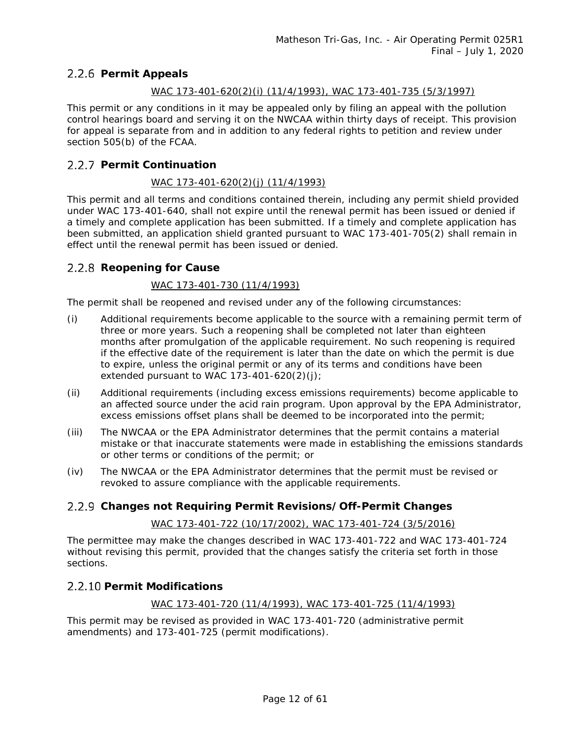### 2.2.6 Permit Appeals

WAC 173-401-620(2)(i) (11/4/1993), WAC 173-401-735 (5/3/1997)

This permit or any conditions in it may be appealed only by filing an appeal with the pollution control hearings board and serving it on the NWCAA within thirty days of receipt. This provision for appeal is separate from and in addition to any federal rights to petition and review under section 505(b) of the FCAA.

### 2.2.7 Permit Continuation

WAC 173-401-620(2)(j) (11/4/1993)

This permit and all terms and conditions contained therein, including any permit shield provided under WAC 173-401-640, shall not expire until the renewal permit has been issued or denied if a timely and complete application has been submitted. If a timely and complete application has been submitted, an application shield granted pursuant to WAC 173-401-705(2) shall remain in effect until the renewal permit has been issued or denied.

### 2.2.8 Reopening for Cause

WAC 173-401-730 (11/4/1993)

The permit shall be reopened and revised under any of the following circumstances:

(i) Additional requirements become applicable to the source with a remaining permit term of three or more years. Such a reopening shall be completed not later than eighteen months after promulgation of the applicable requirement. No such reopening is required if the effective date of the requirement is later than the date on which the permit is due to expire, unless the original permit or any of its terms and conditions have been extended pursuant to WAC 173-401-620(2)(j);

(ii) Additional requirements (including excess emissions requirements) become applicable to an affected source under the acid rain program. Upon approval by the EPA Administrator, excess emissions offset plans shall be deemed to be incorporated into the permit;

(iii) The NWCAA or the EPA Administrator determines that the permit contains a material mistake or that inaccurate statements were made in establishing the emissions standards or other terms or conditions of the permit; or

(iv) The NWCAA or the EPA Administrator determines that the permit must be revised or revoked to assure compliance with the applicable requirements.

### 2.2.9 Changes not Requiring Permit Revisions/Off-Permit Changes

WAC 173-401-722 (10/17/2002), WAC 173-401-724 (3/5/2016)

The permittee may make the changes described in WAC 173-401-722 and WAC 173-401-724 without revising this permit, provided that the changes satisfy the criteria set forth in those sections.

### 2.2.10 Permit Modifications

WAC 173-401-720 (11/4/1993), WAC 173-401-725 (11/4/1993)

This permit may be revised as provided in WAC 173-401-720 (administrative permit amendments) and 173-401-725 (permit modifications).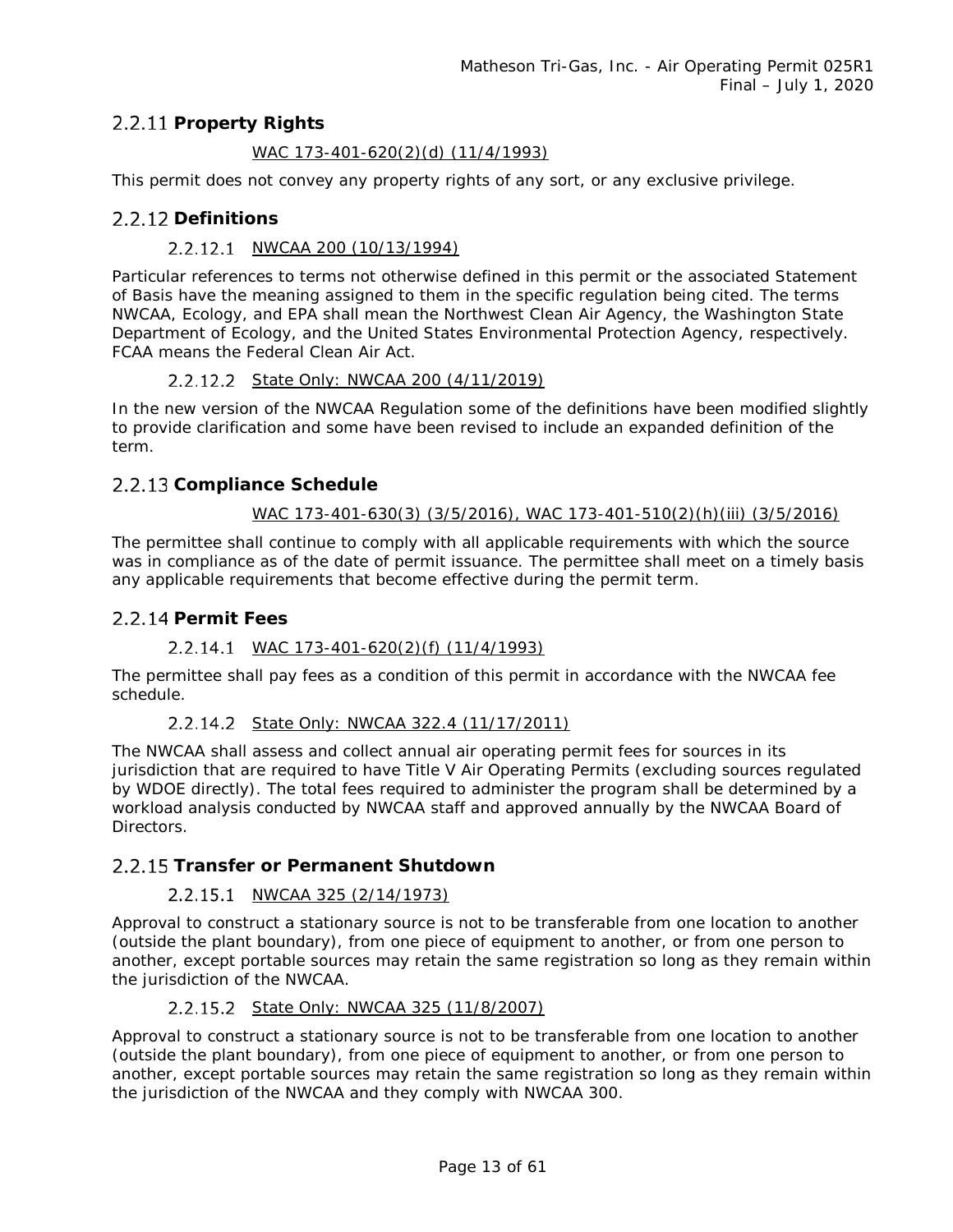### 2.2.11 Property Rights

WAC 173-401-620(2)(d) (11/4/1993)

This permit does not convey any property rights of any sort, or any exclusive privilege.

### 2.2.12 Definitions

#### 2.2.12.1 NWCAA 200 (10/13/1994)

Particular references to terms not otherwise defined in this permit or the associated Statement of Basis have the meaning assigned to them in the specific regulation being cited. The terms NWCAA, Ecology, and EPA shall mean the Northwest Clean Air Agency, the Washington State Department of Ecology, and the United States Environmental Protection Agency, respectively. FCAA means the Federal Clean Air Act.

#### 2.2.12.2 State Only: NWCAA 200 (4/11/2019)

In the new version of the NWCAA Regulation some of the definitions have been modified slightly to provide clarification and some have been revised to include an expanded definition of the term.

### 2.2.13 Compliance Schedule

WAC 173-401-630(3) (3/5/2016), WAC 173-401-510(2)(h)(iii) (3/5/2016)

The permittee shall continue to comply with all applicable requirements with which the source was in compliance as of the date of permit issuance. The permittee shall meet on a timely basis any applicable requirements that become effective during the permit term.

### 2.2.14 Permit Fees

#### 2.2.14.1 WAC 173-401-620(2)(f) (11/4/1993)

The permittee shall pay fees as a condition of this permit in accordance with the NWCAA fee schedule.

#### 2.2.14.2 State Only: NWCAA 322.4 (11/17/2011)

The NWCAA shall assess and collect annual air operating permit fees for sources in its jurisdiction that are required to have Title V Air Operating Permits (excluding sources regulated by WDOE directly). The total fees required to administer the program shall be determined by a workload analysis conducted by NWCAA staff and approved annually by the NWCAA Board of Directors.

### 2.2.15 Transfer or Permanent Shutdown

#### 2.2.15.1 NWCAA 325 (2/14/1973)

Approval to construct a stationary source is not to be transferable from one location to another (outside the plant boundary), from one piece of equipment to another, or from one person to another, except portable sources may retain the same registration so long as they remain within the jurisdiction of the NWCAA.

#### 2.2.15.2 State Only: NWCAA 325 (11/8/2007)

Approval to construct a stationary source is not to be transferable from one location to another (outside the plant boundary), from one piece of equipment to another, or from one person to another, except portable sources may retain the same registration so long as they remain within the jurisdiction of the NWCAA and they comply with NWCAA 300.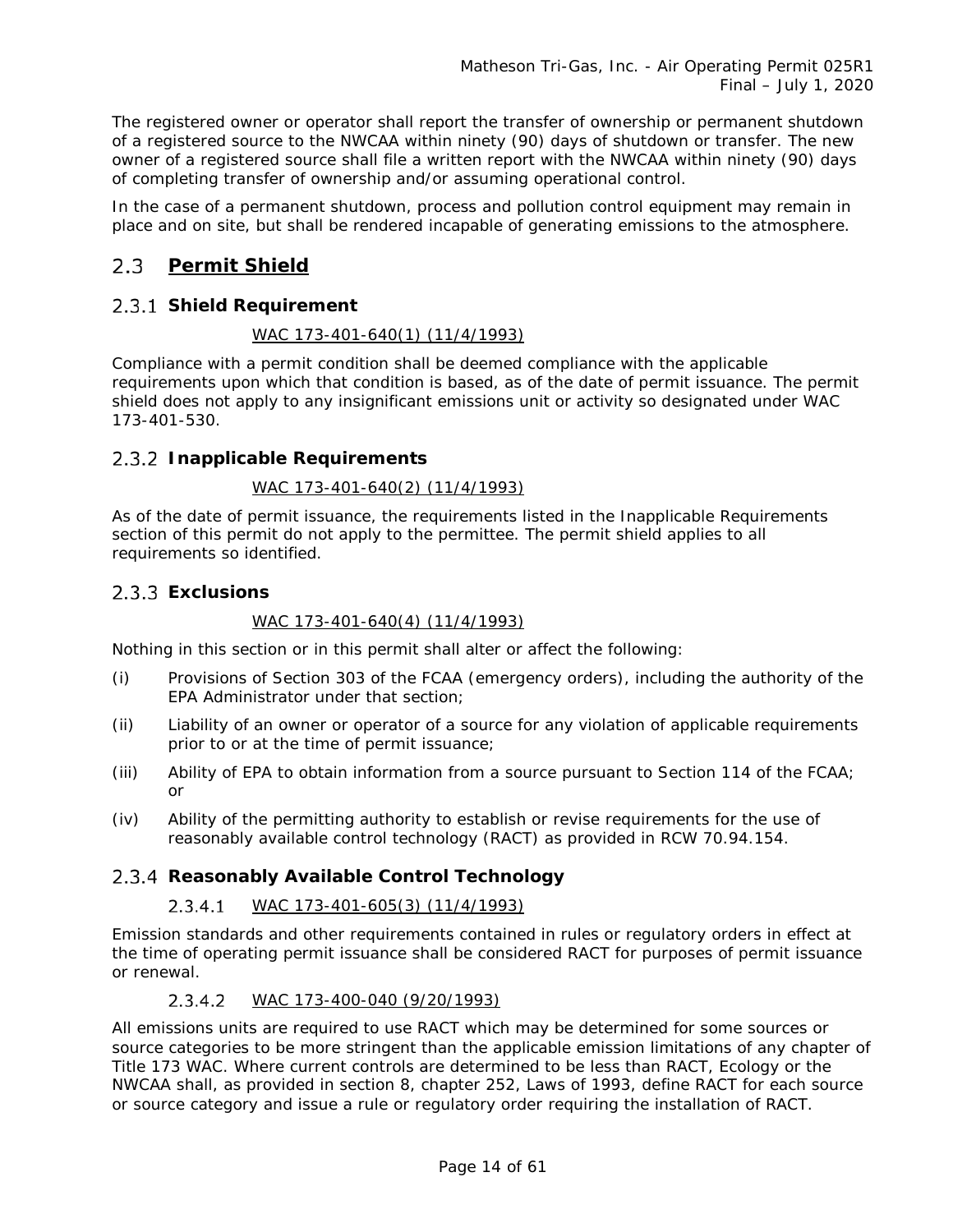The registered owner or operator shall report the transfer of ownership or permanent shutdown of a registered source to the NWCAA within ninety (90) days of shutdown or transfer. The new owner of a registered source shall file a written report with the NWCAA within ninety (90) days of completing transfer of ownership and/or assuming operational control.

In the case of a permanent shutdown, process and pollution control equipment may remain in place and on site, but shall be rendered incapable of generating emissions to the atmosphere.

## 2.3 Permit Shield

### 2.3.1 Shield Requirement

WAC 173-401-640(1) (11/4/1993)

Compliance with a permit condition shall be deemed compliance with the applicable requirements upon which that condition is based, as of the date of permit issuance. The permit shield does not apply to any insignificant emissions unit or activity so designated under WAC 173-401-530.

### 2.3.2 Inapplicable Requirements

WAC 173-401-640(2) (11/4/1993)

As of the date of permit issuance, the requirements listed in the Inapplicable Requirements section of this permit do not apply to the permittee. The permit shield applies to all requirements so identified.

### 2.3.3 Exclusions

WAC 173-401-640(4) (11/4/1993)

Nothing in this section or in this permit shall alter or affect the following:

(i) Provisions of Section 303 of the FCAA (emergency orders), including the authority of the EPA Administrator under that section;

(ii) Liability of an owner or operator of a source for any violation of applicable requirements prior to or at the time of permit issuance;

(iii) Ability of EPA to obtain information from a source pursuant to Section 114 of the FCAA; or

(iv) Ability of the permitting authority to establish or revise requirements for the use of reasonably available control technology (RACT) as provided in RCW 70.94.154.

### 2.3.4 Reasonably Available Control Technology

#### 2.3.4.1 WAC 173-401-605(3) (11/4/1993)

Emission standards and other requirements contained in rules or regulatory orders in effect at the time of operating permit issuance shall be considered RACT for purposes of permit issuance or renewal.

#### 2.3.4.2 WAC 173-400-040 (9/20/1993)

All emissions units are required to use RACT which may be determined for some sources or source categories to be more stringent than the applicable emission limitations of any chapter of Title 173 WAC. Where current controls are determined to be less than RACT, Ecology or the NWCAA shall, as provided in section 8, chapter 252, Laws of 1993, define RACT for each source or source category and issue a rule or regulatory order requiring the installation of RACT.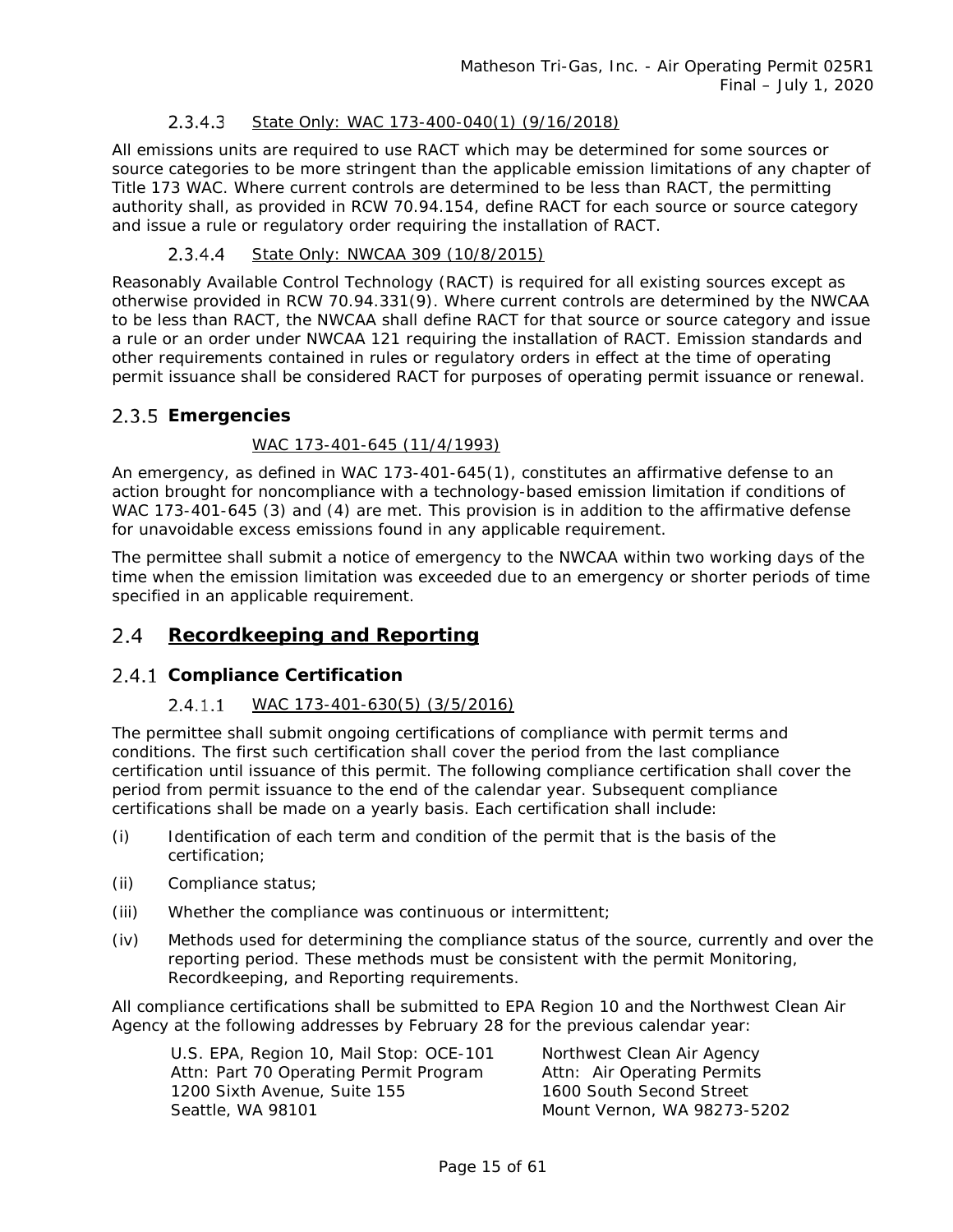#### 2.3.4.3 State Only: WAC 173-400-040(1) (9/16/2018)

All emissions units are required to use RACT which may be determined for some sources or source categories to be more stringent than the applicable emission limitations of any chapter of Title 173 WAC. Where current controls are determined to be less than RACT, the permitting authority shall, as provided in RCW 70.94.154, define RACT for each source or source category and issue a rule or regulatory order requiring the installation of RACT.

#### 2.3.4.4 State Only: NWCAA 309 (10/8/2015)

Reasonably Available Control Technology (RACT) is required for all existing sources except as otherwise provided in RCW 70.94.331(9). Where current controls are determined by the NWCAA to be less than RACT, the NWCAA shall define RACT for that source or source category and issue a rule or an order under NWCAA 121 requiring the installation of RACT. Emission standards and other requirements contained in rules or regulatory orders in effect at the time of operating permit issuance shall be considered RACT for purposes of operating permit issuance or renewal.

### 2.3.5 Emergencies

WAC 173-401-645 (11/4/1993)

An emergency, as defined in WAC 173-401-645(1), constitutes an affirmative defense to an action brought for noncompliance with a technology-based emission limitation if conditions of WAC 173-401-645 (3) and (4) are met. This provision is in addition to the affirmative defense for unavoidable excess emissions found in any applicable requirement.

The permittee shall submit a notice of emergency to the NWCAA within two working days of the time when the emission limitation was exceeded due to an emergency or shorter periods of time specified in an applicable requirement.

## 2.4 Recordkeeping and Reporting

### 2.4.1 Compliance Certification

#### 2.4.1.1 WAC 173-401-630(5) (3/5/2016)

The permittee shall submit ongoing certifications of compliance with permit terms and conditions. The first such certification shall cover the period from the last compliance certification until issuance of this permit. The following compliance certification shall cover the period from permit issuance to the end of the calendar year. Subsequent compliance certifications shall be made on a yearly basis. Each certification shall include:

(i) Identification of each term and condition of the permit that is the basis of the certification;

(ii) Compliance status;

(iii) Whether the compliance was continuous or intermittent;

(iv) Methods used for determining the compliance status of the source, currently and over the reporting period. These methods must be consistent with the permit Monitoring, Recordkeeping, and Reporting requirements.

All compliance certifications shall be submitted to EPA Region 10 and the Northwest Clean Air Agency at the following addresses by February 28 for the previous calendar year:

U.S. EPA, Region 10, Mail Stop: OCE-101
Attn: Part 70 Operating Permit Program
1200 Sixth Avenue, Suite 155
Seattle, WA 98101

Northwest Clean Air Agency
Attn: Air Operating Permits
1600 South Second Street
Mount Vernon, WA 98273-5202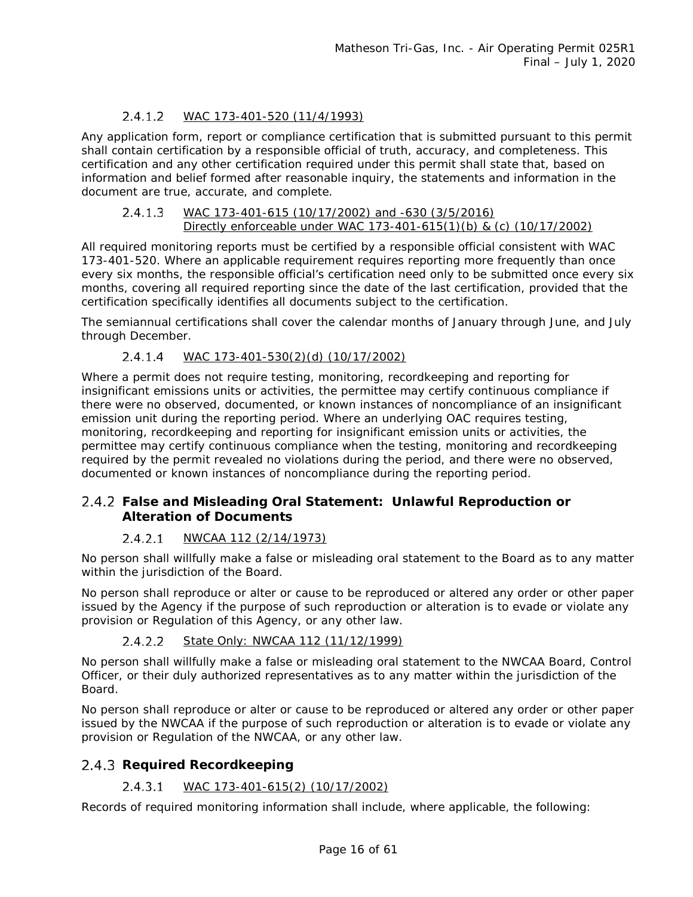#### 2.4.1.2 WAC 173-401-520 (11/4/1993)

Any application form, report or compliance certification that is submitted pursuant to this permit shall contain certification by a responsible official of truth, accuracy, and completeness. This certification and any other certification required under this permit shall state that, based on information and belief formed after reasonable inquiry, the statements and information in the document are true, accurate, and complete.

#### 2.4.1.3 WAC 173-401-615 (10/17/2002) and -630 (3/5/2016) Directly enforceable under WAC 173-401-615(1)(b) & (c) (10/17/2002)

All required monitoring reports must be certified by a responsible official consistent with WAC 173-401-520. Where an applicable requirement requires reporting more frequently than once every six months, the responsible official's certification need only to be submitted once every six months, covering all required reporting since the date of the last certification, provided that the certification specifically identifies all documents subject to the certification.

The semiannual certifications shall cover the calendar months of January through June, and July through December.

#### 2.4.1.4 WAC 173-401-530(2)(d) (10/17/2002)

Where a permit does not require testing, monitoring, recordkeeping and reporting for insignificant emissions units or activities, the permittee may certify continuous compliance if there were no observed, documented, or known instances of noncompliance of an insignificant emission unit during the reporting period. Where an underlying OAC requires testing, monitoring, recordkeeping and reporting for insignificant emission units or activities, the permittee may certify continuous compliance when the testing, monitoring and recordkeeping required by the permit revealed no violations during the period, and there were no observed, documented or known instances of noncompliance during the reporting period.

### 2.4.2 False and Misleading Oral Statement: Unlawful Reproduction or Alteration of Documents

#### 2.4.2.1 NWCAA 112 (2/14/1973)

No person shall willfully make a false or misleading oral statement to the Board as to any matter within the jurisdiction of the Board.

No person shall reproduce or alter or cause to be reproduced or altered any order or other paper issued by the Agency if the purpose of such reproduction or alteration is to evade or violate any provision or Regulation of this Agency, or any other law.

#### 2.4.2.2 State Only: NWCAA 112 (11/12/1999)

No person shall willfully make a false or misleading oral statement to the NWCAA Board, Control Officer, or their duly authorized representatives as to any matter within the jurisdiction of the Board.

No person shall reproduce or alter or cause to be reproduced or altered any order or other paper issued by the NWCAA if the purpose of such reproduction or alteration is to evade or violate any provision or Regulation of the NWCAA, or any other law.

### 2.4.3 Required Recordkeeping

#### 2.4.3.1 WAC 173-401-615(2) (10/17/2002)

Records of required monitoring information shall include, where applicable, the following: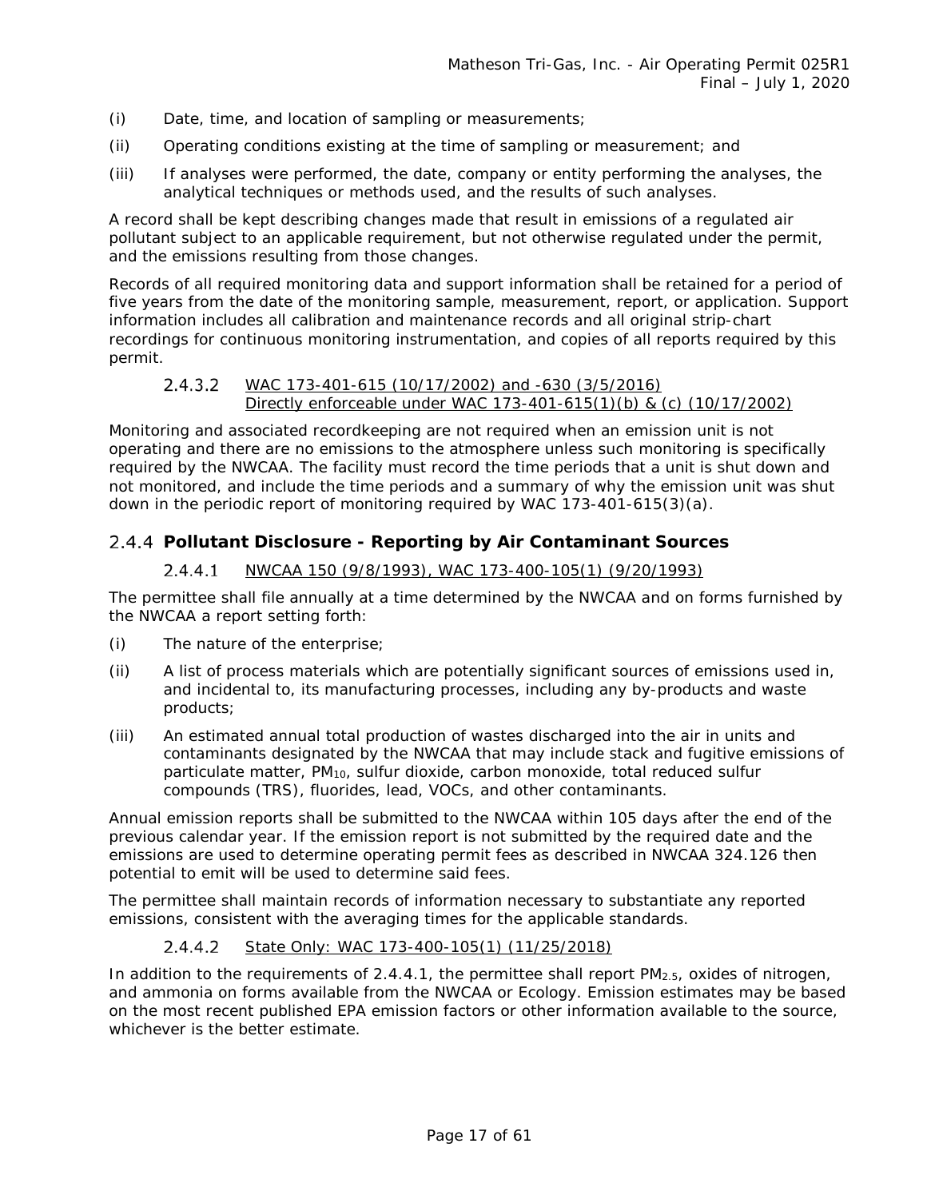(i) Date, time, and location of sampling or measurements;

(ii) Operating conditions existing at the time of sampling or measurement; and

(iii) If analyses were performed, the date, company or entity performing the analyses, the analytical techniques or methods used, and the results of such analyses.

A record shall be kept describing changes made that result in emissions of a regulated air pollutant subject to an applicable requirement, but not otherwise regulated under the permit, and the emissions resulting from those changes.

Records of all required monitoring data and support information shall be retained for a period of five years from the date of the monitoring sample, measurement, report, or application. Support information includes all calibration and maintenance records and all original strip-chart recordings for continuous monitoring instrumentation, and copies of all reports required by this permit.

#### 2.4.3.2 WAC 173-401-615 (10/17/2002) and -630 (3/5/2016) Directly enforceable under WAC 173-401-615(1)(b) & (c) (10/17/2002)

Monitoring and associated recordkeeping are not required when an emission unit is not operating and there are no emissions to the atmosphere unless such monitoring is specifically required by the NWCAA. The facility must record the time periods that a unit is shut down and not monitored, and include the time periods and a summary of why the emission unit was shut down in the periodic report of monitoring required by WAC 173-401-615(3)(a).

### 2.4.4 Pollutant Disclosure - Reporting by Air Contaminant Sources

#### 2.4.4.1 NWCAA 150 (9/8/1993), WAC 173-400-105(1) (9/20/1993)

The permittee shall file annually at a time determined by the NWCAA and on forms furnished by the NWCAA a report setting forth:

(i) The nature of the enterprise;

(ii) A list of process materials which are potentially significant sources of emissions used in, and incidental to, its manufacturing processes, including any by-products and waste products;

(iii) An estimated annual total production of wastes discharged into the air in units and contaminants designated by the NWCAA that may include stack and fugitive emissions of particulate matter, $PM_{10}$, sulfur dioxide, carbon monoxide, total reduced sulfur compounds (TRS), fluorides, lead, VOCs, and other contaminants.

Annual emission reports shall be submitted to the NWCAA within 105 days after the end of the previous calendar year. If the emission report is not submitted by the required date and the emissions are used to determine operating permit fees as described in NWCAA 324.126 then potential to emit will be used to determine said fees.

The permittee shall maintain records of information necessary to substantiate any reported emissions, consistent with the averaging times for the applicable standards.

#### 2.4.4.2 State Only: WAC 173-400-105(1) (11/25/2018)

In addition to the requirements of 2.4.4.1, the permittee shall report $PM_{2.5}$, oxides of nitrogen, and ammonia on forms available from the NWCAA or Ecology. Emission estimates may be based on the most recent published EPA emission factors or other information available to the source, whichever is the better estimate.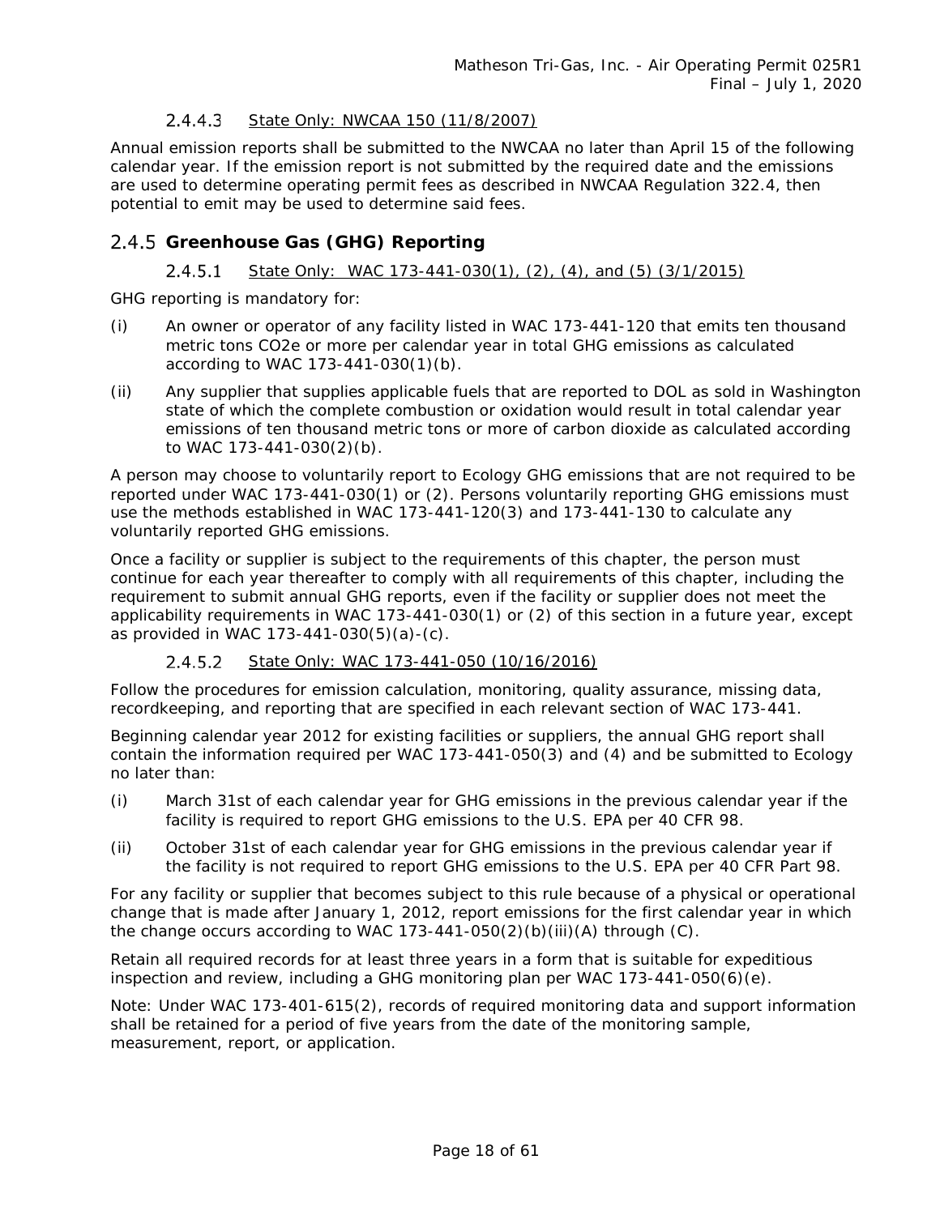#### 2.4.4.3 State Only: NWCAA 150 (11/8/2007)

Annual emission reports shall be submitted to the NWCAA no later than April 15 of the following calendar year. If the emission report is not submitted by the required date and the emissions are used to determine operating permit fees as described in NWCAA Regulation 322.4, then potential to emit may be used to determine said fees.

### 2.4.5 Greenhouse Gas (GHG) Reporting

#### 2.4.5.1 State Only: WAC 173-441-030(1), (2), (4), and (5) (3/1/2015)

GHG reporting is mandatory for:

(i) An owner or operator of any facility listed in WAC 173-441-120 that emits ten thousand metric tons CO2e or more per calendar year in total GHG emissions as calculated according to WAC 173-441-030(1)(b).

(ii) Any supplier that supplies applicable fuels that are reported to DOL as sold in Washington state of which the complete combustion or oxidation would result in total calendar year emissions of ten thousand metric tons or more of carbon dioxide as calculated according to WAC 173-441-030(2)(b).

A person may choose to voluntarily report to Ecology GHG emissions that are not required to be reported under WAC 173-441-030(1) or (2). Persons voluntarily reporting GHG emissions must use the methods established in WAC 173-441-120(3) and 173-441-130 to calculate any voluntarily reported GHG emissions.

Once a facility or supplier is subject to the requirements of this chapter, the person must continue for each year thereafter to comply with all requirements of this chapter, including the requirement to submit annual GHG reports, even if the facility or supplier does not meet the applicability requirements in WAC 173-441-030(1) or (2) of this section in a future year, except as provided in WAC 173-441-030(5)(a)-(c).

#### 2.4.5.2 State Only: WAC 173-441-050 (10/16/2016)

Follow the procedures for emission calculation, monitoring, quality assurance, missing data, recordkeeping, and reporting that are specified in each relevant section of WAC 173-441.

Beginning calendar year 2012 for existing facilities or suppliers, the annual GHG report shall contain the information required per WAC 173-441-050(3) and (4) and be submitted to Ecology no later than:

(i) March 31st of each calendar year for GHG emissions in the previous calendar year if the facility is required to report GHG emissions to the U.S. EPA per 40 CFR 98.

(ii) October 31st of each calendar year for GHG emissions in the previous calendar year if the facility is not required to report GHG emissions to the U.S. EPA per 40 CFR Part 98.

For any facility or supplier that becomes subject to this rule because of a physical or operational change that is made after January 1, 2012, report emissions for the first calendar year in which the change occurs according to WAC 173-441-050(2)(b)(iii)(A) through (C).

Retain all required records for at least three years in a form that is suitable for expeditious inspection and review, including a GHG monitoring plan per WAC 173-441-050(6)(e).

Note: Under WAC 173-401-615(2), records of required monitoring data and support information shall be retained for a period of five years from the date of the monitoring sample, measurement, report, or application.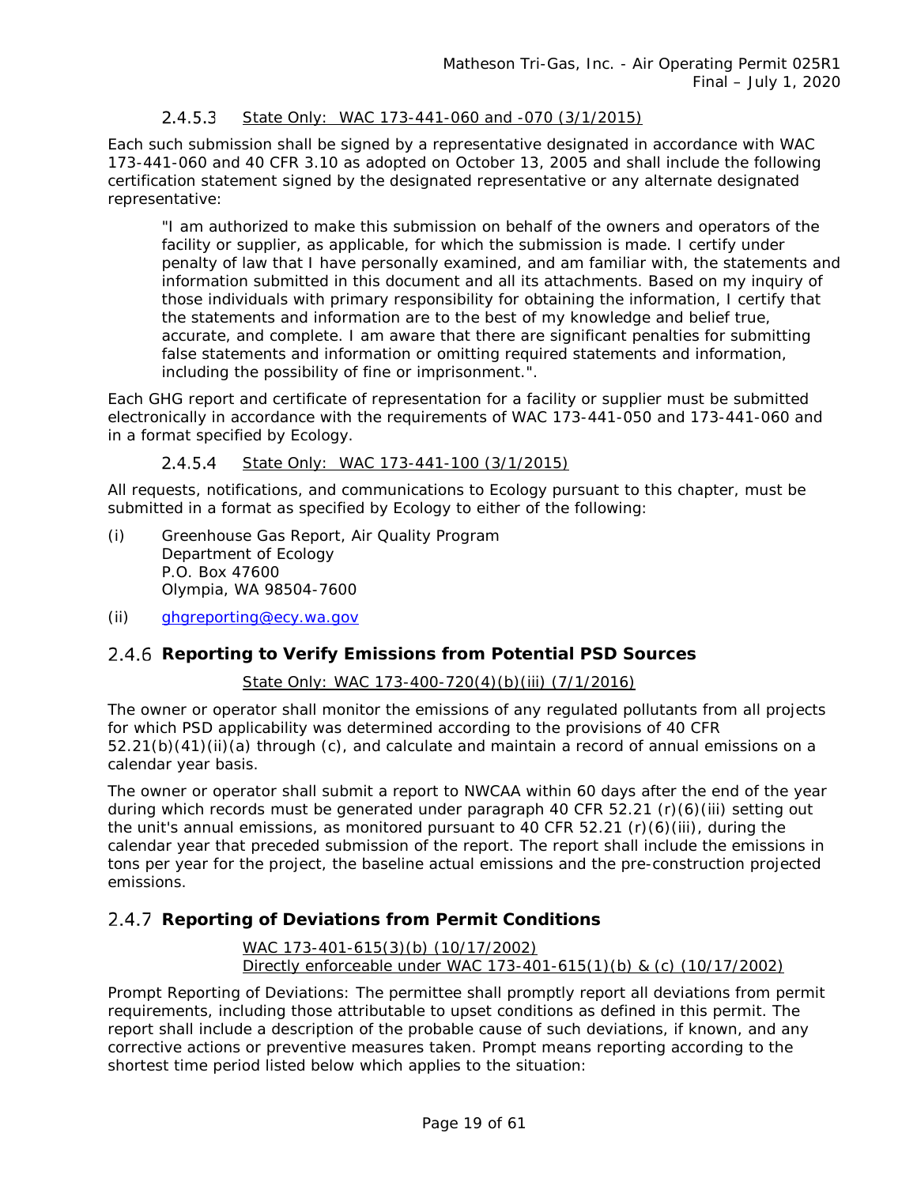#### 2.4.5.3 State Only: WAC 173-441-060 and -070 (3/1/2015)

Each such submission shall be signed by a representative designated in accordance with WAC 173-441-060 and 40 CFR 3.10 as adopted on October 13, 2005 and shall include the following certification statement signed by the designated representative or any alternate designated representative:

> "I am authorized to make this submission on behalf of the owners and operators of the facility or supplier, as applicable, for which the submission is made. I certify under penalty of law that I have personally examined, and am familiar with, the statements and information submitted in this document and all its attachments. Based on my inquiry of those individuals with primary responsibility for obtaining the information, I certify that the statements and information are to the best of my knowledge and belief true, accurate, and complete. I am aware that there are significant penalties for submitting false statements and information or omitting required statements and information, including the possibility of fine or imprisonment.".

Each GHG report and certificate of representation for a facility or supplier must be submitted electronically in accordance with the requirements of WAC 173-441-050 and 173-441-060 and in a format specified by Ecology.

#### 2.4.5.4 State Only: WAC 173-441-100 (3/1/2015)

All requests, notifications, and communications to Ecology pursuant to this chapter, must be submitted in a format as specified by Ecology to either of the following:

(i) Greenhouse Gas Report, Air Quality Program
Department of Ecology
P.O. Box 47600
Olympia, WA 98504-7600

(ii) ghgreporting@ecy.wa.gov

### 2.4.6 Reporting to Verify Emissions from Potential PSD Sources

State Only: WAC 173-400-720(4)(b)(iii) (7/1/2016)

The owner or operator shall monitor the emissions of any regulated pollutants from all projects for which PSD applicability was determined according to the provisions of 40 CFR 52.21(b)(41)(ii)(a) through (c), and calculate and maintain a record of annual emissions on a calendar year basis.

The owner or operator shall submit a report to NWCAA within 60 days after the end of the year during which records must be generated under paragraph 40 CFR 52.21 (r)(6)(iii) setting out the unit's annual emissions, as monitored pursuant to 40 CFR 52.21 (r)(6)(iii), during the calendar year that preceded submission of the report. The report shall include the emissions in tons per year for the project, the baseline actual emissions and the pre-construction projected emissions.

### 2.4.7 Reporting of Deviations from Permit Conditions

WAC 173-401-615(3)(b) (10/17/2002)
Directly enforceable under WAC 173-401-615(1)(b) & (c) (10/17/2002)

Prompt Reporting of Deviations: The permittee shall promptly report all deviations from permit requirements, including those attributable to upset conditions as defined in this permit. The report shall include a description of the probable cause of such deviations, if known, and any corrective actions or preventive measures taken. Prompt means reporting according to the shortest time period listed below which applies to the situation: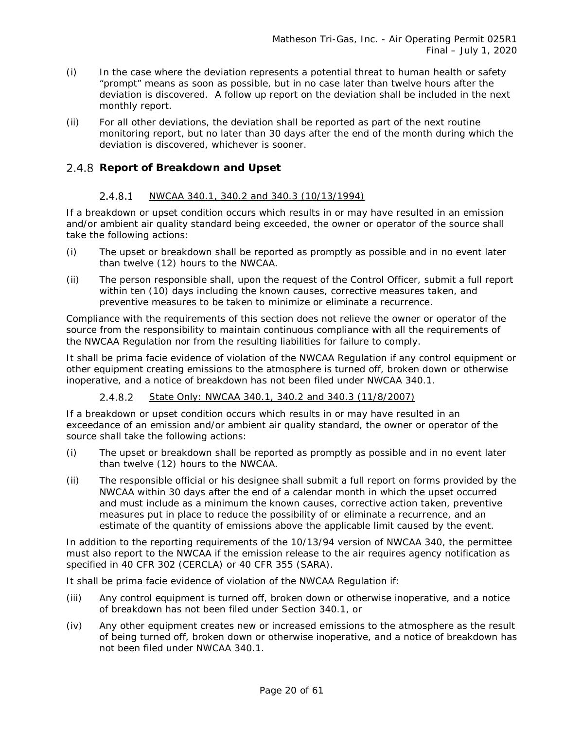(i) In the case where the deviation represents a potential threat to human health or safety "prompt" means as soon as possible, but in no case later than twelve hours after the deviation is discovered. A follow up report on the deviation shall be included in the next monthly report.

(ii) For all other deviations, the deviation shall be reported as part of the next routine monitoring report, but no later than 30 days after the end of the month during which the deviation is discovered, whichever is sooner.

### 2.4.8 Report of Breakdown and Upset

#### 2.4.8.1 NWCAA 340.1, 340.2 and 340.3 (10/13/1994)

If a breakdown or upset condition occurs which results in or may have resulted in an emission and/or ambient air quality standard being exceeded, the owner or operator of the source shall take the following actions:

(i) The upset or breakdown shall be reported as promptly as possible and in no event later than twelve (12) hours to the NWCAA.

(ii) The person responsible shall, upon the request of the Control Officer, submit a full report within ten (10) days including the known causes, corrective measures taken, and preventive measures to be taken to minimize or eliminate a recurrence.

Compliance with the requirements of this section does not relieve the owner or operator of the source from the responsibility to maintain continuous compliance with all the requirements of the NWCAA Regulation nor from the resulting liabilities for failure to comply.

It shall be prima facie evidence of violation of the NWCAA Regulation if any control equipment or other equipment creating emissions to the atmosphere is turned off, broken down or otherwise inoperative, and a notice of breakdown has not been filed under NWCAA 340.1.

#### 2.4.8.2 State Only: NWCAA 340.1, 340.2 and 340.3 (11/8/2007)

If a breakdown or upset condition occurs which results in or may have resulted in an exceedance of an emission and/or ambient air quality standard, the owner or operator of the source shall take the following actions:

(i) The upset or breakdown shall be reported as promptly as possible and in no event later than twelve (12) hours to the NWCAA.

(ii) The responsible official or his designee shall submit a full report on forms provided by the NWCAA within 30 days after the end of a calendar month in which the upset occurred and must include as a minimum the known causes, corrective action taken, preventive measures put in place to reduce the possibility of or eliminate a recurrence, and an estimate of the quantity of emissions above the applicable limit caused by the event.

In addition to the reporting requirements of the 10/13/94 version of NWCAA 340, the permittee must also report to the NWCAA if the emission release to the air requires agency notification as specified in 40 CFR 302 (CERCLA) or 40 CFR 355 (SARA).

It shall be prima facie evidence of violation of the NWCAA Regulation if:

(iii) Any control equipment is turned off, broken down or otherwise inoperative, and a notice of breakdown has not been filed under Section 340.1, or

(iv) Any other equipment creates new or increased emissions to the atmosphere as the result of being turned off, broken down or otherwise inoperative, and a notice of breakdown has not been filed under NWCAA 340.1.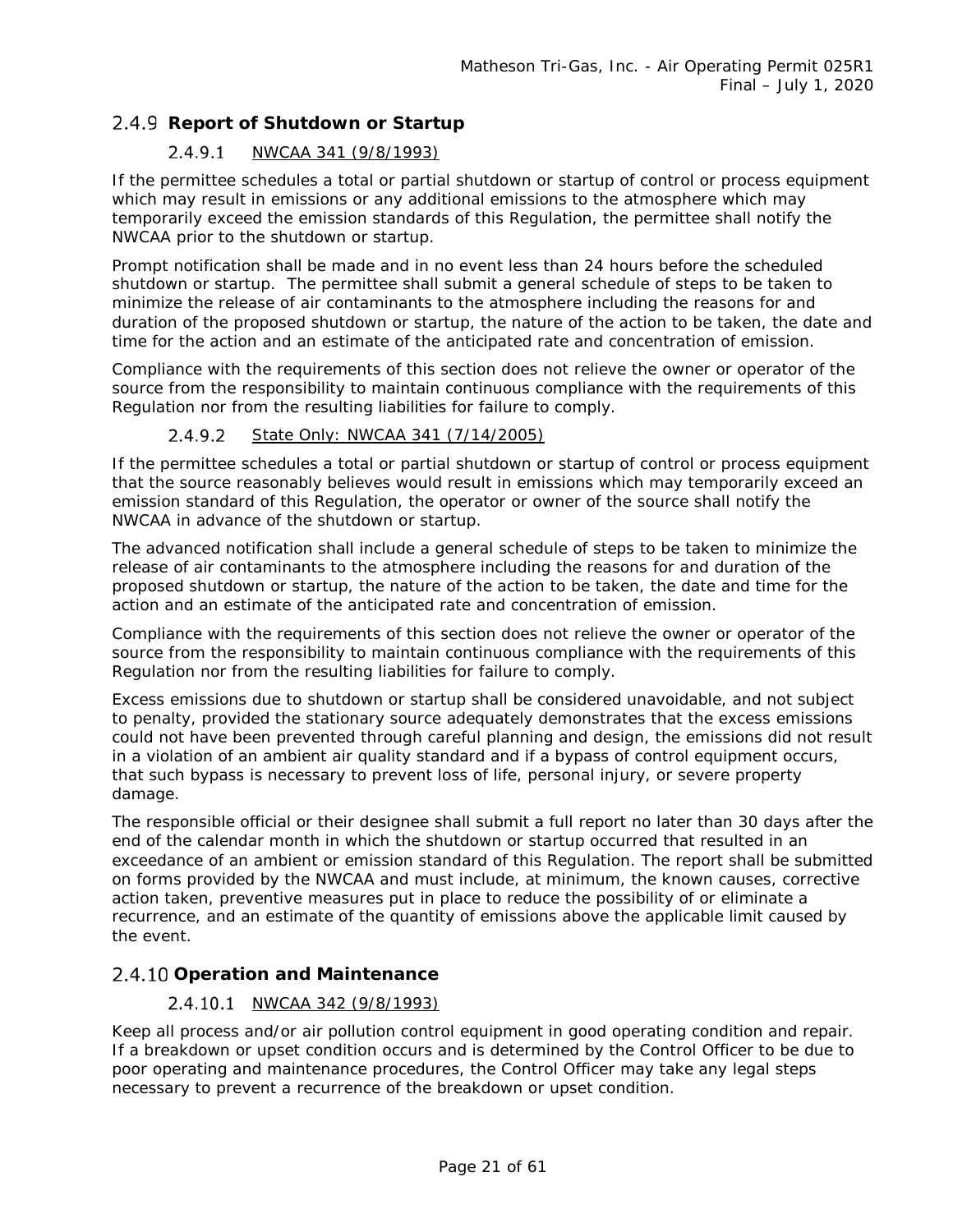### 2.4.9 Report of Shutdown or Startup

#### 2.4.9.1 NWCAA 341 (9/8/1993)

If the permittee schedules a total or partial shutdown or startup of control or process equipment which may result in emissions or any additional emissions to the atmosphere which may temporarily exceed the emission standards of this Regulation, the permittee shall notify the NWCAA prior to the shutdown or startup.

Prompt notification shall be made and in no event less than 24 hours before the scheduled shutdown or startup. The permittee shall submit a general schedule of steps to be taken to minimize the release of air contaminants to the atmosphere including the reasons for and duration of the proposed shutdown or startup, the nature of the action to be taken, the date and time for the action and an estimate of the anticipated rate and concentration of emission.

Compliance with the requirements of this section does not relieve the owner or operator of the source from the responsibility to maintain continuous compliance with the requirements of this Regulation nor from the resulting liabilities for failure to comply.

#### 2.4.9.2 State Only: NWCAA 341 (7/14/2005)

If the permittee schedules a total or partial shutdown or startup of control or process equipment that the source reasonably believes would result in emissions which may temporarily exceed an emission standard of this Regulation, the operator or owner of the source shall notify the NWCAA in advance of the shutdown or startup.

The advanced notification shall include a general schedule of steps to be taken to minimize the release of air contaminants to the atmosphere including the reasons for and duration of the proposed shutdown or startup, the nature of the action to be taken, the date and time for the action and an estimate of the anticipated rate and concentration of emission.

Compliance with the requirements of this section does not relieve the owner or operator of the source from the responsibility to maintain continuous compliance with the requirements of this Regulation nor from the resulting liabilities for failure to comply.

Excess emissions due to shutdown or startup shall be considered unavoidable, and not subject to penalty, provided the stationary source adequately demonstrates that the excess emissions could not have been prevented through careful planning and design, the emissions did not result in a violation of an ambient air quality standard and if a bypass of control equipment occurs, that such bypass is necessary to prevent loss of life, personal injury, or severe property damage.

The responsible official or their designee shall submit a full report no later than 30 days after the end of the calendar month in which the shutdown or startup occurred that resulted in an exceedance of an ambient or emission standard of this Regulation. The report shall be submitted on forms provided by the NWCAA and must include, at minimum, the known causes, corrective action taken, preventive measures put in place to reduce the possibility of or eliminate a recurrence, and an estimate of the quantity of emissions above the applicable limit caused by the event.

### 2.4.10 Operation and Maintenance

#### 2.4.10.1 NWCAA 342 (9/8/1993)

Keep all process and/or air pollution control equipment in good operating condition and repair. If a breakdown or upset condition occurs and is determined by the Control Officer to be due to poor operating and maintenance procedures, the Control Officer may take any legal steps necessary to prevent a recurrence of the breakdown or upset condition.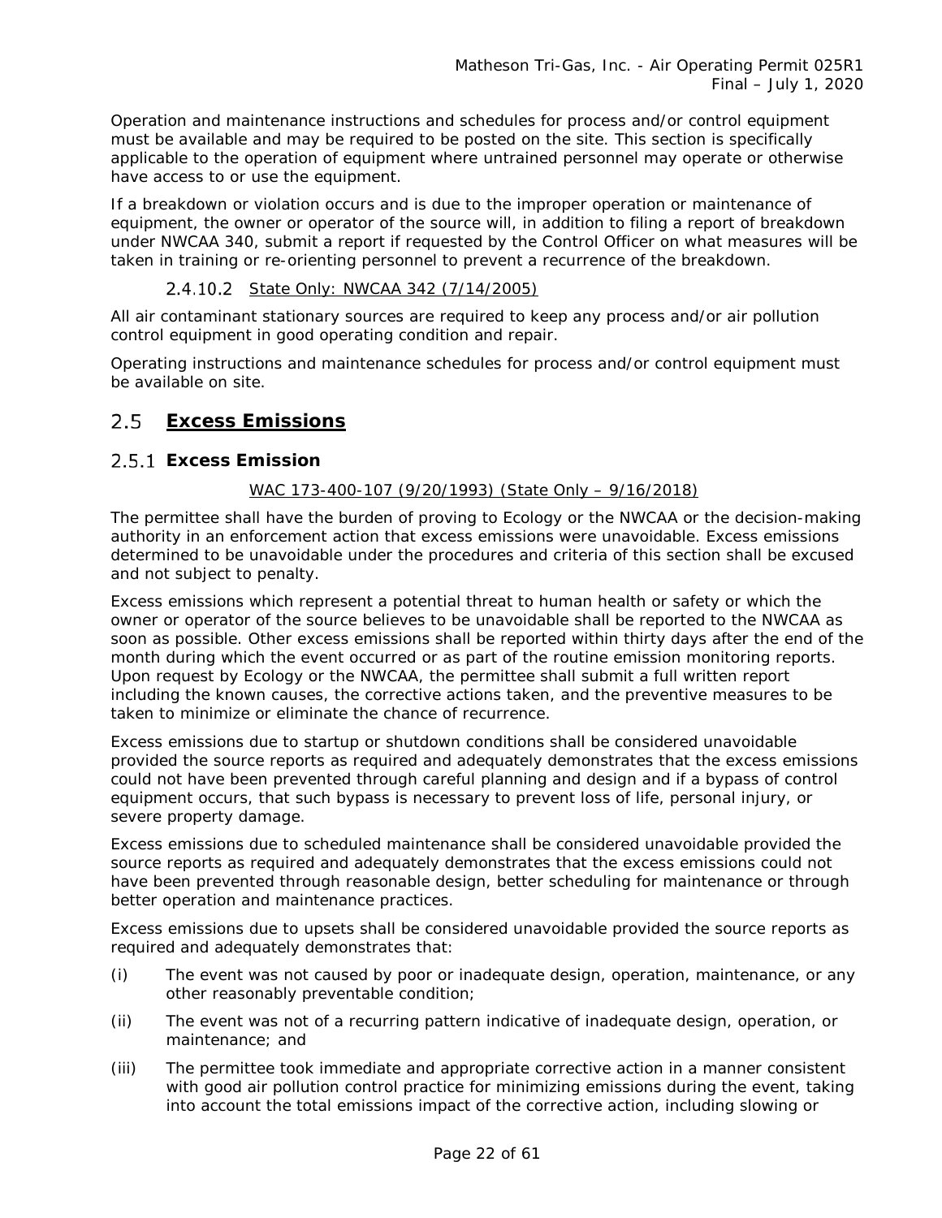Operation and maintenance instructions and schedules for process and/or control equipment must be available and may be required to be posted on the site. This section is specifically applicable to the operation of equipment where untrained personnel may operate or otherwise have access to or use the equipment.

If a breakdown or violation occurs and is due to the improper operation or maintenance of equipment, the owner or operator of the source will, in addition to filing a report of breakdown under NWCAA 340, submit a report if requested by the Control Officer on what measures will be taken in training or re-orienting personnel to prevent a recurrence of the breakdown.

#### 2.4.10.2 State Only: NWCAA 342 (7/14/2005)

All air contaminant stationary sources are required to keep any process and/or air pollution control equipment in good operating condition and repair.

Operating instructions and maintenance schedules for process and/or control equipment must be available on site.

## 2.5 Excess Emissions

### 2.5.1 Excess Emission

WAC 173-400-107 (9/20/1993) (State Only – 9/16/2018)

The permittee shall have the burden of proving to Ecology or the NWCAA or the decision-making authority in an enforcement action that excess emissions were unavoidable. Excess emissions determined to be unavoidable under the procedures and criteria of this section shall be excused and not subject to penalty.

Excess emissions which represent a potential threat to human health or safety or which the owner or operator of the source believes to be unavoidable shall be reported to the NWCAA as soon as possible. Other excess emissions shall be reported within thirty days after the end of the month during which the event occurred or as part of the routine emission monitoring reports. Upon request by Ecology or the NWCAA, the permittee shall submit a full written report including the known causes, the corrective actions taken, and the preventive measures to be taken to minimize or eliminate the chance of recurrence.

Excess emissions due to startup or shutdown conditions shall be considered unavoidable provided the source reports as required and adequately demonstrates that the excess emissions could not have been prevented through careful planning and design and if a bypass of control equipment occurs, that such bypass is necessary to prevent loss of life, personal injury, or severe property damage.

Excess emissions due to scheduled maintenance shall be considered unavoidable provided the source reports as required and adequately demonstrates that the excess emissions could not have been prevented through reasonable design, better scheduling for maintenance or through better operation and maintenance practices.

Excess emissions due to upsets shall be considered unavoidable provided the source reports as required and adequately demonstrates that:

(i) The event was not caused by poor or inadequate design, operation, maintenance, or any other reasonably preventable condition;

(ii) The event was not of a recurring pattern indicative of inadequate design, operation, or maintenance; and

(iii) The permittee took immediate and appropriate corrective action in a manner consistent with good air pollution control practice for minimizing emissions during the event, taking into account the total emissions impact of the corrective action, including slowing or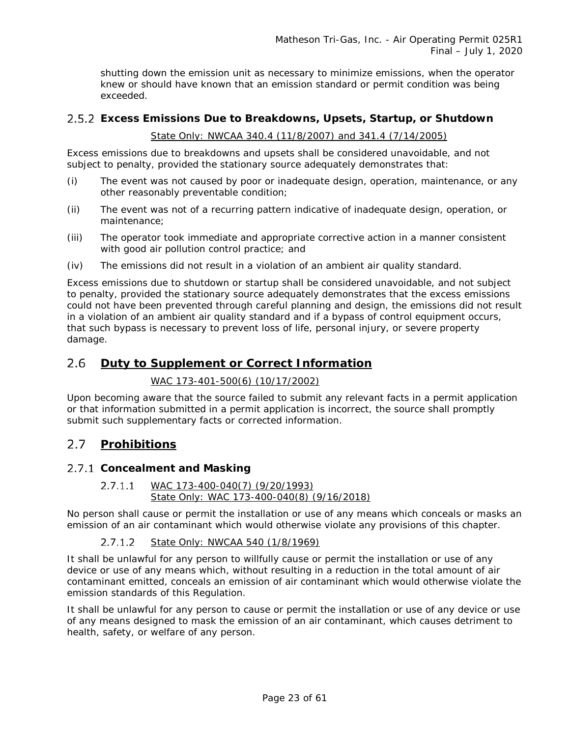shutting down the emission unit as necessary to minimize emissions, when the operator knew or should have known that an emission standard or permit condition was being exceeded.

### 2.5.2 Excess Emissions Due to Breakdowns, Upsets, Startup, or Shutdown

State Only: NWCAA 340.4 (11/8/2007) and 341.4 (7/14/2005)

Excess emissions due to breakdowns and upsets shall be considered unavoidable, and not subject to penalty, provided the stationary source adequately demonstrates that:

(i) The event was not caused by poor or inadequate design, operation, maintenance, or any other reasonably preventable condition;

(ii) The event was not of a recurring pattern indicative of inadequate design, operation, or maintenance;

(iii) The operator took immediate and appropriate corrective action in a manner consistent with good air pollution control practice; and

(iv) The emissions did not result in a violation of an ambient air quality standard.

Excess emissions due to shutdown or startup shall be considered unavoidable, and not subject to penalty, provided the stationary source adequately demonstrates that the excess emissions could not have been prevented through careful planning and design, the emissions did not result in a violation of an ambient air quality standard and if a bypass of control equipment occurs, that such bypass is necessary to prevent loss of life, personal injury, or severe property damage.

## 2.6 Duty to Supplement or Correct Information

WAC 173-401-500(6) (10/17/2002)

Upon becoming aware that the source failed to submit any relevant facts in a permit application or that information submitted in a permit application is incorrect, the source shall promptly submit such supplementary facts or corrected information.

## 2.7 Prohibitions

### 2.7.1 Concealment and Masking

#### 2.7.1.1 WAC 173-400-040(7) (9/20/1993) State Only: WAC 173-400-040(8) (9/16/2018)

No person shall cause or permit the installation or use of any means which conceals or masks an emission of an air contaminant which would otherwise violate any provisions of this chapter.

#### 2.7.1.2 State Only: NWCAA 540 (1/8/1969)

It shall be unlawful for any person to willfully cause or permit the installation or use of any device or use of any means which, without resulting in a reduction in the total amount of air contaminant emitted, conceals an emission of air contaminant which would otherwise violate the emission standards of this Regulation.

It shall be unlawful for any person to cause or permit the installation or use of any device or use of any means designed to mask the emission of an air contaminant, which causes detriment to health, safety, or welfare of any person.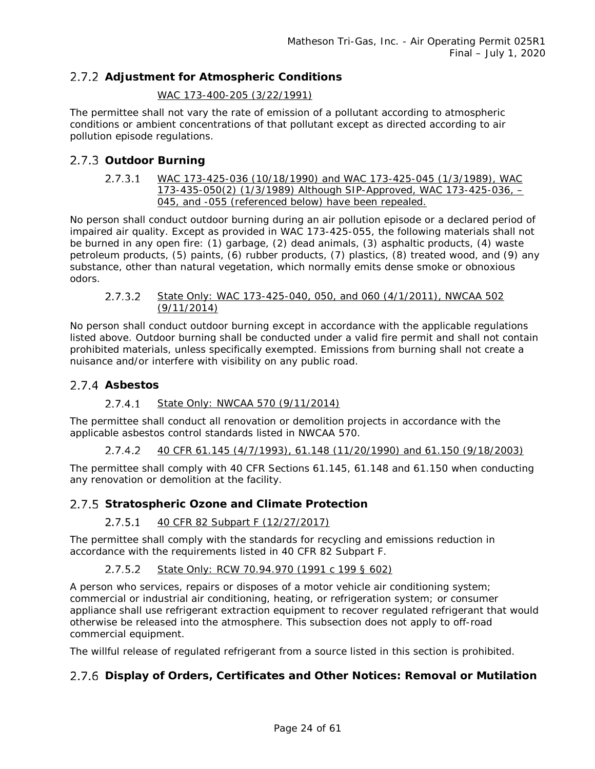### 2.7.2 Adjustment for Atmospheric Conditions

WAC 173-400-205 (3/22/1991)

The permittee shall not vary the rate of emission of a pollutant according to atmospheric conditions or ambient concentrations of that pollutant except as directed according to air pollution episode regulations.

### 2.7.3 Outdoor Burning

#### 2.7.3.1 WAC 173-425-036 (10/18/1990) and WAC 173-425-045 (1/3/1989), WAC 173-435-050(2) (1/3/1989) Although SIP-Approved, WAC 173-425-036, –045, and -055 (referenced below) have been repealed.

No person shall conduct outdoor burning during an air pollution episode or a declared period of impaired air quality. Except as provided in WAC 173-425-055, the following materials shall not be burned in any open fire: (1) garbage, (2) dead animals, (3) asphaltic products, (4) waste petroleum products, (5) paints, (6) rubber products, (7) plastics, (8) treated wood, and (9) any substance, other than natural vegetation, which normally emits dense smoke or obnoxious odors.

#### 2.7.3.2 State Only: WAC 173-425-040, 050, and 060 (4/1/2011), NWCAA 502 (9/11/2014)

No person shall conduct outdoor burning except in accordance with the applicable regulations listed above. Outdoor burning shall be conducted under a valid fire permit and shall not contain prohibited materials, unless specifically exempted. Emissions from burning shall not create a nuisance and/or interfere with visibility on any public road.

### 2.7.4 Asbestos

#### 2.7.4.1 State Only: NWCAA 570 (9/11/2014)

The permittee shall conduct all renovation or demolition projects in accordance with the applicable asbestos control standards listed in NWCAA 570.

#### 2.7.4.2 40 CFR 61.145 (4/7/1993), 61.148 (11/20/1990) and 61.150 (9/18/2003)

The permittee shall comply with 40 CFR Sections 61.145, 61.148 and 61.150 when conducting any renovation or demolition at the facility.

### 2.7.5 Stratospheric Ozone and Climate Protection

#### 2.7.5.1 40 CFR 82 Subpart F (12/27/2017)

The permittee shall comply with the standards for recycling and emissions reduction in accordance with the requirements listed in 40 CFR 82 Subpart F.

#### 2.7.5.2 State Only: RCW 70.94.970 (1991 c 199 § 602)

A person who services, repairs or disposes of a motor vehicle air conditioning system; commercial or industrial air conditioning, heating, or refrigeration system; or consumer appliance shall use refrigerant extraction equipment to recover regulated refrigerant that would otherwise be released into the atmosphere. This subsection does not apply to off-road commercial equipment.

The willful release of regulated refrigerant from a source listed in this section is prohibited.

### 2.7.6 Display of Orders, Certificates and Other Notices: Removal or Mutilation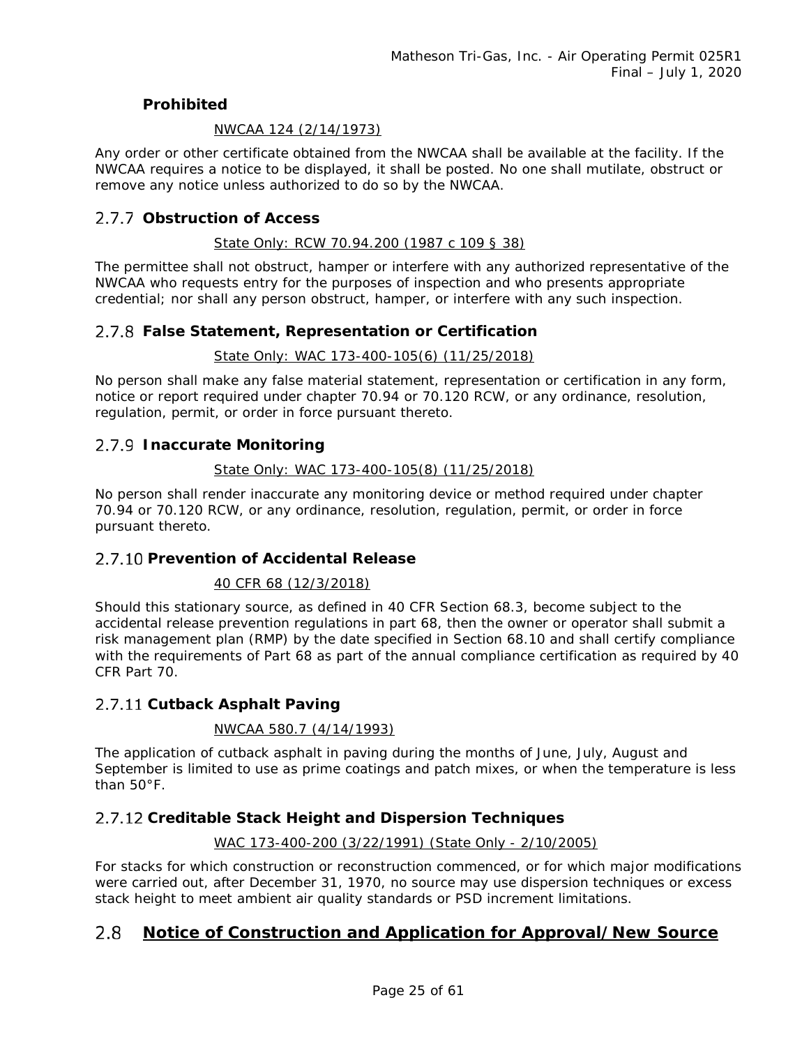### Prohibited

NWCAA 124 (2/14/1973)

Any order or other certificate obtained from the NWCAA shall be available at the facility. If the NWCAA requires a notice to be displayed, it shall be posted. No one shall mutilate, obstruct or remove any notice unless authorized to do so by the NWCAA.

### 2.7.7 Obstruction of Access

State Only: RCW 70.94.200 (1987 c 109 § 38)

The permittee shall not obstruct, hamper or interfere with any authorized representative of the NWCAA who requests entry for the purposes of inspection and who presents appropriate credential; nor shall any person obstruct, hamper, or interfere with any such inspection.

### 2.7.8 False Statement, Representation or Certification

State Only: WAC 173-400-105(6) (11/25/2018)

No person shall make any false material statement, representation or certification in any form, notice or report required under chapter 70.94 or 70.120 RCW, or any ordinance, resolution, regulation, permit, or order in force pursuant thereto.

### 2.7.9 Inaccurate Monitoring

State Only: WAC 173-400-105(8) (11/25/2018)

No person shall render inaccurate any monitoring device or method required under chapter 70.94 or 70.120 RCW, or any ordinance, resolution, regulation, permit, or order in force pursuant thereto.

### 2.7.10 Prevention of Accidental Release

40 CFR 68 (12/3/2018)

Should this stationary source, as defined in 40 CFR Section 68.3, become subject to the accidental release prevention regulations in part 68, then the owner or operator shall submit a risk management plan (RMP) by the date specified in Section 68.10 and shall certify compliance with the requirements of Part 68 as part of the annual compliance certification as required by 40 CFR Part 70.

### 2.7.11 Cutback Asphalt Paving

NWCAA 580.7 (4/14/1993)

The application of cutback asphalt in paving during the months of June, July, August and September is limited to use as prime coatings and patch mixes, or when the temperature is less than 50°F.

### 2.7.12 Creditable Stack Height and Dispersion Techniques

WAC 173-400-200 (3/22/1991) (State Only - 2/10/2005)

For stacks for which construction or reconstruction commenced, or for which major modifications were carried out, after December 31, 1970, no source may use dispersion techniques or excess stack height to meet ambient air quality standards or PSD increment limitations.

## 2.8 Notice of Construction and Application for Approval/New Source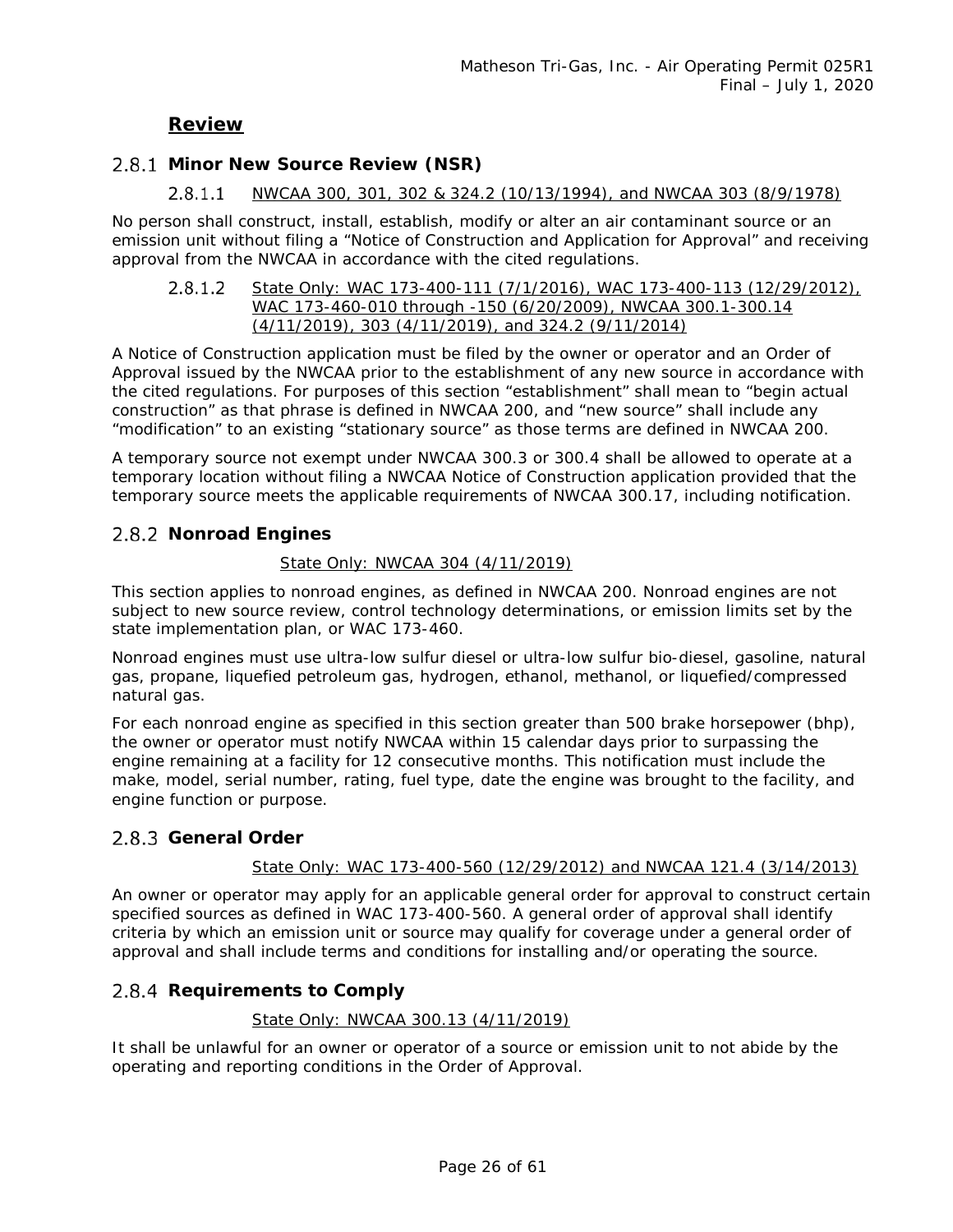## Review

### 2.8.1 Minor New Source Review (NSR)

#### 2.8.1.1 NWCAA 300, 301, 302 & 324.2 (10/13/1994), and NWCAA 303 (8/9/1978)

No person shall construct, install, establish, modify or alter an air contaminant source or an emission unit without filing a "Notice of Construction and Application for Approval" and receiving approval from the NWCAA in accordance with the cited regulations.

#### 2.8.1.2 State Only: WAC 173-400-111 (7/1/2016), WAC 173-400-113 (12/29/2012), WAC 173-460-010 through -150 (6/20/2009), NWCAA 300.1-300.14 (4/11/2019), 303 (4/11/2019), and 324.2 (9/11/2014)

A Notice of Construction application must be filed by the owner or operator and an Order of Approval issued by the NWCAA prior to the establishment of any new source in accordance with the cited regulations. For purposes of this section "establishment" shall mean to "begin actual construction" as that phrase is defined in NWCAA 200, and "new source" shall include any "modification" to an existing "stationary source" as those terms are defined in NWCAA 200.

A temporary source not exempt under NWCAA 300.3 or 300.4 shall be allowed to operate at a temporary location without filing a NWCAA Notice of Construction application provided that the temporary source meets the applicable requirements of NWCAA 300.17, including notification.

### 2.8.2 Nonroad Engines

State Only: NWCAA 304 (4/11/2019)

This section applies to nonroad engines, as defined in NWCAA 200. Nonroad engines are not subject to new source review, control technology determinations, or emission limits set by the state implementation plan, or WAC 173-460.

Nonroad engines must use ultra-low sulfur diesel or ultra-low sulfur bio-diesel, gasoline, natural gas, propane, liquefied petroleum gas, hydrogen, ethanol, methanol, or liquefied/compressed natural gas.

For each nonroad engine as specified in this section greater than 500 brake horsepower (bhp), the owner or operator must notify NWCAA within 15 calendar days prior to surpassing the engine remaining at a facility for 12 consecutive months. This notification must include the make, model, serial number, rating, fuel type, date the engine was brought to the facility, and engine function or purpose.

### 2.8.3 General Order

State Only: WAC 173-400-560 (12/29/2012) and NWCAA 121.4 (3/14/2013)

An owner or operator may apply for an applicable general order for approval to construct certain specified sources as defined in WAC 173-400-560. A general order of approval shall identify criteria by which an emission unit or source may qualify for coverage under a general order of approval and shall include terms and conditions for installing and/or operating the source.

### 2.8.4 Requirements to Comply

State Only: NWCAA 300.13 (4/11/2019)

It shall be unlawful for an owner or operator of a source or emission unit to not abide by the operating and reporting conditions in the Order of Approval.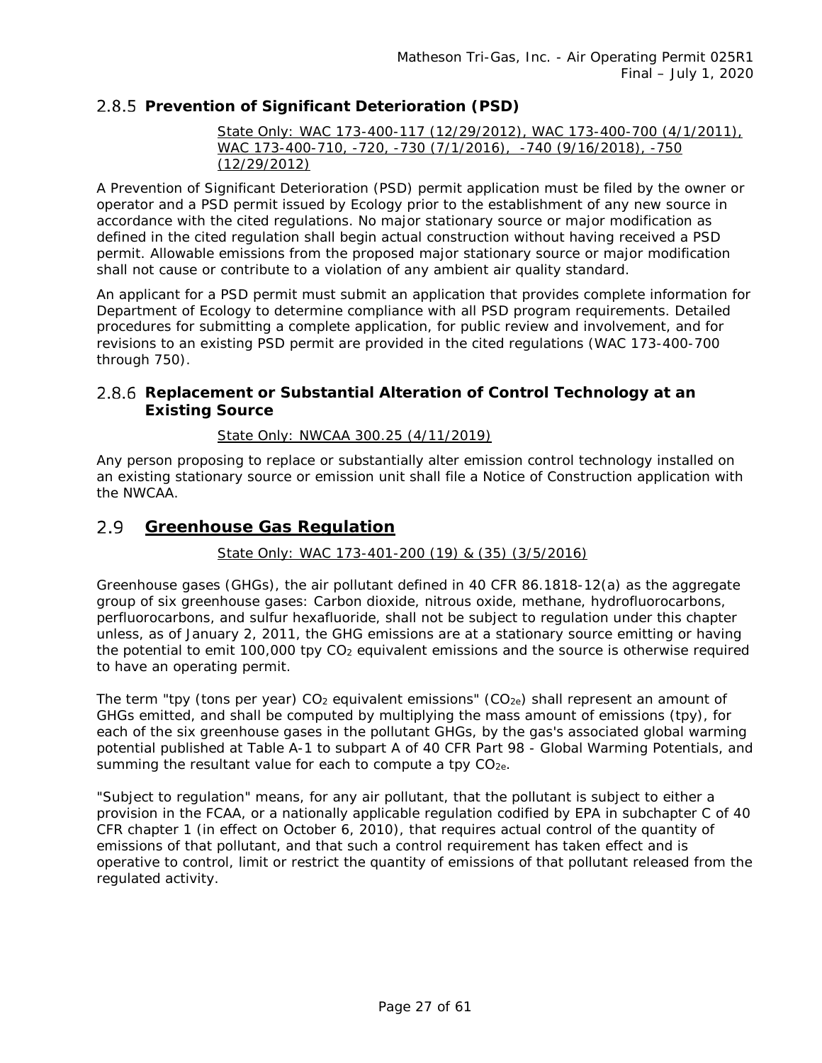### 2.8.5 Prevention of Significant Deterioration (PSD)

State Only: WAC 173-400-117 (12/29/2012), WAC 173-400-700 (4/1/2011), WAC 173-400-710, -720, -730 (7/1/2016), -740 (9/16/2018), -750 (12/29/2012)

A Prevention of Significant Deterioration (PSD) permit application must be filed by the owner or operator and a PSD permit issued by Ecology prior to the establishment of any new source in accordance with the cited regulations. No major stationary source or major modification as defined in the cited regulation shall begin actual construction without having received a PSD permit. Allowable emissions from the proposed major stationary source or major modification shall not cause or contribute to a violation of any ambient air quality standard.

An applicant for a PSD permit must submit an application that provides complete information for Department of Ecology to determine compliance with all PSD program requirements. Detailed procedures for submitting a complete application, for public review and involvement, and for revisions to an existing PSD permit are provided in the cited regulations (WAC 173-400-700 through 750).

### 2.8.6 Replacement or Substantial Alteration of Control Technology at an Existing Source

State Only: NWCAA 300.25 (4/11/2019)

Any person proposing to replace or substantially alter emission control technology installed on an existing stationary source or emission unit shall file a Notice of Construction application with the NWCAA.

## 2.9 Greenhouse Gas Regulation

State Only: WAC 173-401-200 (19) & (35) (3/5/2016)

Greenhouse gases (GHGs), the air pollutant defined in 40 CFR 86.1818-12(a) as the aggregate group of six greenhouse gases: Carbon dioxide, nitrous oxide, methane, hydrofluorocarbons, perfluorocarbons, and sulfur hexafluoride, shall not be subject to regulation under this chapter unless, as of January 2, 2011, the GHG emissions are at a stationary source emitting or having the potential to emit 100,000 tpy $CO_2$ equivalent emissions and the source is otherwise required to have an operating permit.

The term "tpy (tons per year) $CO_2$ equivalent emissions" ($CO_{2e}$) shall represent an amount of GHGs emitted, and shall be computed by multiplying the mass amount of emissions (tpy), for each of the six greenhouse gases in the pollutant GHGs, by the gas's associated global warming potential published at Table A-1 to subpart A of 40 CFR Part 98 - Global Warming Potentials, and summing the resultant value for each to compute a tpy $CO_{2e}$.

"Subject to regulation" means, for any air pollutant, that the pollutant is subject to either a provision in the FCAA, or a nationally applicable regulation codified by EPA in subchapter C of 40 CFR chapter 1 (in effect on October 6, 2010), that requires actual control of the quantity of emissions of that pollutant, and that such a control requirement has taken effect and is operative to control, limit or restrict the quantity of emissions of that pollutant released from the regulated activity.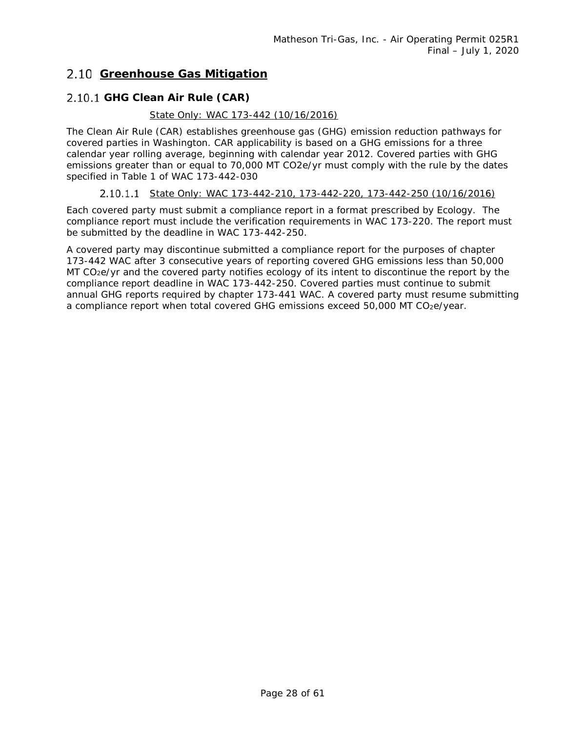## 2.10 Greenhouse Gas Mitigation

### 2.10.1 GHG Clean Air Rule (CAR)

State Only: WAC 173-442 (10/16/2016)

The Clean Air Rule (CAR) establishes greenhouse gas (GHG) emission reduction pathways for covered parties in Washington. CAR applicability is based on a GHG emissions for a three calendar year rolling average, beginning with calendar year 2012. Covered parties with GHG emissions greater than or equal to 70,000 MT CO2e/yr must comply with the rule by the dates specified in Table 1 of WAC 173-442-030

#### 2.10.1.1 State Only: WAC 173-442-210, 173-442-220, 173-442-250 (10/16/2016)

Each covered party must submit a compliance report in a format prescribed by Ecology. The compliance report must include the verification requirements in WAC 173-220. The report must be submitted by the deadline in WAC 173-442-250.

A covered party may discontinue submitted a compliance report for the purposes of chapter 173-442 WAC after 3 consecutive years of reporting covered GHG emissions less than 50,000 MT $CO_2$e/yr and the covered party notifies ecology of its intent to discontinue the report by the compliance report deadline in WAC 173-442-250. Covered parties must continue to submit annual GHG reports required by chapter 173-441 WAC. A covered party must resume submitting a compliance report when total covered GHG emissions exceed 50,000 MT $CO_2$e/year.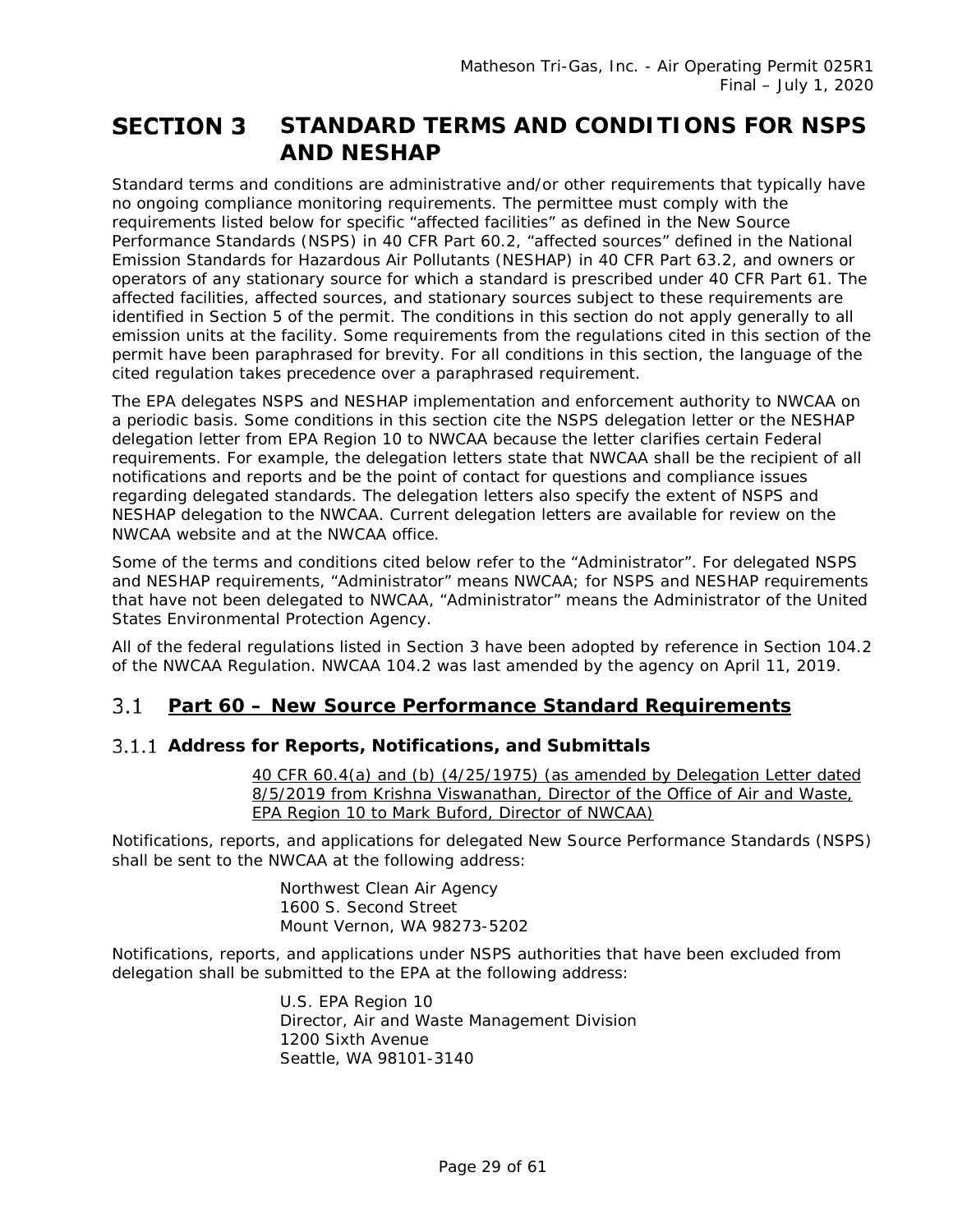# SECTION 3 STANDARD TERMS AND CONDITIONS FOR NSPS AND NESHAP

Standard terms and conditions are administrative and/or other requirements that typically have no ongoing compliance monitoring requirements. The permittee must comply with the requirements listed below for specific "affected facilities" as defined in the New Source Performance Standards (NSPS) in 40 CFR Part 60.2, "affected sources" defined in the National Emission Standards for Hazardous Air Pollutants (NESHAP) in 40 CFR Part 63.2, and owners or operators of any stationary source for which a standard is prescribed under 40 CFR Part 61. The affected facilities, affected sources, and stationary sources subject to these requirements are identified in Section 5 of the permit. The conditions in this section do not apply generally to all emission units at the facility. Some requirements from the regulations cited in this section of the permit have been paraphrased for brevity. For all conditions in this section, the language of the cited regulation takes precedence over a paraphrased requirement.

The EPA delegates NSPS and NESHAP implementation and enforcement authority to NWCAA on a periodic basis. Some conditions in this section cite the NSPS delegation letter or the NESHAP delegation letter from EPA Region 10 to NWCAA because the letter clarifies certain Federal requirements. For example, the delegation letters state that NWCAA shall be the recipient of all notifications and reports and be the point of contact for questions and compliance issues regarding delegated standards. The delegation letters also specify the extent of NSPS and NESHAP delegation to the NWCAA. Current delegation letters are available for review on the NWCAA website and at the NWCAA office.

Some of the terms and conditions cited below refer to the "Administrator". For delegated NSPS and NESHAP requirements, "Administrator" means NWCAA; for NSPS and NESHAP requirements that have not been delegated to NWCAA, "Administrator" means the Administrator of the United States Environmental Protection Agency.

All of the federal regulations listed in Section 3 have been adopted by reference in Section 104.2 of the NWCAA Regulation. NWCAA 104.2 was last amended by the agency on April 11, 2019.

## 3.1 Part 60 – New Source Performance Standard Requirements

### 3.1.1 Address for Reports, Notifications, and Submittals

40 CFR 60.4(a) and (b) (4/25/1975) (as amended by Delegation Letter dated 8/5/2019 from Krishna Viswanathan, Director of the Office of Air and Waste, EPA Region 10 to Mark Buford, Director of NWCAA)

Notifications, reports, and applications for delegated New Source Performance Standards (NSPS) shall be sent to the NWCAA at the following address:

Northwest Clean Air Agency
1600 S. Second Street
Mount Vernon, WA 98273-5202

Notifications, reports, and applications under NSPS authorities that have been excluded from delegation shall be submitted to the EPA at the following address:

U.S. EPA Region 10
Director, Air and Waste Management Division
1200 Sixth Avenue
Seattle, WA 98101-3140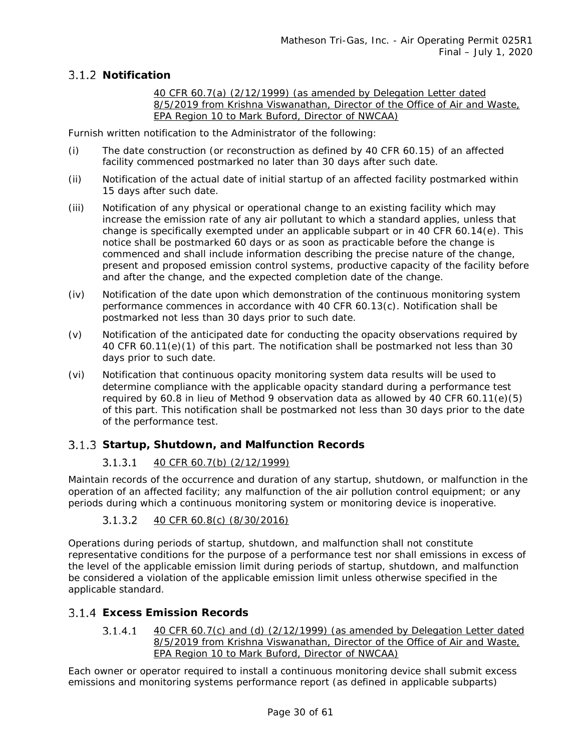### 3.1.2 Notification

40 CFR 60.7(a) (2/12/1999) (as amended by Delegation Letter dated 8/5/2019 from Krishna Viswanathan, Director of the Office of Air and Waste, EPA Region 10 to Mark Buford, Director of NWCAA)

Furnish written notification to the Administrator of the following:

(i) The date construction (or reconstruction as defined by 40 CFR 60.15) of an affected facility commenced postmarked no later than 30 days after such date.

(ii) Notification of the actual date of initial startup of an affected facility postmarked within 15 days after such date.

(iii) Notification of any physical or operational change to an existing facility which may increase the emission rate of any air pollutant to which a standard applies, unless that change is specifically exempted under an applicable subpart or in 40 CFR 60.14(e). This notice shall be postmarked 60 days or as soon as practicable before the change is commenced and shall include information describing the precise nature of the change, present and proposed emission control systems, productive capacity of the facility before and after the change, and the expected completion date of the change.

(iv) Notification of the date upon which demonstration of the continuous monitoring system performance commences in accordance with 40 CFR 60.13(c). Notification shall be postmarked not less than 30 days prior to such date.

(v) Notification of the anticipated date for conducting the opacity observations required by 40 CFR 60.11(e)(1) of this part. The notification shall be postmarked not less than 30 days prior to such date.

(vi) Notification that continuous opacity monitoring system data results will be used to determine compliance with the applicable opacity standard during a performance test required by 60.8 in lieu of Method 9 observation data as allowed by 40 CFR 60.11(e)(5) of this part. This notification shall be postmarked not less than 30 days prior to the date of the performance test.

### 3.1.3 Startup, Shutdown, and Malfunction Records

#### 3.1.3.1 40 CFR 60.7(b) (2/12/1999)

Maintain records of the occurrence and duration of any startup, shutdown, or malfunction in the operation of an affected facility; any malfunction of the air pollution control equipment; or any periods during which a continuous monitoring system or monitoring device is inoperative.

#### 3.1.3.2 40 CFR 60.8(c) (8/30/2016)

Operations during periods of startup, shutdown, and malfunction shall not constitute representative conditions for the purpose of a performance test nor shall emissions in excess of the level of the applicable emission limit during periods of startup, shutdown, and malfunction be considered a violation of the applicable emission limit unless otherwise specified in the applicable standard.

### 3.1.4 Excess Emission Records

#### 3.1.4.1 40 CFR 60.7(c) and (d) (2/12/1999) (as amended by Delegation Letter dated 8/5/2019 from Krishna Viswanathan, Director of the Office of Air and Waste, EPA Region 10 to Mark Buford, Director of NWCAA)

Each owner or operator required to install a continuous monitoring device shall submit excess emissions and monitoring systems performance report (as defined in applicable subparts)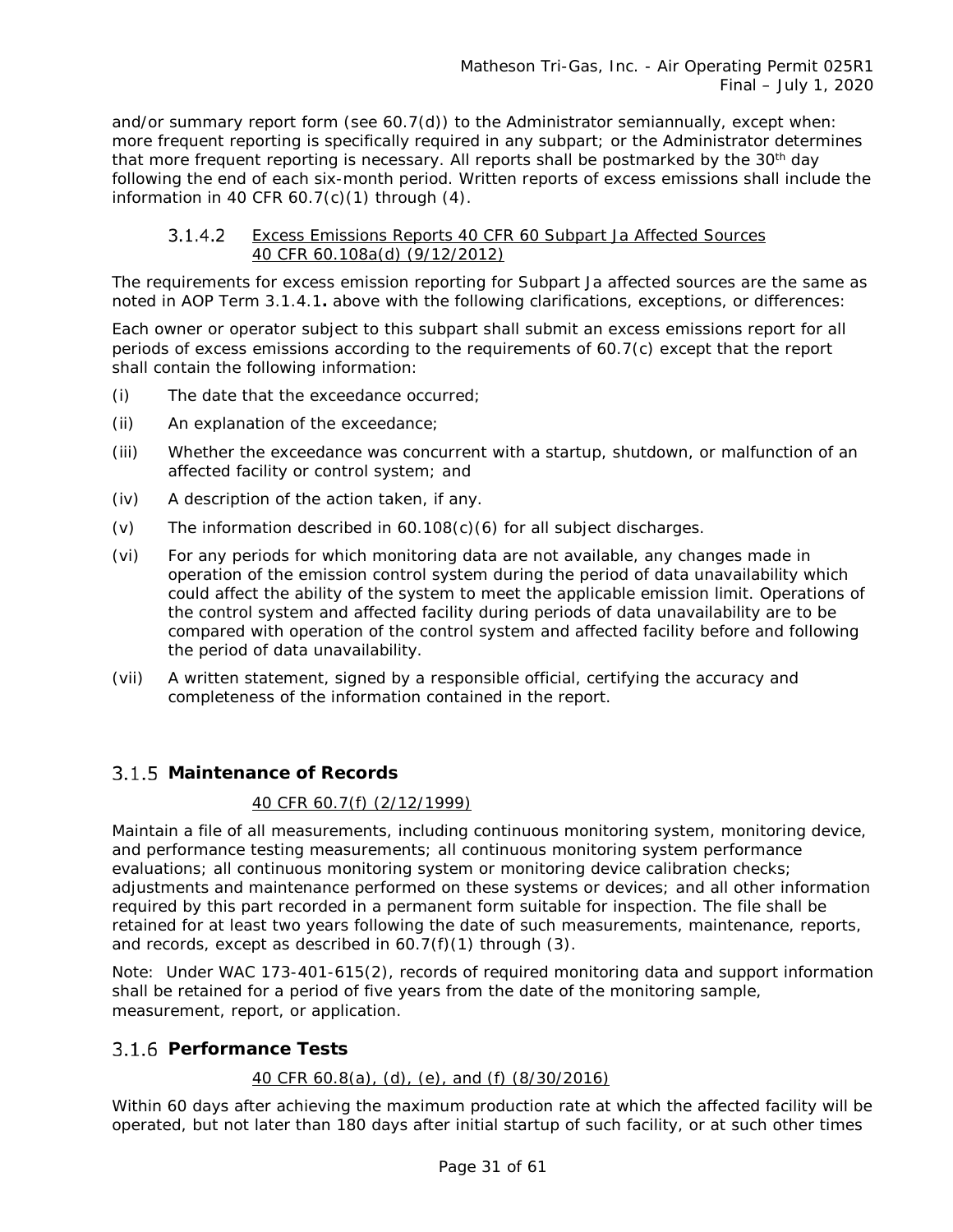and/or summary report form (see 60.7(d)) to the Administrator semiannually, except when: more frequent reporting is specifically required in any subpart; or the Administrator determines that more frequent reporting is necessary. All reports shall be postmarked by the 30th day following the end of each six-month period. Written reports of excess emissions shall include the information in 40 CFR 60.7(c)(1) through (4).

#### 3.1.4.2 Excess Emissions Reports 40 CFR 60 Subpart Ja Affected Sources 40 CFR 60.108a(d) (9/12/2012)

The requirements for excess emission reporting for Subpart Ja affected sources are the same as noted in AOP Term 3.1.4.1**.** above with the following clarifications, exceptions, or differences:

Each owner or operator subject to this subpart shall submit an excess emissions report for all periods of excess emissions according to the requirements of 60.7(c) except that the report shall contain the following information:

(i) The date that the exceedance occurred;

(ii) An explanation of the exceedance;

(iii) Whether the exceedance was concurrent with a startup, shutdown, or malfunction of an affected facility or control system; and

(iv) A description of the action taken, if any.

(v) The information described in 60.108(c)(6) for all subject discharges.

(vi) For any periods for which monitoring data are not available, any changes made in operation of the emission control system during the period of data unavailability which could affect the ability of the system to meet the applicable emission limit. Operations of the control system and affected facility during periods of data unavailability are to be compared with operation of the control system and affected facility before and following the period of data unavailability.

(vii) A written statement, signed by a responsible official, certifying the accuracy and completeness of the information contained in the report.

### 3.1.5 Maintenance of Records

40 CFR 60.7(f) (2/12/1999)

Maintain a file of all measurements, including continuous monitoring system, monitoring device, and performance testing measurements; all continuous monitoring system performance evaluations; all continuous monitoring system or monitoring device calibration checks; adjustments and maintenance performed on these systems or devices; and all other information required by this part recorded in a permanent form suitable for inspection. The file shall be retained for at least two years following the date of such measurements, maintenance, reports, and records, except as described in 60.7(f)(1) through (3).

Note: Under WAC 173-401-615(2), records of required monitoring data and support information shall be retained for a period of five years from the date of the monitoring sample, measurement, report, or application.

### 3.1.6 Performance Tests

40 CFR 60.8(a), (d), (e), and (f) (8/30/2016)

Within 60 days after achieving the maximum production rate at which the affected facility will be operated, but not later than 180 days after initial startup of such facility, or at such other times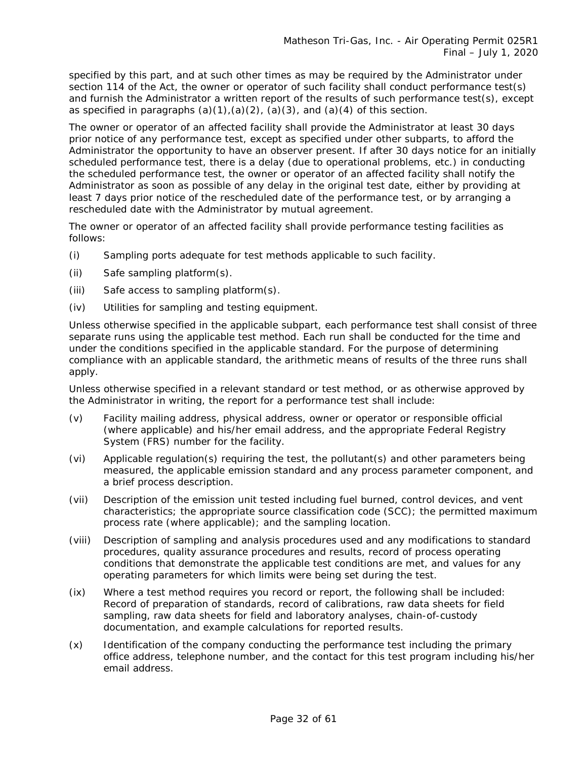specified by this part, and at such other times as may be required by the Administrator under section 114 of the Act, the owner or operator of such facility shall conduct performance test(s) and furnish the Administrator a written report of the results of such performance test(s), except as specified in paragraphs (a)(1),(a)(2), (a)(3), and (a)(4) of this section.

The owner or operator of an affected facility shall provide the Administrator at least 30 days prior notice of any performance test, except as specified under other subparts, to afford the Administrator the opportunity to have an observer present. If after 30 days notice for an initially scheduled performance test, there is a delay (due to operational problems, etc.) in conducting the scheduled performance test, the owner or operator of an affected facility shall notify the Administrator as soon as possible of any delay in the original test date, either by providing at least 7 days prior notice of the rescheduled date of the performance test, or by arranging a rescheduled date with the Administrator by mutual agreement.

The owner or operator of an affected facility shall provide performance testing facilities as follows:

(i) Sampling ports adequate for test methods applicable to such facility.

(ii) Safe sampling platform(s).

(iii) Safe access to sampling platform(s).

(iv) Utilities for sampling and testing equipment.

Unless otherwise specified in the applicable subpart, each performance test shall consist of three separate runs using the applicable test method. Each run shall be conducted for the time and under the conditions specified in the applicable standard. For the purpose of determining compliance with an applicable standard, the arithmetic means of results of the three runs shall apply.

Unless otherwise specified in a relevant standard or test method, or as otherwise approved by the Administrator in writing, the report for a performance test shall include:

(v) Facility mailing address, physical address, owner or operator or responsible official (where applicable) and his/her email address, and the appropriate Federal Registry System (FRS) number for the facility.

(vi) Applicable regulation(s) requiring the test, the pollutant(s) and other parameters being measured, the applicable emission standard and any process parameter component, and a brief process description.

(vii) Description of the emission unit tested including fuel burned, control devices, and vent characteristics; the appropriate source classification code (SCC); the permitted maximum process rate (where applicable); and the sampling location.

(viii) Description of sampling and analysis procedures used and any modifications to standard procedures, quality assurance procedures and results, record of process operating conditions that demonstrate the applicable test conditions are met, and values for any operating parameters for which limits were being set during the test.

(ix) Where a test method requires you record or report, the following shall be included: Record of preparation of standards, record of calibrations, raw data sheets for field sampling, raw data sheets for field and laboratory analyses, chain-of-custody documentation, and example calculations for reported results.

(x) Identification of the company conducting the performance test including the primary office address, telephone number, and the contact for this test program including his/her email address.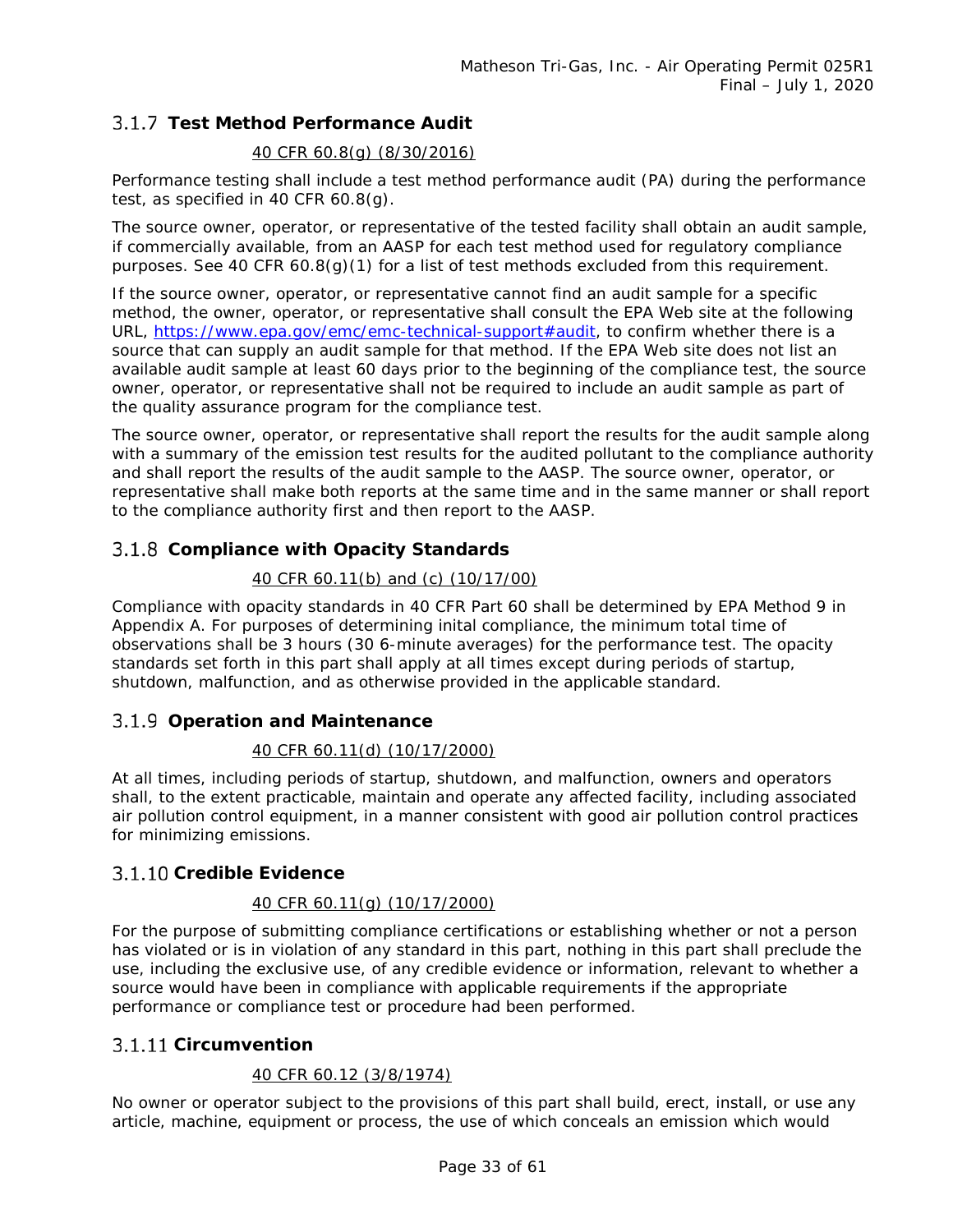### 3.1.7 Test Method Performance Audit

40 CFR 60.8(g) (8/30/2016)

Performance testing shall include a test method performance audit (PA) during the performance test, as specified in 40 CFR 60.8(g).

The source owner, operator, or representative of the tested facility shall obtain an audit sample, if commercially available, from an AASP for each test method used for regulatory compliance purposes. See 40 CFR 60.8(g)(1) for a list of test methods excluded from this requirement.

If the source owner, operator, or representative cannot find an audit sample for a specific method, the owner, operator, or representative shall consult the EPA Web site at the following URL, https://www.epa.gov/emc/emc-technical-support#audit, to confirm whether there is a source that can supply an audit sample for that method. If the EPA Web site does not list an available audit sample at least 60 days prior to the beginning of the compliance test, the source owner, operator, or representative shall not be required to include an audit sample as part of the quality assurance program for the compliance test.

The source owner, operator, or representative shall report the results for the audit sample along with a summary of the emission test results for the audited pollutant to the compliance authority and shall report the results of the audit sample to the AASP. The source owner, operator, or representative shall make both reports at the same time and in the same manner or shall report to the compliance authority first and then report to the AASP.

### 3.1.8 Compliance with Opacity Standards

40 CFR 60.11(b) and (c) (10/17/00)

Compliance with opacity standards in 40 CFR Part 60 shall be determined by EPA Method 9 in Appendix A. For purposes of determining inital compliance, the minimum total time of observations shall be 3 hours (30 6-minute averages) for the performance test. The opacity standards set forth in this part shall apply at all times except during periods of startup, shutdown, malfunction, and as otherwise provided in the applicable standard.

### 3.1.9 Operation and Maintenance

40 CFR 60.11(d) (10/17/2000)

At all times, including periods of startup, shutdown, and malfunction, owners and operators shall, to the extent practicable, maintain and operate any affected facility, including associated air pollution control equipment, in a manner consistent with good air pollution control practices for minimizing emissions.

### 3.1.10 Credible Evidence

40 CFR 60.11(g) (10/17/2000)

For the purpose of submitting compliance certifications or establishing whether or not a person has violated or is in violation of any standard in this part, nothing in this part shall preclude the use, including the exclusive use, of any credible evidence or information, relevant to whether a source would have been in compliance with applicable requirements if the appropriate performance or compliance test or procedure had been performed.

### 3.1.11 Circumvention

40 CFR 60.12 (3/8/1974)

No owner or operator subject to the provisions of this part shall build, erect, install, or use any article, machine, equipment or process, the use of which conceals an emission which would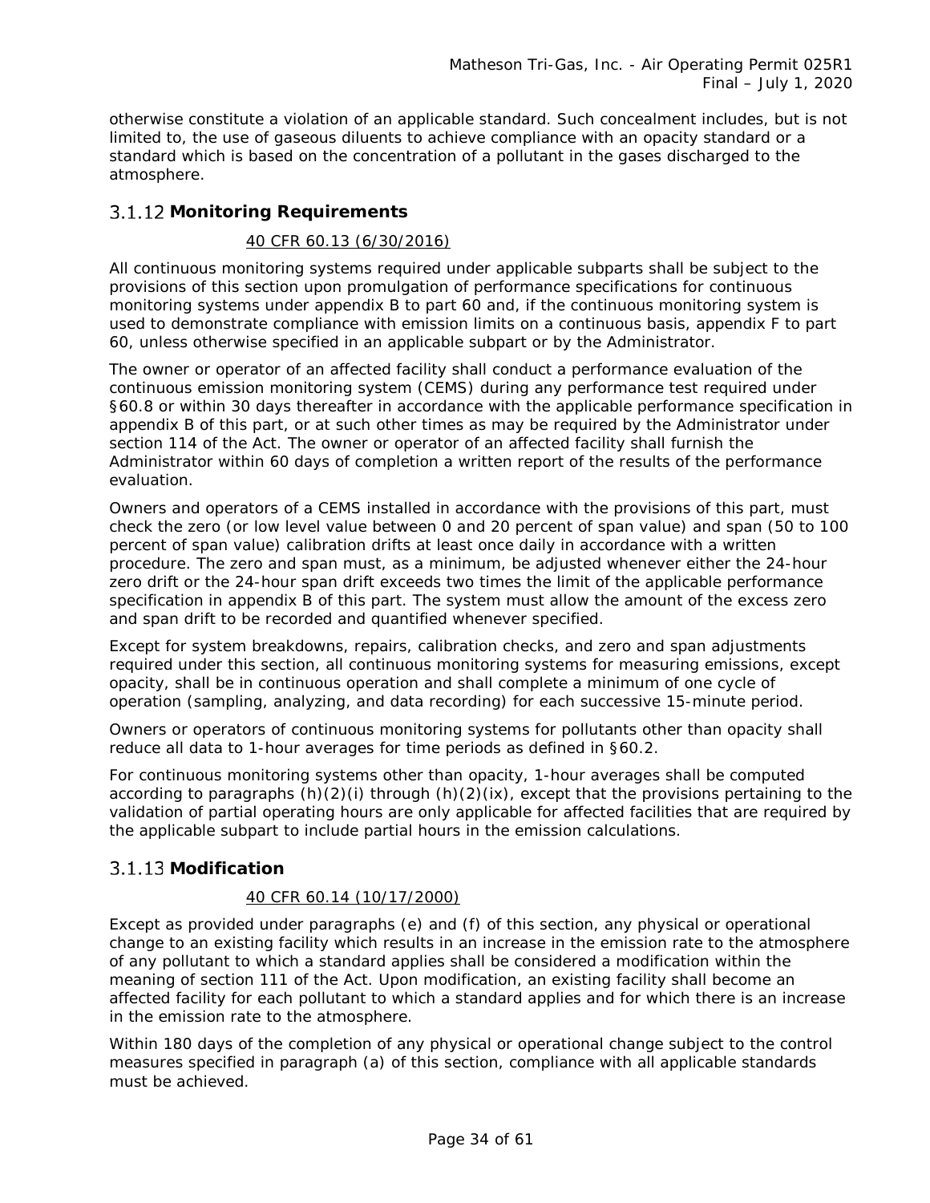otherwise constitute a violation of an applicable standard. Such concealment includes, but is not limited to, the use of gaseous diluents to achieve compliance with an opacity standard or a standard which is based on the concentration of a pollutant in the gases discharged to the atmosphere.

### 3.1.12 Monitoring Requirements

40 CFR 60.13 (6/30/2016)

All continuous monitoring systems required under applicable subparts shall be subject to the provisions of this section upon promulgation of performance specifications for continuous monitoring systems under appendix B to part 60 and, if the continuous monitoring system is used to demonstrate compliance with emission limits on a continuous basis, appendix F to part 60, unless otherwise specified in an applicable subpart or by the Administrator.

The owner or operator of an affected facility shall conduct a performance evaluation of the continuous emission monitoring system (CEMS) during any performance test required under §60.8 or within 30 days thereafter in accordance with the applicable performance specification in appendix B of this part, or at such other times as may be required by the Administrator under section 114 of the Act. The owner or operator of an affected facility shall furnish the Administrator within 60 days of completion a written report of the results of the performance evaluation.

Owners and operators of a CEMS installed in accordance with the provisions of this part, must check the zero (or low level value between 0 and 20 percent of span value) and span (50 to 100 percent of span value) calibration drifts at least once daily in accordance with a written procedure. The zero and span must, as a minimum, be adjusted whenever either the 24-hour zero drift or the 24-hour span drift exceeds two times the limit of the applicable performance specification in appendix B of this part. The system must allow the amount of the excess zero and span drift to be recorded and quantified whenever specified.

Except for system breakdowns, repairs, calibration checks, and zero and span adjustments required under this section, all continuous monitoring systems for measuring emissions, except opacity, shall be in continuous operation and shall complete a minimum of one cycle of operation (sampling, analyzing, and data recording) for each successive 15-minute period.

Owners or operators of continuous monitoring systems for pollutants other than opacity shall reduce all data to 1-hour averages for time periods as defined in §60.2.

For continuous monitoring systems other than opacity, 1-hour averages shall be computed according to paragraphs (h)(2)(i) through (h)(2)(ix), except that the provisions pertaining to the validation of partial operating hours are only applicable for affected facilities that are required by the applicable subpart to include partial hours in the emission calculations.

### 3.1.13 Modification

40 CFR 60.14 (10/17/2000)

Except as provided under paragraphs (e) and (f) of this section, any physical or operational change to an existing facility which results in an increase in the emission rate to the atmosphere of any pollutant to which a standard applies shall be considered a modification within the meaning of section 111 of the Act. Upon modification, an existing facility shall become an affected facility for each pollutant to which a standard applies and for which there is an increase in the emission rate to the atmosphere.

Within 180 days of the completion of any physical or operational change subject to the control measures specified in paragraph (a) of this section, compliance with all applicable standards must be achieved.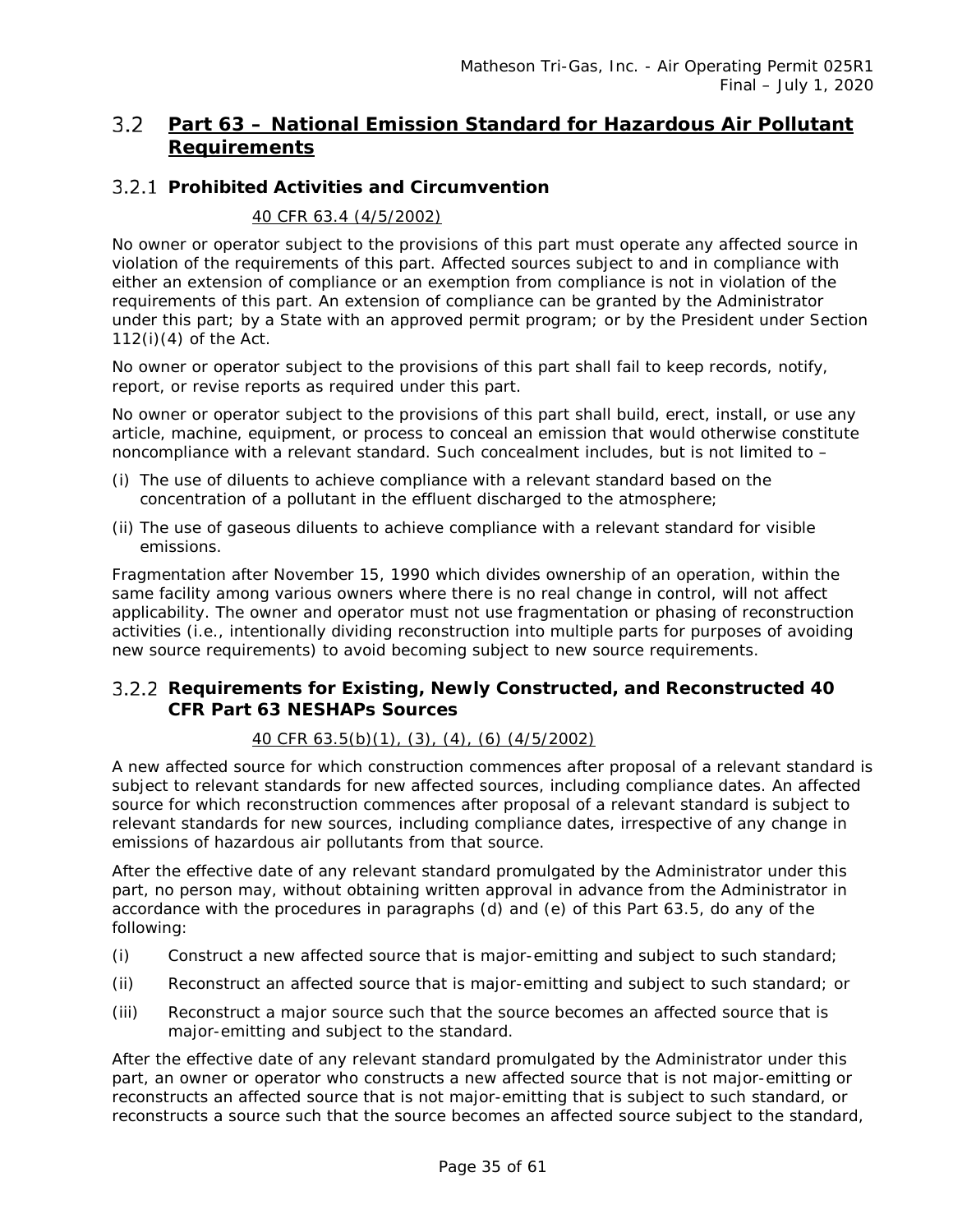## 3.2 Part 63 – National Emission Standard for Hazardous Air Pollutant Requirements

### 3.2.1 Prohibited Activities and Circumvention

40 CFR 63.4 (4/5/2002)

No owner or operator subject to the provisions of this part must operate any affected source in violation of the requirements of this part. Affected sources subject to and in compliance with either an extension of compliance or an exemption from compliance is not in violation of the requirements of this part. An extension of compliance can be granted by the Administrator under this part; by a State with an approved permit program; or by the President under Section 112(i)(4) of the Act.

No owner or operator subject to the provisions of this part shall fail to keep records, notify, report, or revise reports as required under this part.

No owner or operator subject to the provisions of this part shall build, erect, install, or use any article, machine, equipment, or process to conceal an emission that would otherwise constitute noncompliance with a relevant standard. Such concealment includes, but is not limited to –

(i) The use of diluents to achieve compliance with a relevant standard based on the concentration of a pollutant in the effluent discharged to the atmosphere;

(ii) The use of gaseous diluents to achieve compliance with a relevant standard for visible emissions.

Fragmentation after November 15, 1990 which divides ownership of an operation, within the same facility among various owners where there is no real change in control, will not affect applicability. The owner and operator must not use fragmentation or phasing of reconstruction activities (i.e., intentionally dividing reconstruction into multiple parts for purposes of avoiding new source requirements) to avoid becoming subject to new source requirements.

### 3.2.2 Requirements for Existing, Newly Constructed, and Reconstructed 40 CFR Part 63 NESHAPs Sources

40 CFR 63.5(b)(1), (3), (4), (6) (4/5/2002)

A new affected source for which construction commences after proposal of a relevant standard is subject to relevant standards for new affected sources, including compliance dates. An affected source for which reconstruction commences after proposal of a relevant standard is subject to relevant standards for new sources, including compliance dates, irrespective of any change in emissions of hazardous air pollutants from that source.

After the effective date of any relevant standard promulgated by the Administrator under this part, no person may, without obtaining written approval in advance from the Administrator in accordance with the procedures in paragraphs (d) and (e) of this Part 63.5, do any of the following:

(i) Construct a new affected source that is major-emitting and subject to such standard;

(ii) Reconstruct an affected source that is major-emitting and subject to such standard; or

(iii) Reconstruct a major source such that the source becomes an affected source that is major-emitting and subject to the standard.

After the effective date of any relevant standard promulgated by the Administrator under this part, an owner or operator who constructs a new affected source that is not major-emitting or reconstructs an affected source that is not major-emitting that is subject to such standard, or reconstructs a source such that the source becomes an affected source subject to the standard,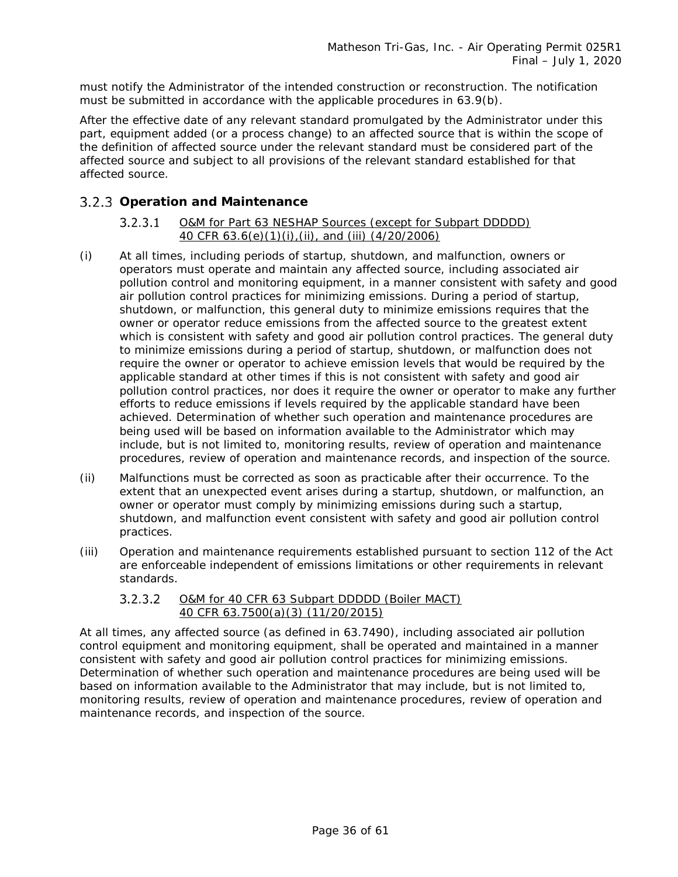must notify the Administrator of the intended construction or reconstruction. The notification must be submitted in accordance with the applicable procedures in 63.9(b).

After the effective date of any relevant standard promulgated by the Administrator under this part, equipment added (or a process change) to an affected source that is within the scope of the definition of affected source under the relevant standard must be considered part of the affected source and subject to all provisions of the relevant standard established for that affected source.

### 3.2.3 Operation and Maintenance

#### 3.2.3.1 O&M for Part 63 NESHAP Sources (except for Subpart DDDDD) 40 CFR 63.6(e)(1)(i),(ii), and (iii) (4/20/2006)

(i) At all times, including periods of startup, shutdown, and malfunction, owners or operators must operate and maintain any affected source, including associated air pollution control and monitoring equipment, in a manner consistent with safety and good air pollution control practices for minimizing emissions. During a period of startup, shutdown, or malfunction, this general duty to minimize emissions requires that the owner or operator reduce emissions from the affected source to the greatest extent which is consistent with safety and good air pollution control practices. The general duty to minimize emissions during a period of startup, shutdown, or malfunction does not require the owner or operator to achieve emission levels that would be required by the applicable standard at other times if this is not consistent with safety and good air pollution control practices, nor does it require the owner or operator to make any further efforts to reduce emissions if levels required by the applicable standard have been achieved. Determination of whether such operation and maintenance procedures are being used will be based on information available to the Administrator which may include, but is not limited to, monitoring results, review of operation and maintenance procedures, review of operation and maintenance records, and inspection of the source.

(ii) Malfunctions must be corrected as soon as practicable after their occurrence. To the extent that an unexpected event arises during a startup, shutdown, or malfunction, an owner or operator must comply by minimizing emissions during such a startup, shutdown, and malfunction event consistent with safety and good air pollution control practices.

(iii) Operation and maintenance requirements established pursuant to section 112 of the Act are enforceable independent of emissions limitations or other requirements in relevant standards.

#### 3.2.3.2 O&M for 40 CFR 63 Subpart DDDDD (Boiler MACT) 40 CFR 63.7500(a)(3) (11/20/2015)

At all times, any affected source (as defined in 63.7490), including associated air pollution control equipment and monitoring equipment, shall be operated and maintained in a manner consistent with safety and good air pollution control practices for minimizing emissions. Determination of whether such operation and maintenance procedures are being used will be based on information available to the Administrator that may include, but is not limited to, monitoring results, review of operation and maintenance procedures, review of operation and maintenance records, and inspection of the source.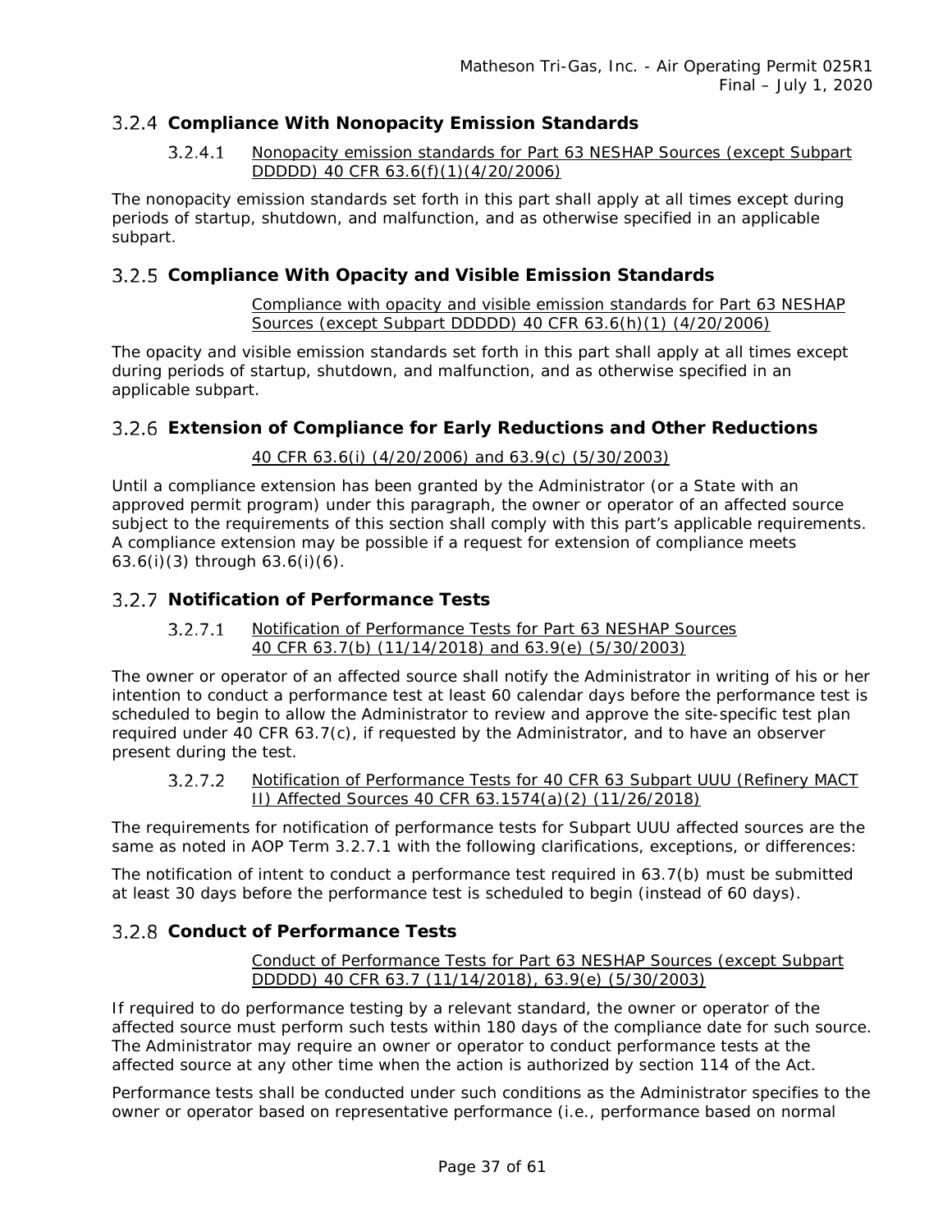### 3.2.4 Compliance With Nonopacity Emission Standards

#### 3.2.4.1 Nonopacity emission standards for Part 63 NESHAP Sources (except Subpart DDDDD) 40 CFR 63.6(f)(1)(4/20/2006)

The nonopacity emission standards set forth in this part shall apply at all times except during periods of startup, shutdown, and malfunction, and as otherwise specified in an applicable subpart.

### 3.2.5 Compliance With Opacity and Visible Emission Standards

Compliance with opacity and visible emission standards for Part 63 NESHAP Sources (except Subpart DDDDD) 40 CFR 63.6(h)(1) (4/20/2006)

The opacity and visible emission standards set forth in this part shall apply at all times except during periods of startup, shutdown, and malfunction, and as otherwise specified in an applicable subpart.

### 3.2.6 Extension of Compliance for Early Reductions and Other Reductions

40 CFR 63.6(i) (4/20/2006) and 63.9(c) (5/30/2003)

Until a compliance extension has been granted by the Administrator (or a State with an approved permit program) under this paragraph, the owner or operator of an affected source subject to the requirements of this section shall comply with this part's applicable requirements. A compliance extension may be possible if a request for extension of compliance meets 63.6(i)(3) through 63.6(i)(6).

### 3.2.7 Notification of Performance Tests

#### 3.2.7.1 Notification of Performance Tests for Part 63 NESHAP Sources 40 CFR 63.7(b) (11/14/2018) and 63.9(e) (5/30/2003)

The owner or operator of an affected source shall notify the Administrator in writing of his or her intention to conduct a performance test at least 60 calendar days before the performance test is scheduled to begin to allow the Administrator to review and approve the site-specific test plan required under 40 CFR 63.7(c), if requested by the Administrator, and to have an observer present during the test.

#### 3.2.7.2 Notification of Performance Tests for 40 CFR 63 Subpart UUU (Refinery MACT II) Affected Sources 40 CFR 63.1574(a)(2) (11/26/2018)

The requirements for notification of performance tests for Subpart UUU affected sources are the same as noted in AOP Term 3.2.7.1 with the following clarifications, exceptions, or differences:

The notification of intent to conduct a performance test required in 63.7(b) must be submitted at least 30 days before the performance test is scheduled to begin (instead of 60 days).

### 3.2.8 Conduct of Performance Tests

Conduct of Performance Tests for Part 63 NESHAP Sources (except Subpart DDDDD) 40 CFR 63.7 (11/14/2018), 63.9(e) (5/30/2003)

If required to do performance testing by a relevant standard, the owner or operator of the affected source must perform such tests within 180 days of the compliance date for such source. The Administrator may require an owner or operator to conduct performance tests at the affected source at any other time when the action is authorized by section 114 of the Act.

Performance tests shall be conducted under such conditions as the Administrator specifies to the owner or operator based on representative performance (i.e., performance based on normal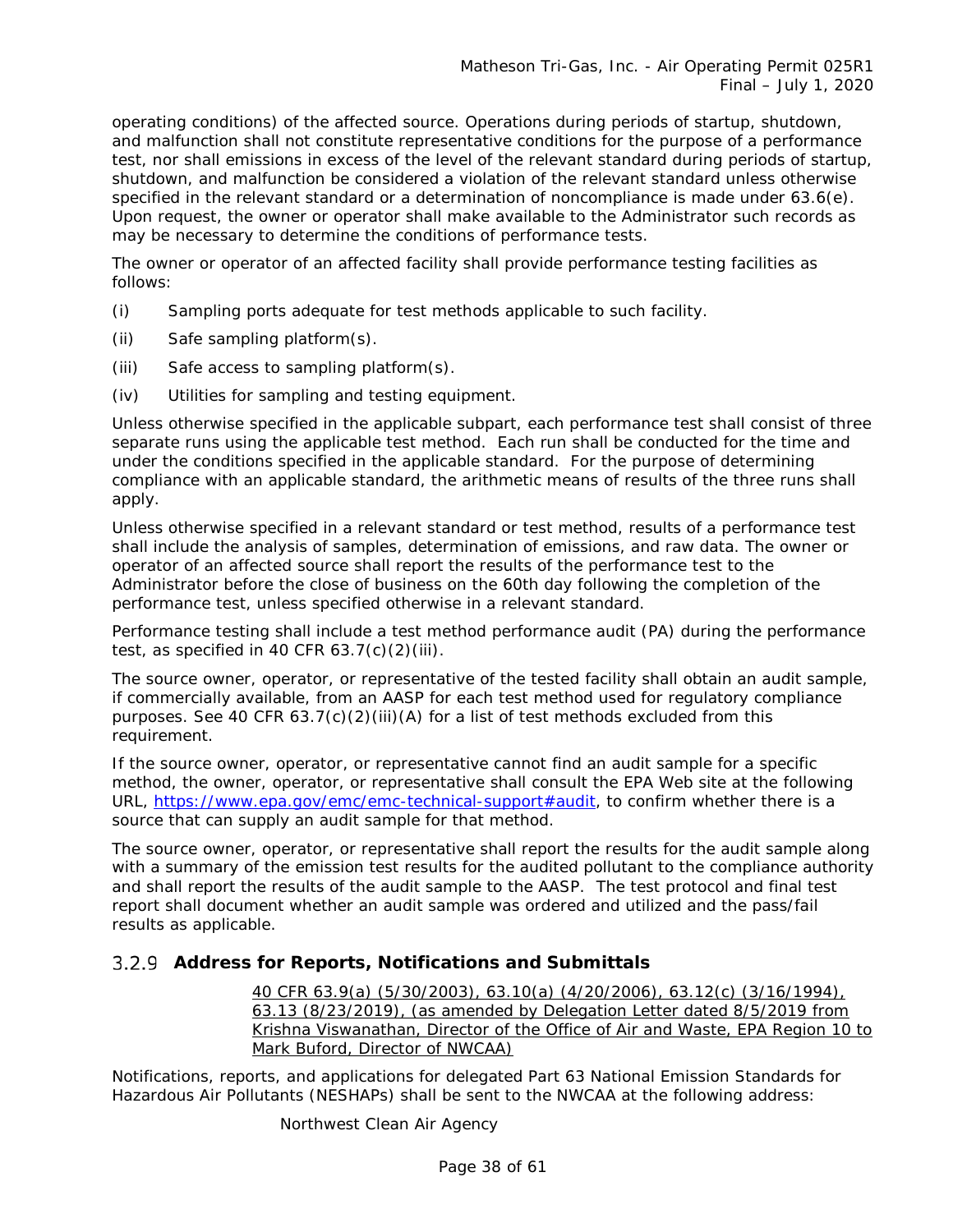operating conditions) of the affected source. Operations during periods of startup, shutdown, and malfunction shall not constitute representative conditions for the purpose of a performance test, nor shall emissions in excess of the level of the relevant standard during periods of startup, shutdown, and malfunction be considered a violation of the relevant standard unless otherwise specified in the relevant standard or a determination of noncompliance is made under 63.6(e). Upon request, the owner or operator shall make available to the Administrator such records as may be necessary to determine the conditions of performance tests.

The owner or operator of an affected facility shall provide performance testing facilities as follows:

(i) Sampling ports adequate for test methods applicable to such facility.

(ii) Safe sampling platform(s).

(iii) Safe access to sampling platform(s).

(iv) Utilities for sampling and testing equipment.

Unless otherwise specified in the applicable subpart, each performance test shall consist of three separate runs using the applicable test method. Each run shall be conducted for the time and under the conditions specified in the applicable standard. For the purpose of determining compliance with an applicable standard, the arithmetic means of results of the three runs shall apply.

Unless otherwise specified in a relevant standard or test method, results of a performance test shall include the analysis of samples, determination of emissions, and raw data. The owner or operator of an affected source shall report the results of the performance test to the Administrator before the close of business on the 60th day following the completion of the performance test, unless specified otherwise in a relevant standard.

Performance testing shall include a test method performance audit (PA) during the performance test, as specified in 40 CFR 63.7(c)(2)(iii).

The source owner, operator, or representative of the tested facility shall obtain an audit sample, if commercially available, from an AASP for each test method used for regulatory compliance purposes. See 40 CFR 63.7(c)(2)(iii)(A) for a list of test methods excluded from this requirement.

If the source owner, operator, or representative cannot find an audit sample for a specific method, the owner, operator, or representative shall consult the EPA Web site at the following URL, https://www.epa.gov/emc/emc-technical-support#audit, to confirm whether there is a source that can supply an audit sample for that method.

The source owner, operator, or representative shall report the results for the audit sample along with a summary of the emission test results for the audited pollutant to the compliance authority and shall report the results of the audit sample to the AASP. The test protocol and final test report shall document whether an audit sample was ordered and utilized and the pass/fail results as applicable.

### 3.2.9 Address for Reports, Notifications and Submittals

40 CFR 63.9(a) (5/30/2003), 63.10(a) (4/20/2006), 63.12(c) (3/16/1994), 63.13 (8/23/2019), (as amended by Delegation Letter dated 8/5/2019 from Krishna Viswanathan, Director of the Office of Air and Waste, EPA Region 10 to Mark Buford, Director of NWCAA)

Notifications, reports, and applications for delegated Part 63 National Emission Standards for Hazardous Air Pollutants (NESHAPs) shall be sent to the NWCAA at the following address:

Northwest Clean Air Agency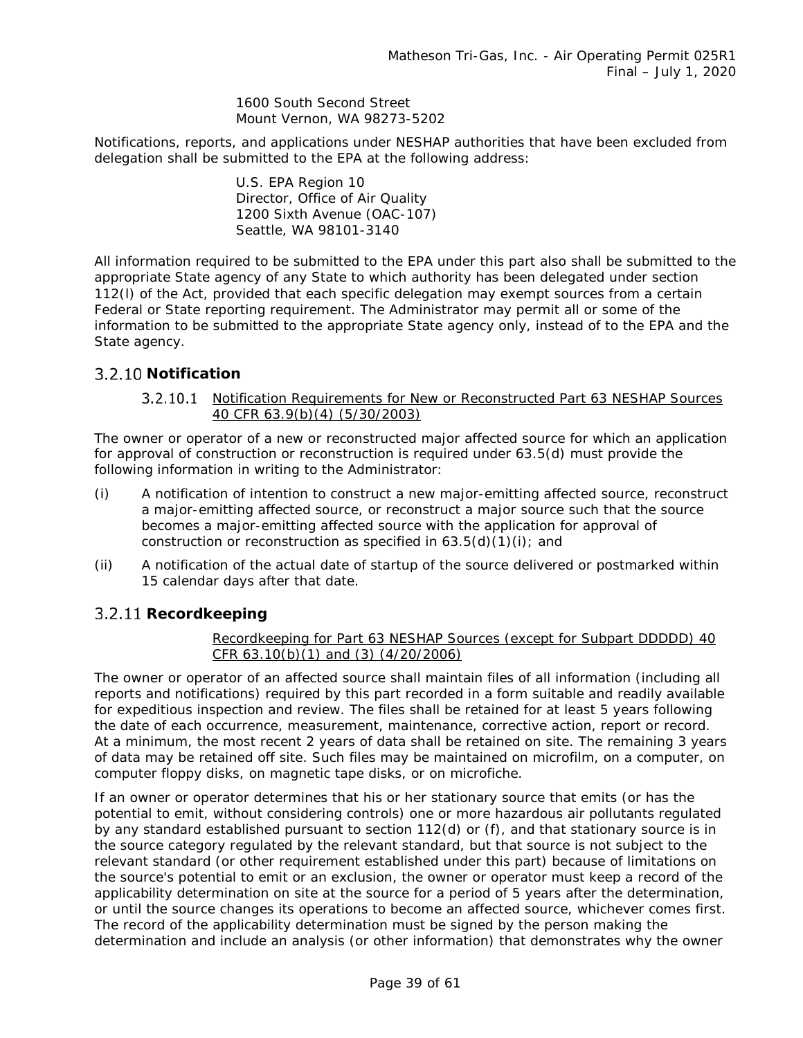1600 South Second Street
Mount Vernon, WA 98273-5202

Notifications, reports, and applications under NESHAP authorities that have been excluded from delegation shall be submitted to the EPA at the following address:

U.S. EPA Region 10
Director, Office of Air Quality
1200 Sixth Avenue (OAC-107)
Seattle, WA 98101-3140

All information required to be submitted to the EPA under this part also shall be submitted to the appropriate State agency of any State to which authority has been delegated under section 112(l) of the Act, provided that each specific delegation may exempt sources from a certain Federal or State reporting requirement. The Administrator may permit all or some of the information to be submitted to the appropriate State agency only, instead of to the EPA and the State agency.

### 3.2.10 Notification

#### 3.2.10.1 Notification Requirements for New or Reconstructed Part 63 NESHAP Sources 40 CFR 63.9(b)(4) (5/30/2003)

The owner or operator of a new or reconstructed major affected source for which an application for approval of construction or reconstruction is required under 63.5(d) must provide the following information in writing to the Administrator:

(i) A notification of intention to construct a new major-emitting affected source, reconstruct a major-emitting affected source, or reconstruct a major source such that the source becomes a major-emitting affected source with the application for approval of construction or reconstruction as specified in 63.5(d)(1)(i); and

(ii) A notification of the actual date of startup of the source delivered or postmarked within 15 calendar days after that date.

### 3.2.11 Recordkeeping

#### Recordkeeping for Part 63 NESHAP Sources (except for Subpart DDDDD) 40 CFR 63.10(b)(1) and (3) (4/20/2006)

The owner or operator of an affected source shall maintain files of all information (including all reports and notifications) required by this part recorded in a form suitable and readily available for expeditious inspection and review. The files shall be retained for at least 5 years following the date of each occurrence, measurement, maintenance, corrective action, report or record. At a minimum, the most recent 2 years of data shall be retained on site. The remaining 3 years of data may be retained off site. Such files may be maintained on microfilm, on a computer, on computer floppy disks, on magnetic tape disks, or on microfiche.

If an owner or operator determines that his or her stationary source that emits (or has the potential to emit, without considering controls) one or more hazardous air pollutants regulated by any standard established pursuant to section 112(d) or (f), and that stationary source is in the source category regulated by the relevant standard, but that source is not subject to the relevant standard (or other requirement established under this part) because of limitations on the source's potential to emit or an exclusion, the owner or operator must keep a record of the applicability determination on site at the source for a period of 5 years after the determination, or until the source changes its operations to become an affected source, whichever comes first. The record of the applicability determination must be signed by the person making the determination and include an analysis (or other information) that demonstrates why the owner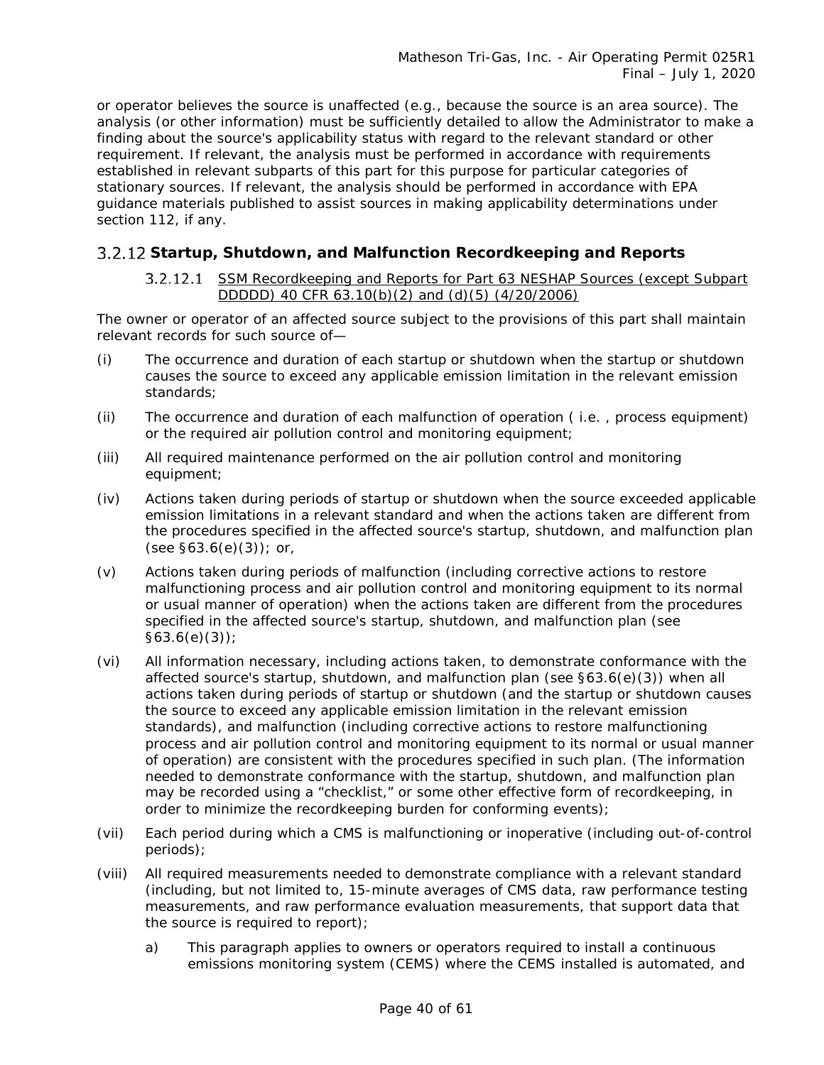or operator believes the source is unaffected (e.g., because the source is an area source). The analysis (or other information) must be sufficiently detailed to allow the Administrator to make a finding about the source's applicability status with regard to the relevant standard or other requirement. If relevant, the analysis must be performed in accordance with requirements established in relevant subparts of this part for this purpose for particular categories of stationary sources. If relevant, the analysis should be performed in accordance with EPA guidance materials published to assist sources in making applicability determinations under section 112, if any.

### 3.2.12 Startup, Shutdown, and Malfunction Recordkeeping and Reports

#### 3.2.12.1 SSM Recordkeeping and Reports for Part 63 NESHAP Sources (except Subpart DDDDD) 40 CFR 63.10(b)(2) and (d)(5) (4/20/2006)

The owner or operator of an affected source subject to the provisions of this part shall maintain relevant records for such source of—

(i) The occurrence and duration of each startup or shutdown when the startup or shutdown causes the source to exceed any applicable emission limitation in the relevant emission standards;

(ii) The occurrence and duration of each malfunction of operation ( i.e. , process equipment) or the required air pollution control and monitoring equipment;

(iii) All required maintenance performed on the air pollution control and monitoring equipment;

(iv) Actions taken during periods of startup or shutdown when the source exceeded applicable emission limitations in a relevant standard and when the actions taken are different from the procedures specified in the affected source's startup, shutdown, and malfunction plan (see §63.6(e)(3)); or,

(v) Actions taken during periods of malfunction (including corrective actions to restore malfunctioning process and air pollution control and monitoring equipment to its normal or usual manner of operation) when the actions taken are different from the procedures specified in the affected source's startup, shutdown, and malfunction plan (see §63.6(e)(3));

(vi) All information necessary, including actions taken, to demonstrate conformance with the affected source's startup, shutdown, and malfunction plan (see §63.6(e)(3)) when all actions taken during periods of startup or shutdown (and the startup or shutdown causes the source to exceed any applicable emission limitation in the relevant emission standards), and malfunction (including corrective actions to restore malfunctioning process and air pollution control and monitoring equipment to its normal or usual manner of operation) are consistent with the procedures specified in such plan. (The information needed to demonstrate conformance with the startup, shutdown, and malfunction plan may be recorded using a "checklist," or some other effective form of recordkeeping, in order to minimize the recordkeeping burden for conforming events);

(vii) Each period during which a CMS is malfunctioning or inoperative (including out-of-control periods);

(viii) All required measurements needed to demonstrate compliance with a relevant standard (including, but not limited to, 15-minute averages of CMS data, raw performance testing measurements, and raw performance evaluation measurements, that support data that the source is required to report);

   a) This paragraph applies to owners or operators required to install a continuous emissions monitoring system (CEMS) where the CEMS installed is automated, and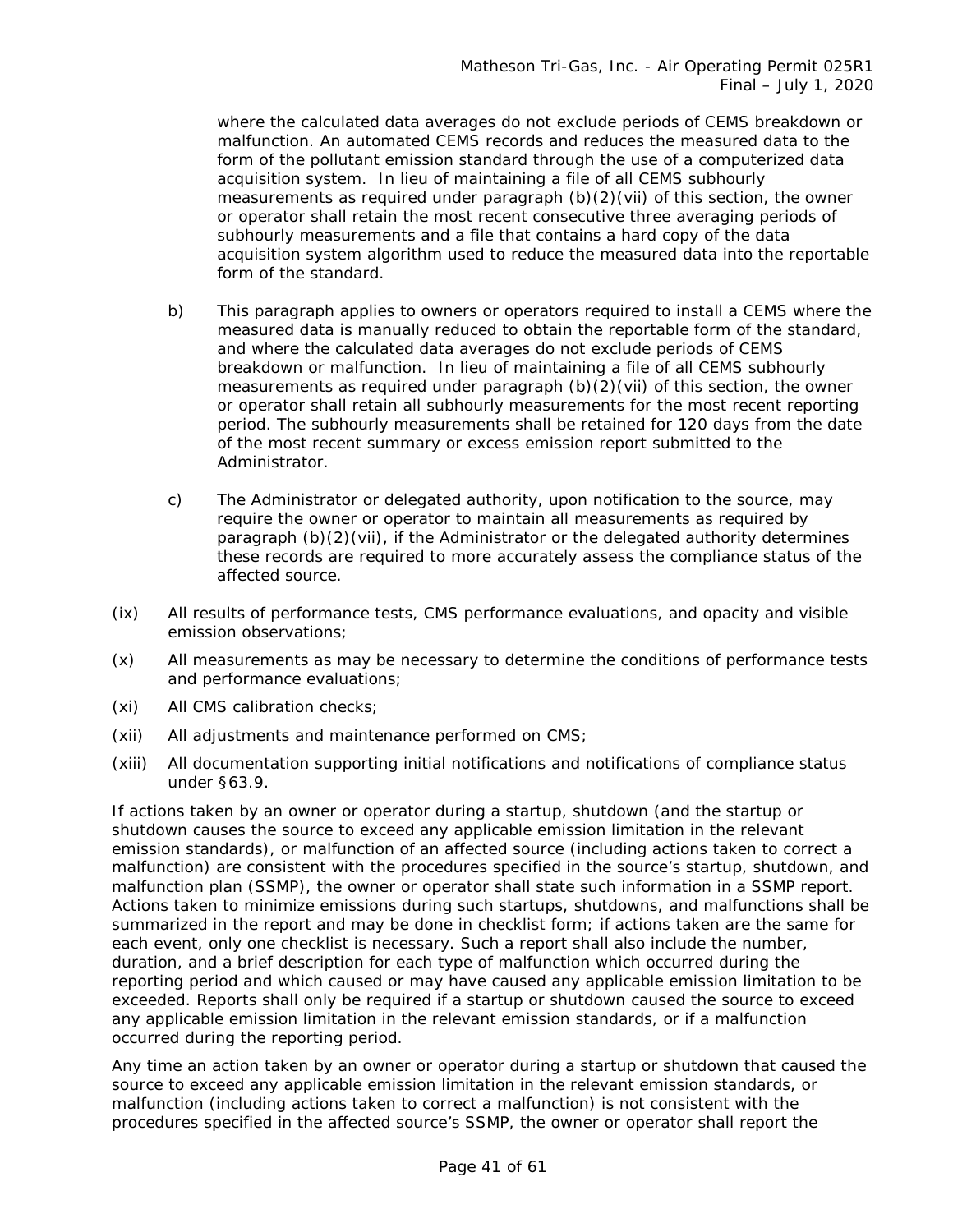where the calculated data averages do not exclude periods of CEMS breakdown or malfunction. An automated CEMS records and reduces the measured data to the form of the pollutant emission standard through the use of a computerized data acquisition system. In lieu of maintaining a file of all CEMS subhourly measurements as required under paragraph (b)(2)(vii) of this section, the owner or operator shall retain the most recent consecutive three averaging periods of subhourly measurements and a file that contains a hard copy of the data acquisition system algorithm used to reduce the measured data into the reportable form of the standard.

b) This paragraph applies to owners or operators required to install a CEMS where the measured data is manually reduced to obtain the reportable form of the standard, and where the calculated data averages do not exclude periods of CEMS breakdown or malfunction. In lieu of maintaining a file of all CEMS subhourly measurements as required under paragraph (b)(2)(vii) of this section, the owner or operator shall retain all subhourly measurements for the most recent reporting period. The subhourly measurements shall be retained for 120 days from the date of the most recent summary or excess emission report submitted to the Administrator.

c) The Administrator or delegated authority, upon notification to the source, may require the owner or operator to maintain all measurements as required by paragraph (b)(2)(vii), if the Administrator or the delegated authority determines these records are required to more accurately assess the compliance status of the affected source.

(ix) All results of performance tests, CMS performance evaluations, and opacity and visible emission observations;

(x) All measurements as may be necessary to determine the conditions of performance tests and performance evaluations;

(xi) All CMS calibration checks;

(xii) All adjustments and maintenance performed on CMS;

(xiii) All documentation supporting initial notifications and notifications of compliance status under §63.9.

If actions taken by an owner or operator during a startup, shutdown (and the startup or shutdown causes the source to exceed any applicable emission limitation in the relevant emission standards), or malfunction of an affected source (including actions taken to correct a malfunction) are consistent with the procedures specified in the source's startup, shutdown, and malfunction plan (SSMP), the owner or operator shall state such information in a SSMP report. Actions taken to minimize emissions during such startups, shutdowns, and malfunctions shall be summarized in the report and may be done in checklist form; if actions taken are the same for each event, only one checklist is necessary. Such a report shall also include the number, duration, and a brief description for each type of malfunction which occurred during the reporting period and which caused or may have caused any applicable emission limitation to be exceeded. Reports shall only be required if a startup or shutdown caused the source to exceed any applicable emission limitation in the relevant emission standards, or if a malfunction occurred during the reporting period.

Any time an action taken by an owner or operator during a startup or shutdown that caused the source to exceed any applicable emission limitation in the relevant emission standards, or malfunction (including actions taken to correct a malfunction) is not consistent with the procedures specified in the affected source's SSMP, the owner or operator shall report the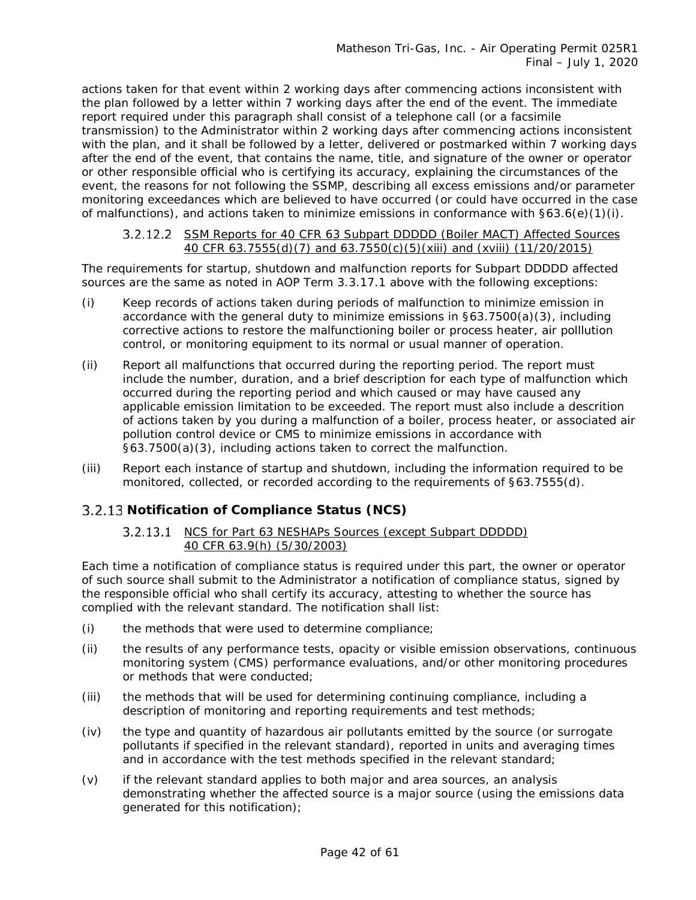actions taken for that event within 2 working days after commencing actions inconsistent with the plan followed by a letter within 7 working days after the end of the event. The immediate report required under this paragraph shall consist of a telephone call (or a facsimile transmission) to the Administrator within 2 working days after commencing actions inconsistent with the plan, and it shall be followed by a letter, delivered or postmarked within 7 working days after the end of the event, that contains the name, title, and signature of the owner or operator or other responsible official who is certifying its accuracy, explaining the circumstances of the event, the reasons for not following the SSMP, describing all excess emissions and/or parameter monitoring exceedances which are believed to have occurred (or could have occurred in the case of malfunctions), and actions taken to minimize emissions in conformance with §63.6(e)(1)(i).

#### 3.2.12.2 SSM Reports for 40 CFR 63 Subpart DDDDD (Boiler MACT) Affected Sources 40 CFR 63.7555(d)(7) and 63.7550(c)(5)(xiii) and (xviii) (11/20/2015)

The requirements for startup, shutdown and malfunction reports for Subpart DDDDD affected sources are the same as noted in AOP Term 3.3.17.1 above with the following exceptions:

(i) Keep records of actions taken during periods of malfunction to minimize emission in accordance with the general duty to minimize emissions in §63.7500(a)(3), including corrective actions to restore the malfunctioning boiler or process heater, air polllution control, or monitoring equipment to its normal or usual manner of operation.

(ii) Report all malfunctions that occurred during the reporting period. The report must include the number, duration, and a brief description for each type of malfunction which occurred during the reporting period and which caused or may have caused any applicable emission limitation to be exceeded. The report must also include a descrition of actions taken by you during a malfunction of a boiler, process heater, or associated air pollution control device or CMS to minimize emissions in accordance with §63.7500(a)(3), including actions taken to correct the malfunction.

(iii) Report each instance of startup and shutdown, including the information required to be monitored, collected, or recorded according to the requirements of §63.7555(d).

### 3.2.13 Notification of Compliance Status (NCS)

#### 3.2.13.1 NCS for Part 63 NESHAPs Sources (except Subpart DDDDD) 40 CFR 63.9(h) (5/30/2003)

Each time a notification of compliance status is required under this part, the owner or operator of such source shall submit to the Administrator a notification of compliance status, signed by the responsible official who shall certify its accuracy, attesting to whether the source has complied with the relevant standard. The notification shall list:

(i) the methods that were used to determine compliance;

(ii) the results of any performance tests, opacity or visible emission observations, continuous monitoring system (CMS) performance evaluations, and/or other monitoring procedures or methods that were conducted;

(iii) the methods that will be used for determining continuing compliance, including a description of monitoring and reporting requirements and test methods;

(iv) the type and quantity of hazardous air pollutants emitted by the source (or surrogate pollutants if specified in the relevant standard), reported in units and averaging times and in accordance with the test methods specified in the relevant standard;

(v) if the relevant standard applies to both major and area sources, an analysis demonstrating whether the affected source is a major source (using the emissions data generated for this notification);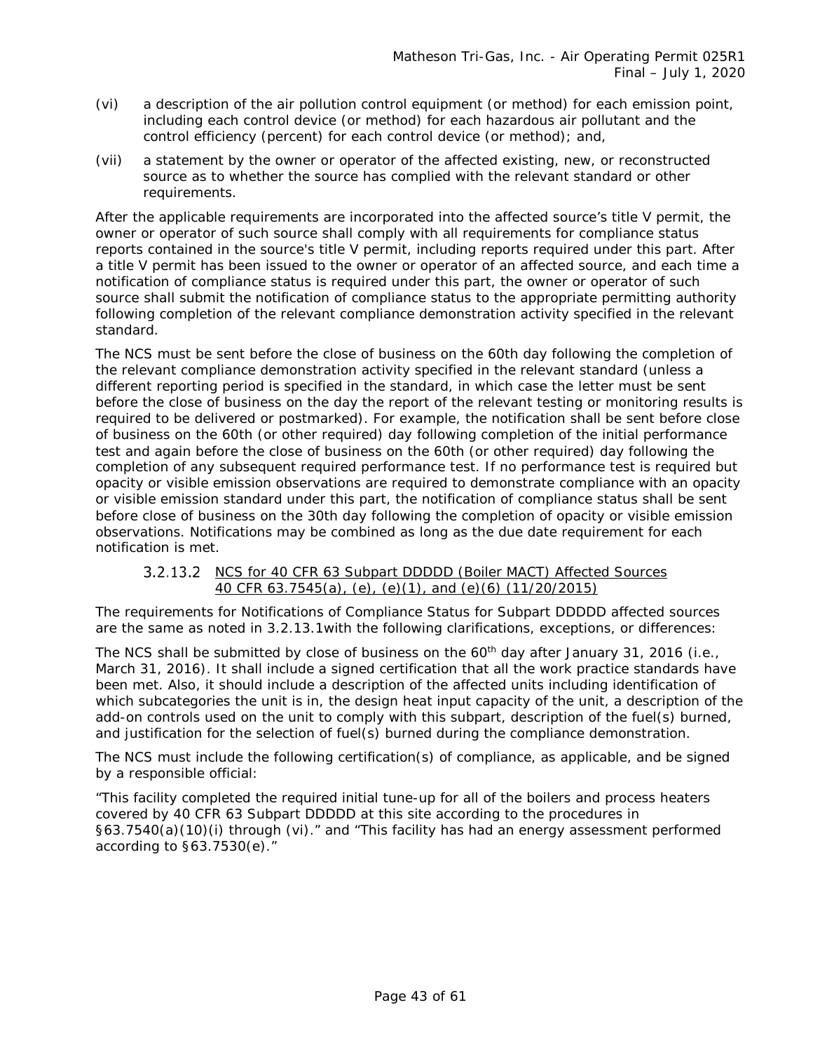(vi) a description of the air pollution control equipment (or method) for each emission point, including each control device (or method) for each hazardous air pollutant and the control efficiency (percent) for each control device (or method); and,

(vii) a statement by the owner or operator of the affected existing, new, or reconstructed source as to whether the source has complied with the relevant standard or other requirements.

After the applicable requirements are incorporated into the affected source's title V permit, the owner or operator of such source shall comply with all requirements for compliance status reports contained in the source's title V permit, including reports required under this part. After a title V permit has been issued to the owner or operator of an affected source, and each time a notification of compliance status is required under this part, the owner or operator of such source shall submit the notification of compliance status to the appropriate permitting authority following completion of the relevant compliance demonstration activity specified in the relevant standard.

The NCS must be sent before the close of business on the 60th day following the completion of the relevant compliance demonstration activity specified in the relevant standard (unless a different reporting period is specified in the standard, in which case the letter must be sent before the close of business on the day the report of the relevant testing or monitoring results is required to be delivered or postmarked). For example, the notification shall be sent before close of business on the 60th (or other required) day following completion of the initial performance test and again before the close of business on the 60th (or other required) day following the completion of any subsequent required performance test. If no performance test is required but opacity or visible emission observations are required to demonstrate compliance with an opacity or visible emission standard under this part, the notification of compliance status shall be sent before close of business on the 30th day following the completion of opacity or visible emission observations. Notifications may be combined as long as the due date requirement for each notification is met.

#### 3.2.13.2 NCS for 40 CFR 63 Subpart DDDDD (Boiler MACT) Affected Sources 40 CFR 63.7545(a), (e), (e)(1), and (e)(6) (11/20/2015)

The requirements for Notifications of Compliance Status for Subpart DDDDD affected sources are the same as noted in 3.2.13.1with the following clarifications, exceptions, or differences:

The NCS shall be submitted by close of business on the 60th day after January 31, 2016 (i.e., March 31, 2016). It shall include a signed certification that all the work practice standards have been met. Also, it should include a description of the affected units including identification of which subcategories the unit is in, the design heat input capacity of the unit, a description of the add-on controls used on the unit to comply with this subpart, description of the fuel(s) burned, and justification for the selection of fuel(s) burned during the compliance demonstration.

The NCS must include the following certification(s) of compliance, as applicable, and be signed by a responsible official:

"This facility completed the required initial tune-up for all of the boilers and process heaters covered by 40 CFR 63 Subpart DDDDD at this site according to the procedures in §63.7540(a)(10)(i) through (vi)." and "This facility has had an energy assessment performed according to §63.7530(e)."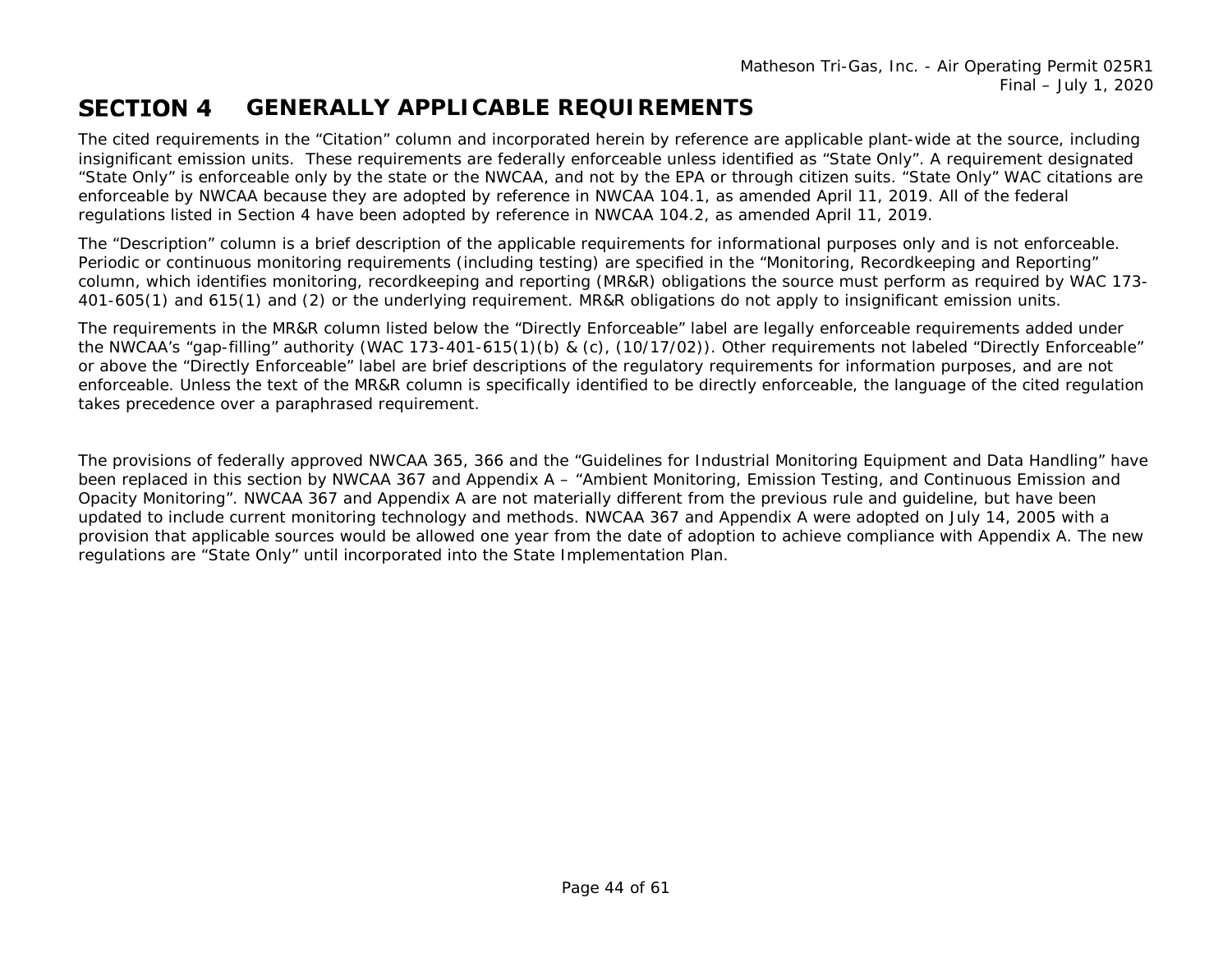# SECTION 4 GENERALLY APPLICABLE REQUIREMENTS

The cited requirements in the "Citation" column and incorporated herein by reference are applicable plant-wide at the source, including insignificant emission units. These requirements are federally enforceable unless identified as "State Only". A requirement designated "State Only" is enforceable only by the state or the NWCAA, and not by the EPA or through citizen suits. "State Only" WAC citations are enforceable by NWCAA because they are adopted by reference in NWCAA 104.1, as amended April 11, 2019. All of the federal regulations listed in Section 4 have been adopted by reference in NWCAA 104.2, as amended April 11, 2019.

The "Description" column is a brief description of the applicable requirements for informational purposes only and is not enforceable. Periodic or continuous monitoring requirements (including testing) are specified in the "Monitoring, Recordkeeping and Reporting" column, which identifies monitoring, recordkeeping and reporting (MR&R) obligations the source must perform as required by WAC 173-401-605(1) and 615(1) and (2) or the underlying requirement. MR&R obligations do not apply to insignificant emission units.

The requirements in the MR&R column listed below the "Directly Enforceable" label are legally enforceable requirements added under the NWCAA's "gap-filling" authority (WAC 173-401-615(1)(b) & (c), (10/17/02)). Other requirements not labeled "Directly Enforceable" or above the "Directly Enforceable" label are brief descriptions of the regulatory requirements for information purposes, and are not enforceable. Unless the text of the MR&R column is specifically identified to be directly enforceable, the language of the cited regulation takes precedence over a paraphrased requirement.

The provisions of federally approved NWCAA 365, 366 and the "Guidelines for Industrial Monitoring Equipment and Data Handling" have been replaced in this section by NWCAA 367 and Appendix A – "Ambient Monitoring, Emission Testing, and Continuous Emission and Opacity Monitoring". NWCAA 367 and Appendix A are not materially different from the previous rule and guideline, but have been updated to include current monitoring technology and methods. NWCAA 367 and Appendix A were adopted on July 14, 2005 with a provision that applicable sources would be allowed one year from the date of adoption to achieve compliance with Appendix A. The new regulations are "State Only" until incorporated into the State Implementation Plan.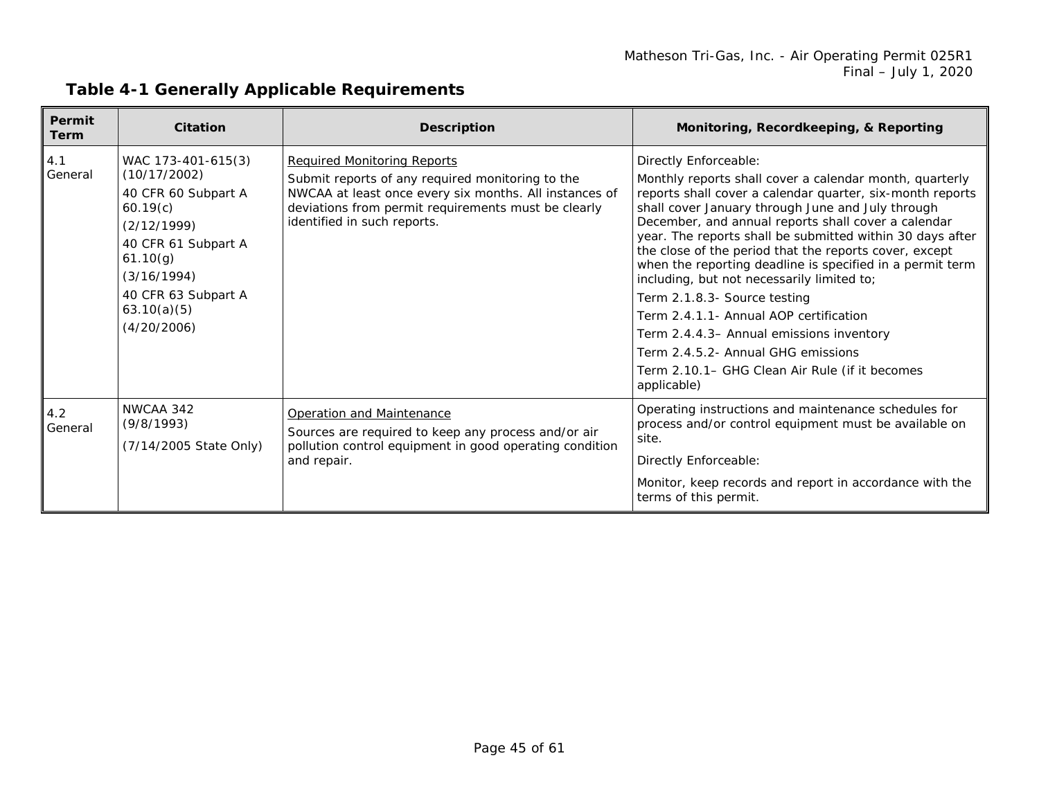## Table 4-1 Generally Applicable Requirements

| Permit Term | Citation | Description | Monitoring, Recordkeeping, & Reporting |
|---|---|---|---|
| 4.1 General | WAC 173-401-615(3) (10/17/2002)<br>40 CFR 60 Subpart A 60.19(c)<br>(2/12/1999)<br>40 CFR 61 Subpart A 61.10(g)<br>(3/16/1994)<br>40 CFR 63 Subpart A 63.10(a)(5)<br>(4/20/2006) | <u>Required Monitoring Reports</u><br>Submit reports of any required monitoring to the NWCAA at least once every six months. All instances of deviations from permit requirements must be clearly identified in such reports. | Directly Enforceable:<br>Monthly reports shall cover a calendar month, quarterly reports shall cover a calendar quarter, six-month reports shall cover January through June and July through December, and annual reports shall cover a calendar year. The reports shall be submitted within 30 days after the close of the period that the reports cover, except when the reporting deadline is specified in a permit term including, but not necessarily limited to;<br>Term 2.1.8.3- Source testing<br>Term 2.4.1.1- Annual AOP certification<br>Term 2.4.4.3– Annual emissions inventory<br>Term 2.4.5.2- Annual GHG emissions<br>Term 2.10.1– GHG Clean Air Rule (if it becomes applicable) |
| 4.2 General | NWCAA 342 (9/8/1993)<br>(7/14/2005 State Only) | <u>Operation and Maintenance</u><br>Sources are required to keep any process and/or air pollution control equipment in good operating condition and repair. | Operating instructions and maintenance schedules for process and/or control equipment must be available on site.<br>Directly Enforceable:<br>Monitor, keep records and report in accordance with the terms of this permit. |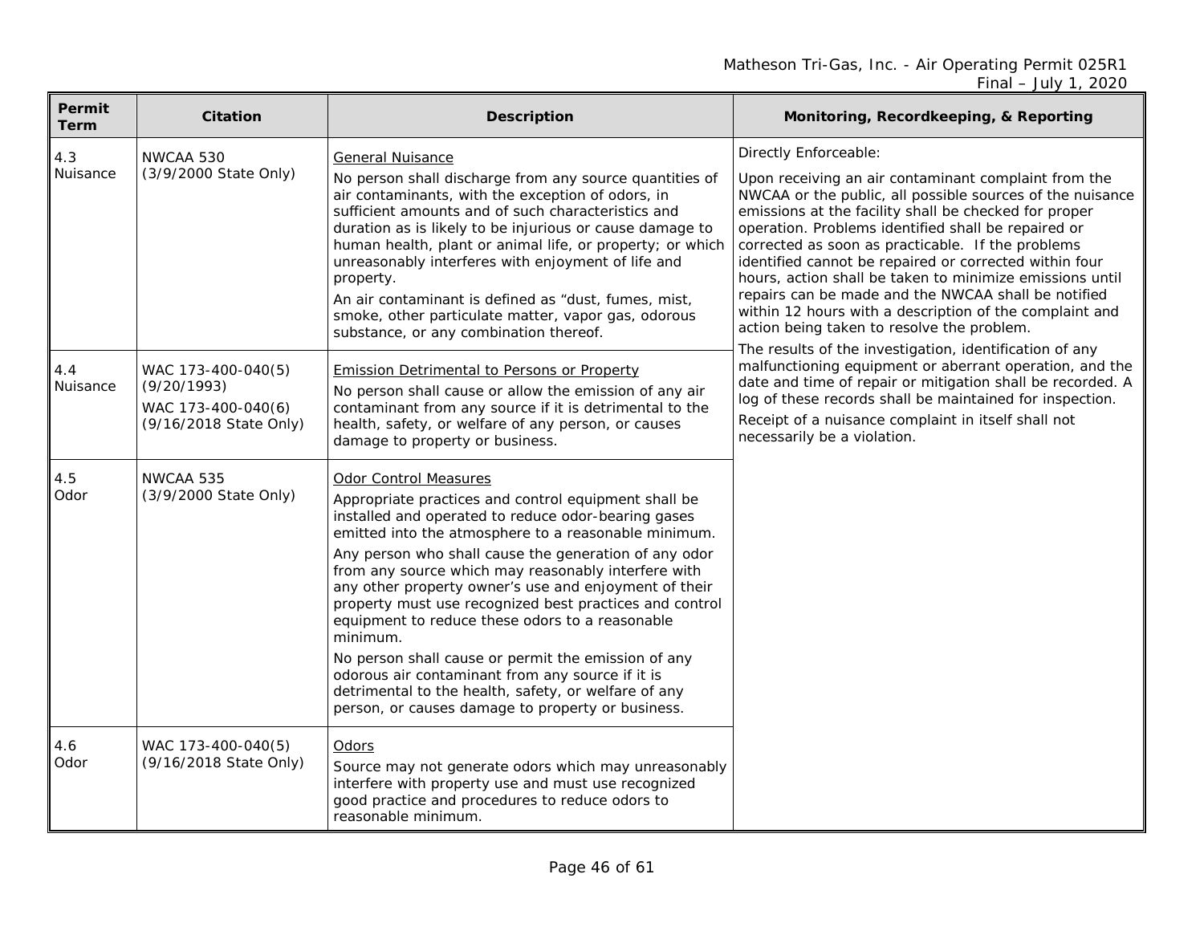| Permit Term | Citation | Description | Monitoring, Recordkeeping, & Reporting |
|---|---|---|---|
| 4.3 Nuisance | NWCAA 530 (3/9/2000 State Only) | General Nuisance<br><br>No person shall discharge from any source quantities of air contaminants, with the exception of odors, in sufficient amounts and of such characteristics and duration as is likely to be injurious or cause damage to human health, plant or animal life, or property; or which unreasonably interferes with enjoyment of life and property.<br><br>An air contaminant is defined as "dust, fumes, mist, smoke, other particulate matter, vapor gas, odorous substance, or any combination thereof. | Directly Enforceable:<br><br>Upon receiving an air contaminant complaint from the NWCAA or the public, all possible sources of the nuisance emissions at the facility shall be checked for proper operation. Problems identified shall be repaired or corrected as soon as practicable. If the problems identified cannot be repaired or corrected within four hours, action shall be taken to minimize emissions until repairs can be made and the NWCAA shall be notified within 12 hours with a description of the complaint and action being taken to resolve the problem.<br><br>The results of the investigation, identification of any malfunctioning equipment or aberrant operation, and the date and time of repair or mitigation shall be recorded. A log of these records shall be maintained for inspection.<br><br>Receipt of a nuisance complaint in itself shall not necessarily be a violation. |
| 4.4 Nuisance | WAC 173-400-040(5) (9/20/1993)<br><br>WAC 173-400-040(6) (9/16/2018 State Only) | Emission Detrimental to Persons or Property<br><br>No person shall cause or allow the emission of any air contaminant from any source if it is detrimental to the health, safety, or welfare of any person, or causes damage to property or business. | |
| 4.5 Odor | NWCAA 535 (3/9/2000 State Only) | Odor Control Measures<br><br>Appropriate practices and control equipment shall be installed and operated to reduce odor-bearing gases emitted into the atmosphere to a reasonable minimum.<br><br>Any person who shall cause the generation of any odor from any source which may reasonably interfere with any other property owner's use and enjoyment of their property must use recognized best practices and control equipment to reduce these odors to a reasonable minimum.<br><br>No person shall cause or permit the emission of any odorous air contaminant from any source if it is detrimental to the health, safety, or welfare of any person, or causes damage to property or business. | |
| 4.6 Odor | WAC 173-400-040(5) (9/16/2018 State Only) | Odors<br><br>Source may not generate odors which may unreasonably interfere with property use and must use recognized good practice and procedures to reduce odors to reasonable minimum. | |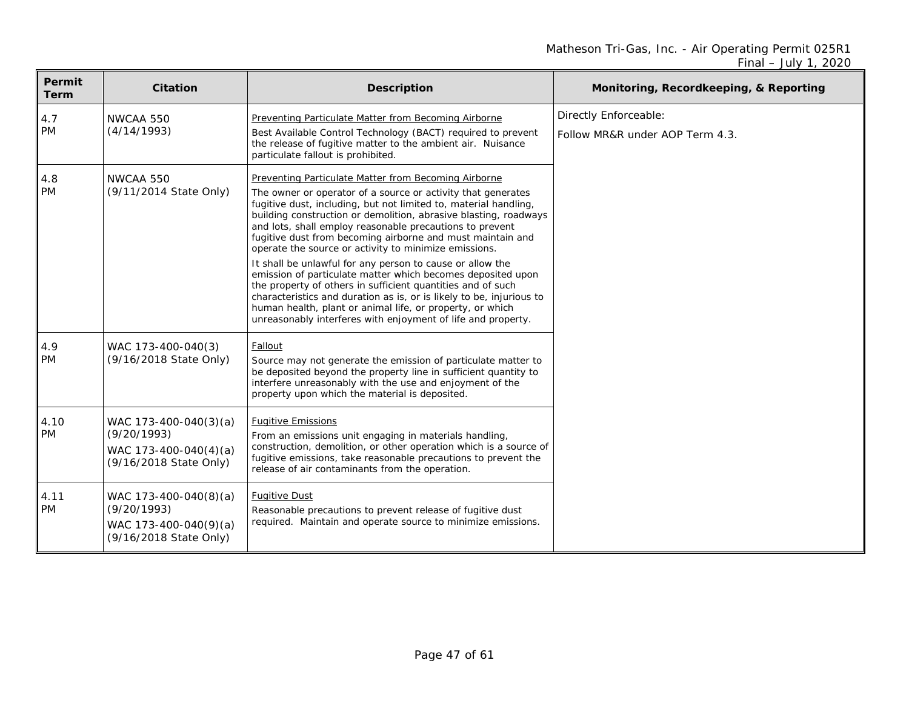| Permit Term | Citation | Description | Monitoring, Recordkeeping, & Reporting |
|---|---|---|---|
| 4.7 PM | NWCAA 550 (4/14/1993) | Preventing Particulate Matter from Becoming Airborne<br>Best Available Control Technology (BACT) required to prevent the release of fugitive matter to the ambient air. Nuisance particulate fallout is prohibited. | Directly Enforceable:<br>Follow MR&R under AOP Term 4.3. |
| 4.8 PM | NWCAA 550 (9/11/2014 State Only) | Preventing Particulate Matter from Becoming Airborne<br>The owner or operator of a source or activity that generates fugitive dust, including, but not limited to, material handling, building construction or demolition, abrasive blasting, roadways and lots, shall employ reasonable precautions to prevent fugitive dust from becoming airborne and must maintain and operate the source or activity to minimize emissions.<br>It shall be unlawful for any person to cause or allow the emission of particulate matter which becomes deposited upon the property of others in sufficient quantities and of such characteristics and duration as is, or is likely to be, injurious to human health, plant or animal life, or property, or which unreasonably interferes with enjoyment of life and property. | |
| 4.9 PM | WAC 173-400-040(3) (9/16/2018 State Only) | Fallout<br>Source may not generate the emission of particulate matter to be deposited beyond the property line in sufficient quantity to interfere unreasonably with the use and enjoyment of the property upon which the material is deposited. | |
| 4.10 PM | WAC 173-400-040(3)(a) (9/20/1993)<br>WAC 173-400-040(4)(a) (9/16/2018 State Only) | Fugitive Emissions<br>From an emissions unit engaging in materials handling, construction, demolition, or other operation which is a source of fugitive emissions, take reasonable precautions to prevent the release of air contaminants from the operation. | |
| 4.11 PM | WAC 173-400-040(8)(a) (9/20/1993)<br>WAC 173-400-040(9)(a) (9/16/2018 State Only) | Fugitive Dust<br>Reasonable precautions to prevent release of fugitive dust required. Maintain and operate source to minimize emissions. | |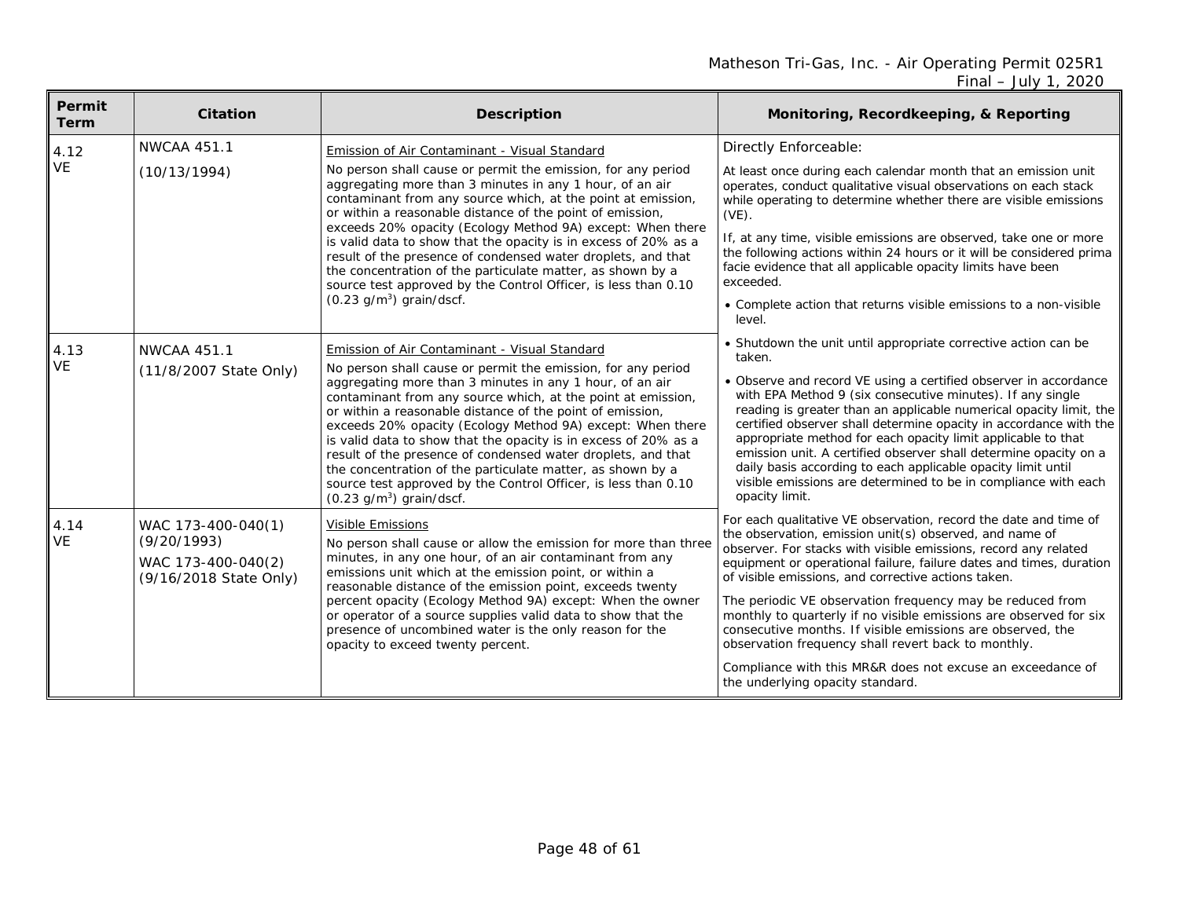| Permit Term | Citation | Description | Monitoring, Recordkeeping, & Reporting |
|---|---|---|---|
| 4.12 VE | NWCAA 451.1 (10/13/1994) | Emission of Air Contaminant - Visual Standard<br>No person shall cause or permit the emission, for any period aggregating more than 3 minutes in any 1 hour, of an air contaminant from any source which, at the point at emission, or within a reasonable distance of the point of emission, exceeds 20% opacity (Ecology Method 9A) except: When there is valid data to show that the opacity is in excess of 20% as a result of the presence of condensed water droplets, and that the concentration of the particulate matter, as shown by a source test approved by the Control Officer, is less than 0.10 (0.23 $g/m^3$) grain/dscf. | Directly Enforceable:<br>At least once during each calendar month that an emission unit operates, conduct qualitative visual observations on each stack while operating to determine whether there are visible emissions (VE).<br>If, at any time, visible emissions are observed, take one or more the following actions within 24 hours or it will be considered prima facie evidence that all applicable opacity limits have been exceeded.<br>• Complete action that returns visible emissions to a non-visible level.<br>• Shutdown the unit until appropriate corrective action can be taken.<br>• Observe and record VE using a certified observer in accordance with EPA Method 9 (six consecutive minutes). If any single reading is greater than an applicable numerical opacity limit, the certified observer shall determine opacity in accordance with the appropriate method for each opacity limit applicable to that emission unit. A certified observer shall determine opacity on a daily basis according to each applicable opacity limit until visible emissions are determined to be in compliance with each opacity limit.<br>For each qualitative VE observation, record the date and time of the observation, emission unit(s) observed, and name of observer. For stacks with visible emissions, record any related equipment or operational failure, failure dates and times, duration of visible emissions, and corrective actions taken.<br>The periodic VE observation frequency may be reduced from monthly to quarterly if no visible emissions are observed for six consecutive months. If visible emissions are observed, the observation frequency shall revert back to monthly.<br>Compliance with this MR&R does not excuse an exceedance of the underlying opacity standard. |
| 4.13 VE | NWCAA 451.1 (11/8/2007 State Only) | Emission of Air Contaminant - Visual Standard<br>No person shall cause or permit the emission, for any period aggregating more than 3 minutes in any 1 hour, of an air contaminant from any source which, at the point at emission, or within a reasonable distance of the point of emission, exceeds 20% opacity (Ecology Method 9A) except: When there is valid data to show that the opacity is in excess of 20% as a result of the presence of condensed water droplets, and that the concentration of the particulate matter, as shown by a source test approved by the Control Officer, is less than 0.10 (0.23 $g/m^3$) grain/dscf. | |
| 4.14 VE | WAC 173-400-040(1) (9/20/1993)<br>WAC 173-400-040(2) (9/16/2018 State Only) | Visible Emissions<br>No person shall cause or allow the emission for more than three minutes, in any one hour, of an air contaminant from any emissions unit which at the emission point, or within a reasonable distance of the emission point, exceeds twenty percent opacity (Ecology Method 9A) except: When the owner or operator of a source supplies valid data to show that the presence of uncombined water is the only reason for the opacity to exceed twenty percent. | |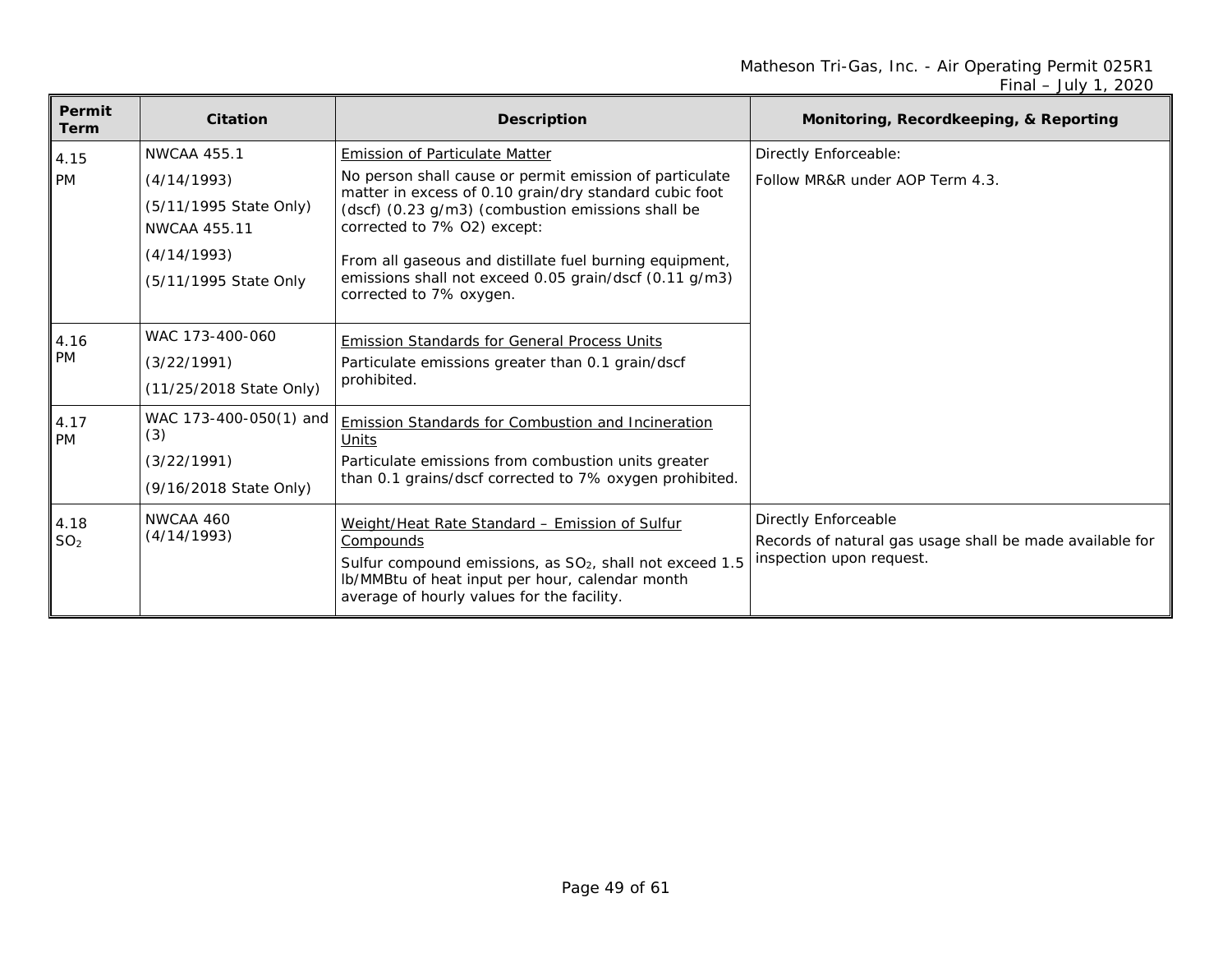| Permit Term | Citation | Description | Monitoring, Recordkeeping, & Reporting |
|---|---|---|---|
| 4.15 PM | NWCAA 455.1 (4/14/1993) (5/11/1995 State Only) NWCAA 455.11 (4/14/1993) (5/11/1995 State Only | Emission of Particulate Matter<br>No person shall cause or permit emission of particulate matter in excess of 0.10 grain/dry standard cubic foot (dscf) (0.23 g/m3) (combustion emissions shall be corrected to 7% O2) except:<br>From all gaseous and distillate fuel burning equipment, emissions shall not exceed 0.05 grain/dscf (0.11 g/m3) corrected to 7% oxygen. | Directly Enforceable:<br>Follow MR&R under AOP Term 4.3. |
| 4.16 PM | WAC 173-400-060 (3/22/1991) (11/25/2018 State Only) | Emission Standards for General Process Units<br>Particulate emissions greater than 0.1 grain/dscf prohibited. | |
| 4.17 PM | WAC 173-400-050(1) and (3) (3/22/1991) (9/16/2018 State Only) | Emission Standards for Combustion and Incineration Units<br>Particulate emissions from combustion units greater than 0.1 grains/dscf corrected to 7% oxygen prohibited. | |
| 4.18 $SO_2$ | NWCAA 460 (4/14/1993) | Weight/Heat Rate Standard – Emission of Sulfur Compounds<br>Sulfur compound emissions, as $SO_2$, shall not exceed 1.5 lb/MMBtu of heat input per hour, calendar month average of hourly values for the facility. | Directly Enforceable<br>Records of natural gas usage shall be made available for inspection upon request. |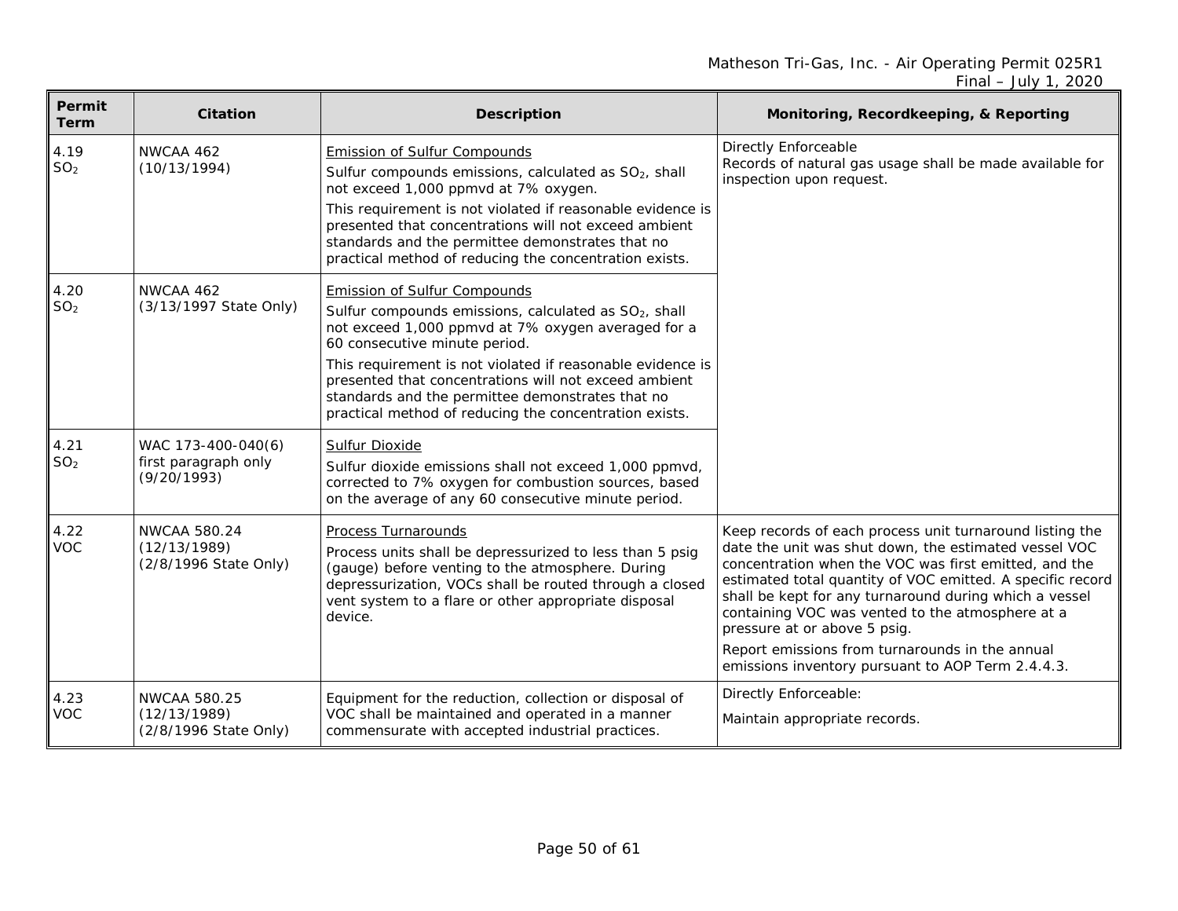| Permit Term | Citation | Description | Monitoring, Recordkeeping, & Reporting |
|---|---|---|---|
| 4.19 $SO_2$ | NWCAA 462 (10/13/1994) | Emission of Sulfur Compounds<br>Sulfur compounds emissions, calculated as $SO_2$, shall not exceed 1,000 ppmvd at 7% oxygen.<br>This requirement is not violated if reasonable evidence is presented that concentrations will not exceed ambient standards and the permittee demonstrates that no practical method of reducing the concentration exists. | Directly Enforceable<br>Records of natural gas usage shall be made available for inspection upon request. |
| 4.20 $SO_2$ | NWCAA 462 (3/13/1997 State Only) | Emission of Sulfur Compounds<br>Sulfur compounds emissions, calculated as $SO_2$, shall not exceed 1,000 ppmvd at 7% oxygen averaged for a 60 consecutive minute period.<br>This requirement is not violated if reasonable evidence is presented that concentrations will not exceed ambient standards and the permittee demonstrates that no practical method of reducing the concentration exists. | |
| 4.21 $SO_2$ | WAC 173-400-040(6) first paragraph only (9/20/1993) | Sulfur Dioxide<br>Sulfur dioxide emissions shall not exceed 1,000 ppmvd, corrected to 7% oxygen for combustion sources, based on the average of any 60 consecutive minute period. | |
| 4.22 VOC | NWCAA 580.24 (12/13/1989) (2/8/1996 State Only) | Process Turnarounds<br>Process units shall be depressurized to less than 5 psig (gauge) before venting to the atmosphere. During depressurization, VOCs shall be routed through a closed vent system to a flare or other appropriate disposal device. | Keep records of each process unit turnaround listing the date the unit was shut down, the estimated vessel VOC concentration when the VOC was first emitted, and the estimated total quantity of VOC emitted. A specific record shall be kept for any turnaround during which a vessel containing VOC was vented to the atmosphere at a pressure at or above 5 psig.<br>Report emissions from turnarounds in the annual emissions inventory pursuant to AOP Term 2.4.4.3. |
| 4.23 VOC | NWCAA 580.25 (12/13/1989) (2/8/1996 State Only) | Equipment for the reduction, collection or disposal of VOC shall be maintained and operated in a manner commensurate with accepted industrial practices. | Directly Enforceable:<br>Maintain appropriate records. |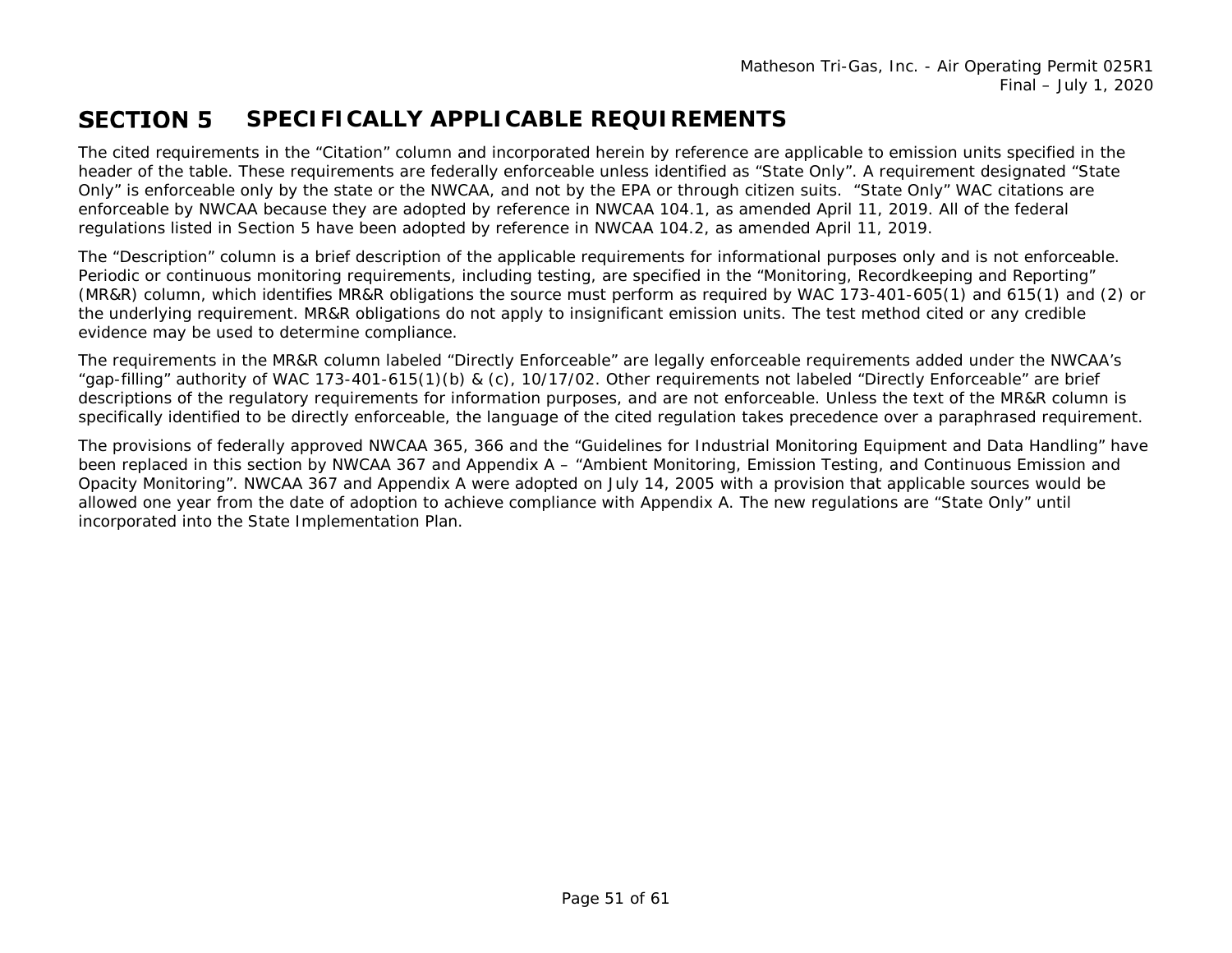# SECTION 5 SPECIFICALLY APPLICABLE REQUIREMENTS

The cited requirements in the "Citation" column and incorporated herein by reference are applicable to emission units specified in the header of the table. These requirements are federally enforceable unless identified as "State Only". A requirement designated "State Only" is enforceable only by the state or the NWCAA, and not by the EPA or through citizen suits. "State Only" WAC citations are enforceable by NWCAA because they are adopted by reference in NWCAA 104.1, as amended April 11, 2019. All of the federal regulations listed in Section 5 have been adopted by reference in NWCAA 104.2, as amended April 11, 2019.

The "Description" column is a brief description of the applicable requirements for informational purposes only and is not enforceable. Periodic or continuous monitoring requirements, including testing, are specified in the "Monitoring, Recordkeeping and Reporting" (MR&R) column, which identifies MR&R obligations the source must perform as required by WAC 173-401-605(1) and 615(1) and (2) or the underlying requirement. MR&R obligations do not apply to insignificant emission units. The test method cited or any credible evidence may be used to determine compliance.

The requirements in the MR&R column labeled "Directly Enforceable" are legally enforceable requirements added under the NWCAA's "gap-filling" authority of WAC 173-401-615(1)(b) & (c), 10/17/02. Other requirements not labeled "Directly Enforceable" are brief descriptions of the regulatory requirements for information purposes, and are not enforceable. Unless the text of the MR&R column is specifically identified to be directly enforceable, the language of the cited regulation takes precedence over a paraphrased requirement.

The provisions of federally approved NWCAA 365, 366 and the "Guidelines for Industrial Monitoring Equipment and Data Handling" have been replaced in this section by NWCAA 367 and Appendix A – "Ambient Monitoring, Emission Testing, and Continuous Emission and Opacity Monitoring". NWCAA 367 and Appendix A were adopted on July 14, 2005 with a provision that applicable sources would be allowed one year from the date of adoption to achieve compliance with Appendix A. The new regulations are "State Only" until incorporated into the State Implementation Plan.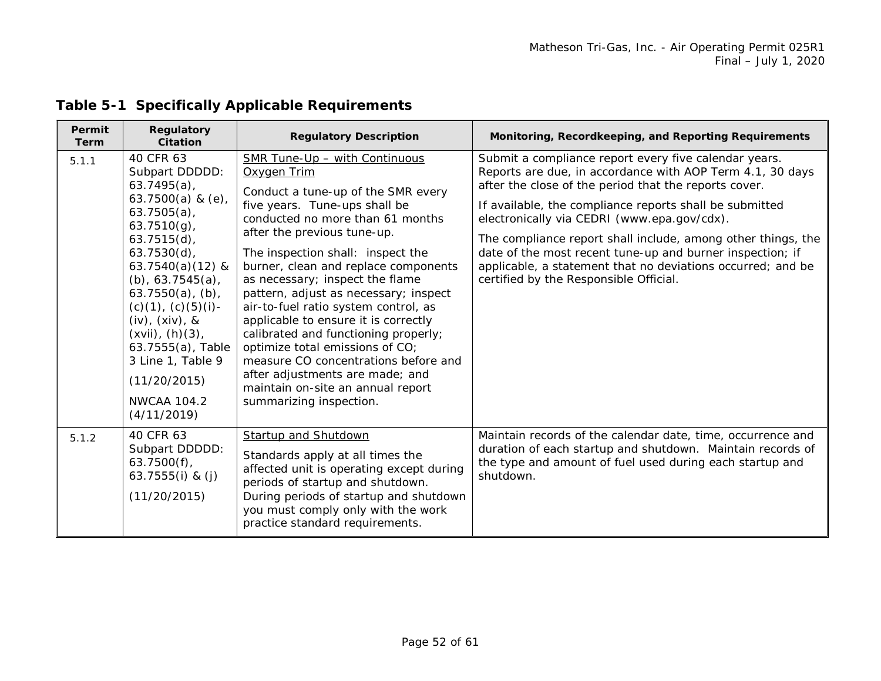## Table 5-1 Specifically Applicable Requirements

| Permit Term | Regulatory Citation | Regulatory Description | Monitoring, Recordkeeping, and Reporting Requirements |
|---|---|---|---|
| 5.1.1 | 40 CFR 63 Subpart DDDDD: 63.7495(a), 63.7500(a) & (e), 63.7505(a), 63.7510(g), 63.7515(d), 63.7530(d), 63.7540(a)(12) & (b), 63.7545(a), 63.7550(a), (b), (c)(1), (c)(5)(i)-(iv), (xiv), & (xvii), (h)(3), 63.7555(a), Table 3 Line 1, Table 9<br><br>(11/20/2015)<br><br>NWCAA 104.2 (4/11/2019) | <u>SMR Tune-Up – with Continuous Oxygen Trim</u><br><br>Conduct a tune-up of the SMR every five years. Tune-ups shall be conducted no more than 61 months after the previous tune-up.<br><br>The inspection shall: inspect the burner, clean and replace components as necessary; inspect the flame pattern, adjust as necessary; inspect air-to-fuel ratio system control, as applicable to ensure it is correctly calibrated and functioning properly; optimize total emissions of CO; measure CO concentrations before and after adjustments are made; and maintain on-site an annual report summarizing inspection. | Submit a compliance report every five calendar years. Reports are due, in accordance with AOP Term 4.1, 30 days after the close of the period that the reports cover.<br><br>If available, the compliance reports shall be submitted electronically via CEDRI (www.epa.gov/cdx).<br><br>The compliance report shall include, among other things, the date of the most recent tune-up and burner inspection; if applicable, a statement that no deviations occurred; and be certified by the Responsible Official. |
| 5.1.2 | 40 CFR 63 Subpart DDDDD: 63.7500(f), 63.7555(i) & (j)<br><br>(11/20/2015) | <u>Startup and Shutdown</u><br><br>Standards apply at all times the affected unit is operating except during periods of startup and shutdown. During periods of startup and shutdown you must comply only with the work practice standard requirements. | Maintain records of the calendar date, time, occurrence and duration of each startup and shutdown. Maintain records of the type and amount of fuel used during each startup and shutdown. |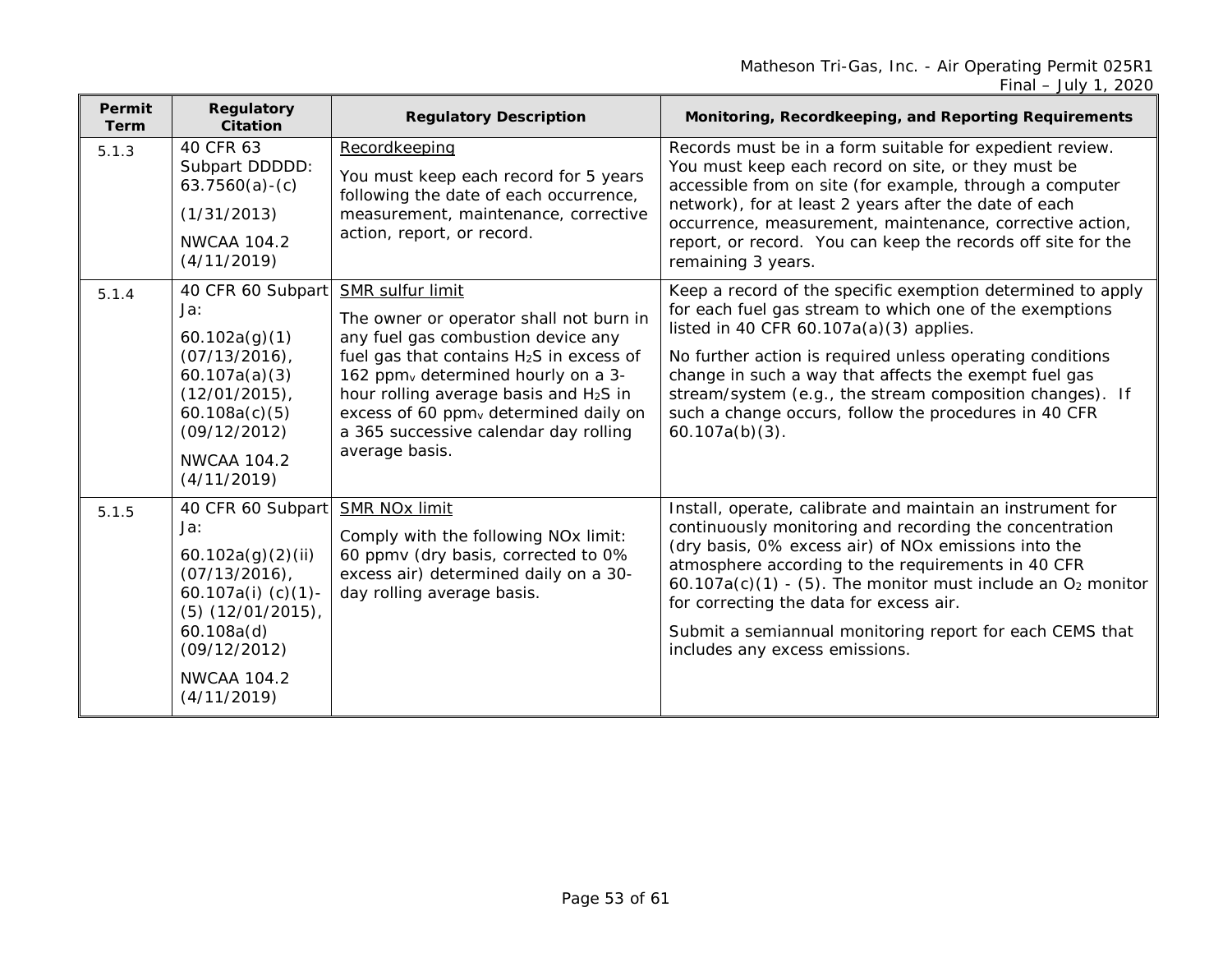| Permit Term | Regulatory Citation | Regulatory Description | Monitoring, Recordkeeping, and Reporting Requirements |
|---|---|---|---|
| 5.1.3 | 40 CFR 63 Subpart DDDDD: 63.7560(a)-(c)<br><br>(1/31/2013)<br><br>NWCAA 104.2 (4/11/2019) | Recordkeeping<br><br>You must keep each record for 5 years following the date of each occurrence, measurement, maintenance, corrective action, report, or record. | Records must be in a form suitable for expedient review. You must keep each record on site, or they must be accessible from on site (for example, through a computer network), for at least 2 years after the date of each occurrence, measurement, maintenance, corrective action, report, or record. You can keep the records off site for the remaining 3 years. |
| 5.1.4 | 40 CFR 60 Subpart Ja:<br><br>60.102a(g)(1) (07/13/2016), 60.107a(a)(3) (12/01/2015), 60.108a(c)(5) (09/12/2012)<br><br>NWCAA 104.2 (4/11/2019) | SMR sulfur limit<br><br>The owner or operator shall not burn in any fuel gas combustion device any fuel gas that contains $H_2S$ in excess of 162 $ppm_v$ determined hourly on a 3-hour rolling average basis and $H_2S$ in excess of 60 $ppm_v$ determined daily on a 365 successive calendar day rolling average basis. | Keep a record of the specific exemption determined to apply for each fuel gas stream to which one of the exemptions listed in 40 CFR 60.107a(a)(3) applies.<br><br>No further action is required unless operating conditions change in such a way that affects the exempt fuel gas stream/system (e.g., the stream composition changes). If such a change occurs, follow the procedures in 40 CFR 60.107a(b)(3). |
| 5.1.5 | 40 CFR 60 Subpart Ja:<br><br>60.102a(g)(2)(ii) (07/13/2016), 60.107a(i) (c)(1)-(5) (12/01/2015), 60.108a(d) (09/12/2012)<br><br>NWCAA 104.2 (4/11/2019) | SMR NOx limit<br><br>Comply with the following NOx limit: 60 ppmv (dry basis, corrected to 0% excess air) determined daily on a 30-day rolling average basis. | Install, operate, calibrate and maintain an instrument for continuously monitoring and recording the concentration (dry basis, 0% excess air) of NOx emissions into the atmosphere according to the requirements in 40 CFR 60.107a(c)(1) - (5). The monitor must include an $O_2$ monitor for correcting the data for excess air.<br><br>Submit a semiannual monitoring report for each CEMS that includes any excess emissions. |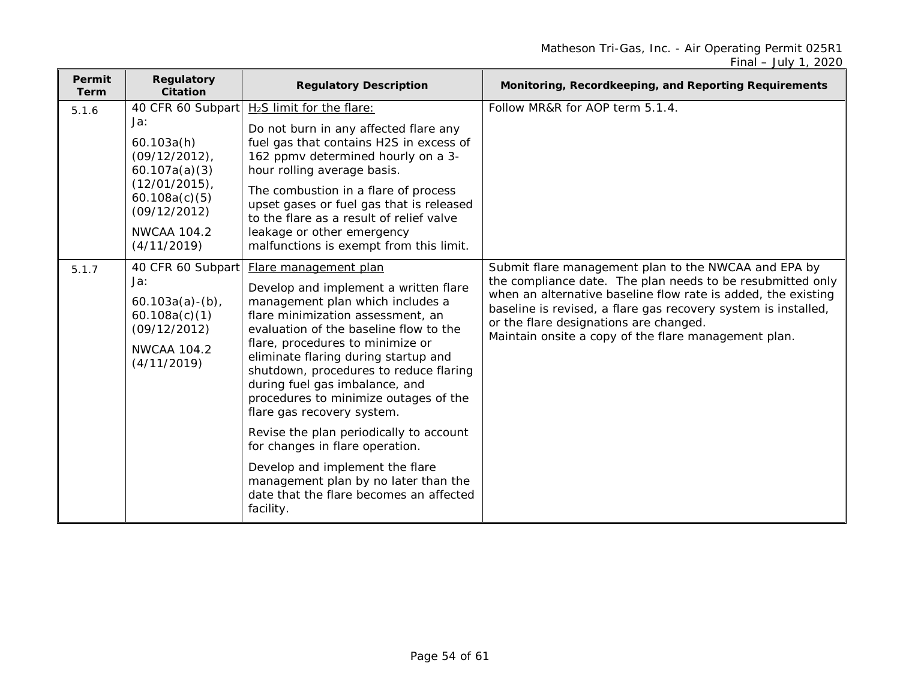| Permit Term | Regulatory Citation | Regulatory Description | Monitoring, Recordkeeping, and Reporting Requirements |
|---|---|---|---|
| 5.1.6 | 40 CFR 60 Subpart Ja:<br><br>60.103a(h) (09/12/2012), 60.107a(a)(3) (12/01/2015), 60.108a(c)(5) (09/12/2012)<br><br>NWCAA 104.2 (4/11/2019) | $H_2S$ limit for the flare:<br><br>Do not burn in any affected flare any fuel gas that contains H2S in excess of 162 ppmv determined hourly on a 3-hour rolling average basis.<br><br>The combustion in a flare of process upset gases or fuel gas that is released to the flare as a result of relief valve leakage or other emergency malfunctions is exempt from this limit. | Follow MR&R for AOP term 5.1.4. |
| 5.1.7 | 40 CFR 60 Subpart Ja:<br><br>60.103a(a)-(b), 60.108a(c)(1) (09/12/2012)<br><br>NWCAA 104.2 (4/11/2019) | Flare management plan<br><br>Develop and implement a written flare management plan which includes a flare minimization assessment, an evaluation of the baseline flow to the flare, procedures to minimize or eliminate flaring during startup and shutdown, procedures to reduce flaring during fuel gas imbalance, and procedures to minimize outages of the flare gas recovery system.<br><br>Revise the plan periodically to account for changes in flare operation.<br><br>Develop and implement the flare management plan by no later than the date that the flare becomes an affected facility. | Submit flare management plan to the NWCAA and EPA by the compliance date. The plan needs to be resubmitted only when an alternative baseline flow rate is added, the existing baseline is revised, a flare gas recovery system is installed, or the flare designations are changed.<br>Maintain onsite a copy of the flare management plan. |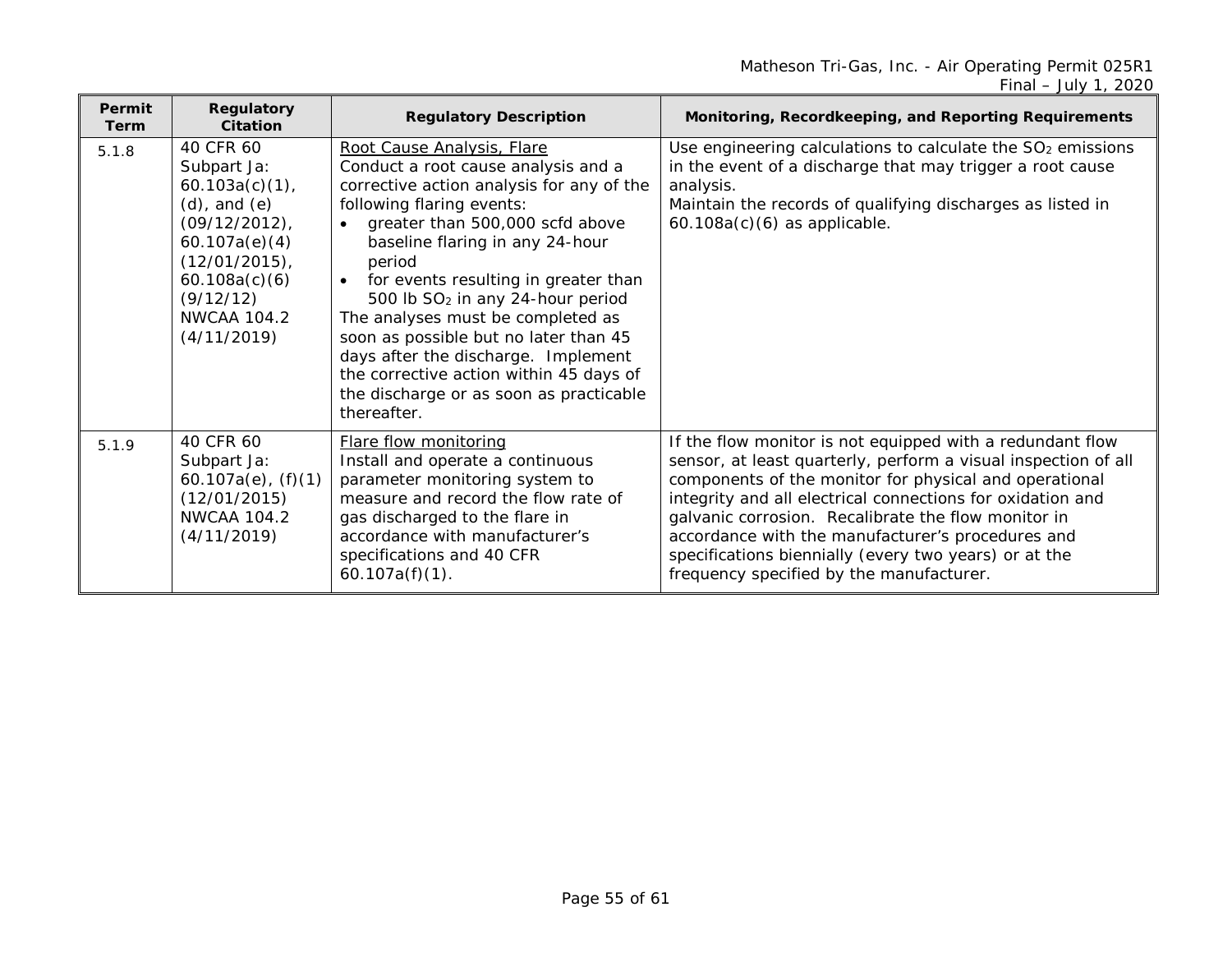| Permit Term | Regulatory Citation | Regulatory Description | Monitoring, Recordkeeping, and Reporting Requirements |
|---|---|---|---|
| 5.1.8 | 40 CFR 60 Subpart Ja: 60.103a(c)(1), (d), and (e) (09/12/2012), 60.107a(e)(4) (12/01/2015), 60.108a(c)(6) (9/12/12) NWCAA 104.2 (4/11/2019) | Root Cause Analysis, Flare<br>Conduct a root cause analysis and a corrective action analysis for any of the following flaring events:<br>• greater than 500,000 scfd above baseline flaring in any 24-hour period<br>• for events resulting in greater than 500 lb $SO_2$ in any 24-hour period<br>The analyses must be completed as soon as possible but no later than 45 days after the discharge. Implement the corrective action within 45 days of the discharge or as soon as practicable thereafter. | Use engineering calculations to calculate the $SO_2$ emissions in the event of a discharge that may trigger a root cause analysis.<br>Maintain the records of qualifying discharges as listed in 60.108a(c)(6) as applicable. |
| 5.1.9 | 40 CFR 60 Subpart Ja: 60.107a(e), (f)(1) (12/01/2015) NWCAA 104.2 (4/11/2019) | Flare flow monitoring<br>Install and operate a continuous parameter monitoring system to measure and record the flow rate of gas discharged to the flare in accordance with manufacturer's specifications and 40 CFR 60.107a(f)(1). | If the flow monitor is not equipped with a redundant flow sensor, at least quarterly, perform a visual inspection of all components of the monitor for physical and operational integrity and all electrical connections for oxidation and galvanic corrosion. Recalibrate the flow monitor in accordance with the manufacturer's procedures and specifications biennially (every two years) or at the frequency specified by the manufacturer. |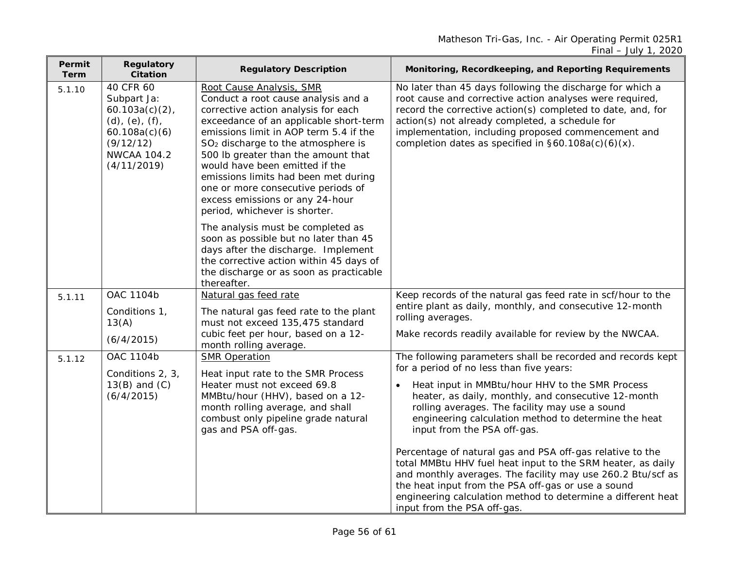| Permit Term | Regulatory Citation | Regulatory Description | Monitoring, Recordkeeping, and Reporting Requirements |
|---|---|---|---|
| 5.1.10 | 40 CFR 60 Subpart Ja: 60.103a(c)(2), (d), (e), (f), 60.108a(c)(6) (9/12/12) NWCAA 104.2 (4/11/2019) | Root Cause Analysis, SMR<br>Conduct a root cause analysis and a corrective action analysis for each exceedance of an applicable short-term emissions limit in AOP term 5.4 if the $SO_2$ discharge to the atmosphere is 500 lb greater than the amount that would have been emitted if the emissions limits had been met during one or more consecutive periods of excess emissions or any 24-hour period, whichever is shorter.<br><br>The analysis must be completed as soon as possible but no later than 45 days after the discharge. Implement the corrective action within 45 days of the discharge or as soon as practicable thereafter. | No later than 45 days following the discharge for which a root cause and corrective action analyses were required, record the corrective action(s) completed to date, and, for action(s) not already completed, a schedule for implementation, including proposed commencement and completion dates as specified in §60.108a(c)(6)(x). |
| 5.1.11 | OAC 1104b<br>Conditions 1, 13(A)<br>(6/4/2015) | Natural gas feed rate<br>The natural gas feed rate to the plant must not exceed 135,475 standard cubic feet per hour, based on a 12-month rolling average. | Keep records of the natural gas feed rate in scf/hour to the entire plant as daily, monthly, and consecutive 12-month rolling averages.<br>Make records readily available for review by the NWCAA. |
| 5.1.12 | OAC 1104b<br>Conditions 2, 3, 13(B) and (C)<br>(6/4/2015) | SMR Operation<br>Heat input rate to the SMR Process Heater must not exceed 69.8 MMBtu/hour (HHV), based on a 12-month rolling average, and shall combust only pipeline grade natural gas and PSA off-gas. | The following parameters shall be recorded and records kept for a period of no less than five years:<br>• Heat input in MMBtu/hour HHV to the SMR Process heater, as daily, monthly, and consecutive 12-month rolling averages. The facility may use a sound engineering calculation method to determine the heat input from the PSA off-gas.<br><br>Percentage of natural gas and PSA off-gas relative to the total MMBtu HHV fuel heat input to the SRM heater, as daily and monthly averages. The facility may use 260.2 Btu/scf as the heat input from the PSA off-gas or use a sound engineering calculation method to determine a different heat input from the PSA off-gas. |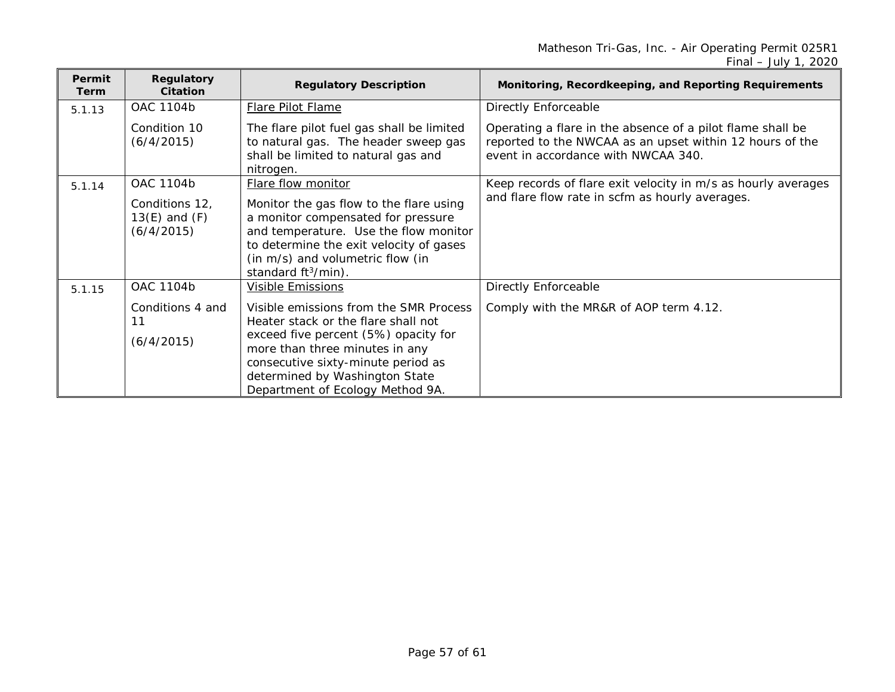| Permit Term | Regulatory Citation | Regulatory Description | Monitoring, Recordkeeping, and Reporting Requirements |
|---|---|---|---|
| 5.1.13 | OAC 1104b<br><br>Condition 10 (6/4/2015) | Flare Pilot Flame<br><br>The flare pilot fuel gas shall be limited to natural gas. The header sweep gas shall be limited to natural gas and nitrogen. | Directly Enforceable<br><br>Operating a flare in the absence of a pilot flame shall be reported to the NWCAA as an upset within 12 hours of the event in accordance with NWCAA 340. |
| 5.1.14 | OAC 1104b<br><br>Conditions 12, 13(E) and (F) (6/4/2015) | Flare flow monitor<br><br>Monitor the gas flow to the flare using a monitor compensated for pressure and temperature. Use the flow monitor to determine the exit velocity of gases (in m/s) and volumetric flow (in standard $ft^3$/min). | Keep records of flare exit velocity in m/s as hourly averages and flare flow rate in scfm as hourly averages. |
| 5.1.15 | OAC 1104b<br><br>Conditions 4 and 11<br><br>(6/4/2015) | Visible Emissions<br><br>Visible emissions from the SMR Process Heater stack or the flare shall not exceed five percent (5%) opacity for more than three minutes in any consecutive sixty-minute period as determined by Washington State Department of Ecology Method 9A. | Directly Enforceable<br><br>Comply with the MR&R of AOP term 4.12. |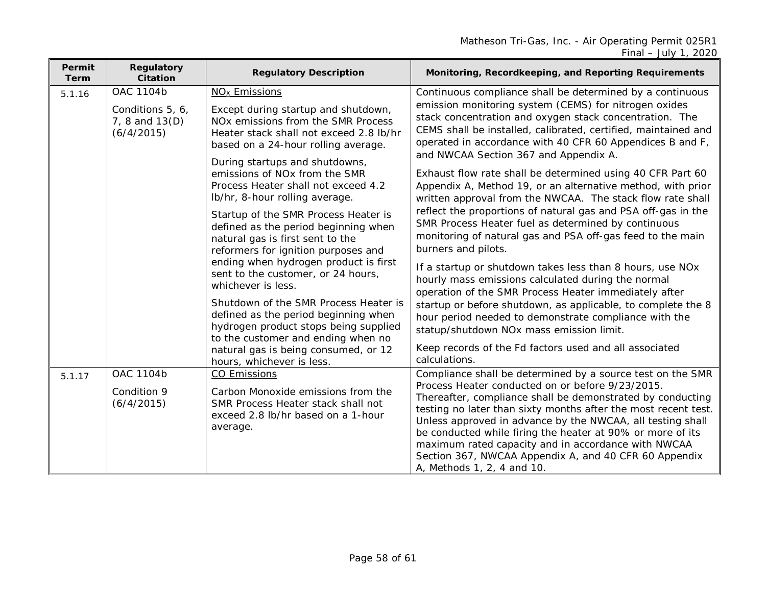| Permit Term | Regulatory Citation | Regulatory Description | Monitoring, Recordkeeping, and Reporting Requirements |
|---|---|---|---|
| 5.1.16 | OAC 1104b<br><br>Conditions 5, 6, 7, 8 and 13(D) (6/4/2015) | <u>$NO_X$ Emissions</u><br><br>Except during startup and shutdown, NOx emissions from the SMR Process Heater stack shall not exceed 2.8 lb/hr based on a 24-hour rolling average.<br><br>During startups and shutdowns, emissions of NOx from the SMR Process Heater shall not exceed 4.2 lb/hr, 8-hour rolling average.<br><br>Startup of the SMR Process Heater is defined as the period beginning when natural gas is first sent to the reformers for ignition purposes and ending when hydrogen product is first sent to the customer, or 24 hours, whichever is less.<br><br>Shutdown of the SMR Process Heater is defined as the period beginning when hydrogen product stops being supplied to the customer and ending when no natural gas is being consumed, or 12 hours, whichever is less. | Continuous compliance shall be determined by a continuous emission monitoring system (CEMS) for nitrogen oxides stack concentration and oxygen stack concentration. The CEMS shall be installed, calibrated, certified, maintained and operated in accordance with 40 CFR 60 Appendices B and F, and NWCAA Section 367 and Appendix A.<br><br>Exhaust flow rate shall be determined using 40 CFR Part 60 Appendix A, Method 19, or an alternative method, with prior written approval from the NWCAA. The stack flow rate shall reflect the proportions of natural gas and PSA off-gas in the SMR Process Heater fuel as determined by continuous monitoring of natural gas and PSA off-gas feed to the main burners and pilots.<br><br>If a startup or shutdown takes less than 8 hours, use NOx hourly mass emissions calculated during the normal operation of the SMR Process Heater immediately after startup or before shutdown, as applicable, to complete the 8 hour period needed to demonstrate compliance with the statup/shutdown NOx mass emission limit.<br><br>Keep records of the Fd factors used and all associated calculations. |
| 5.1.17 | OAC 1104b<br><br>Condition 9 (6/4/2015) | <u>CO Emissions</u><br><br>Carbon Monoxide emissions from the SMR Process Heater stack shall not exceed 2.8 lb/hr based on a 1-hour average. | Compliance shall be determined by a source test on the SMR Process Heater conducted on or before 9/23/2015. Thereafter, compliance shall be demonstrated by conducting testing no later than sixty months after the most recent test. Unless approved in advance by the NWCAA, all testing shall be conducted while firing the heater at 90% or more of its maximum rated capacity and in accordance with NWCAA Section 367, NWCAA Appendix A, and 40 CFR 60 Appendix A, Methods 1, 2, 4 and 10. |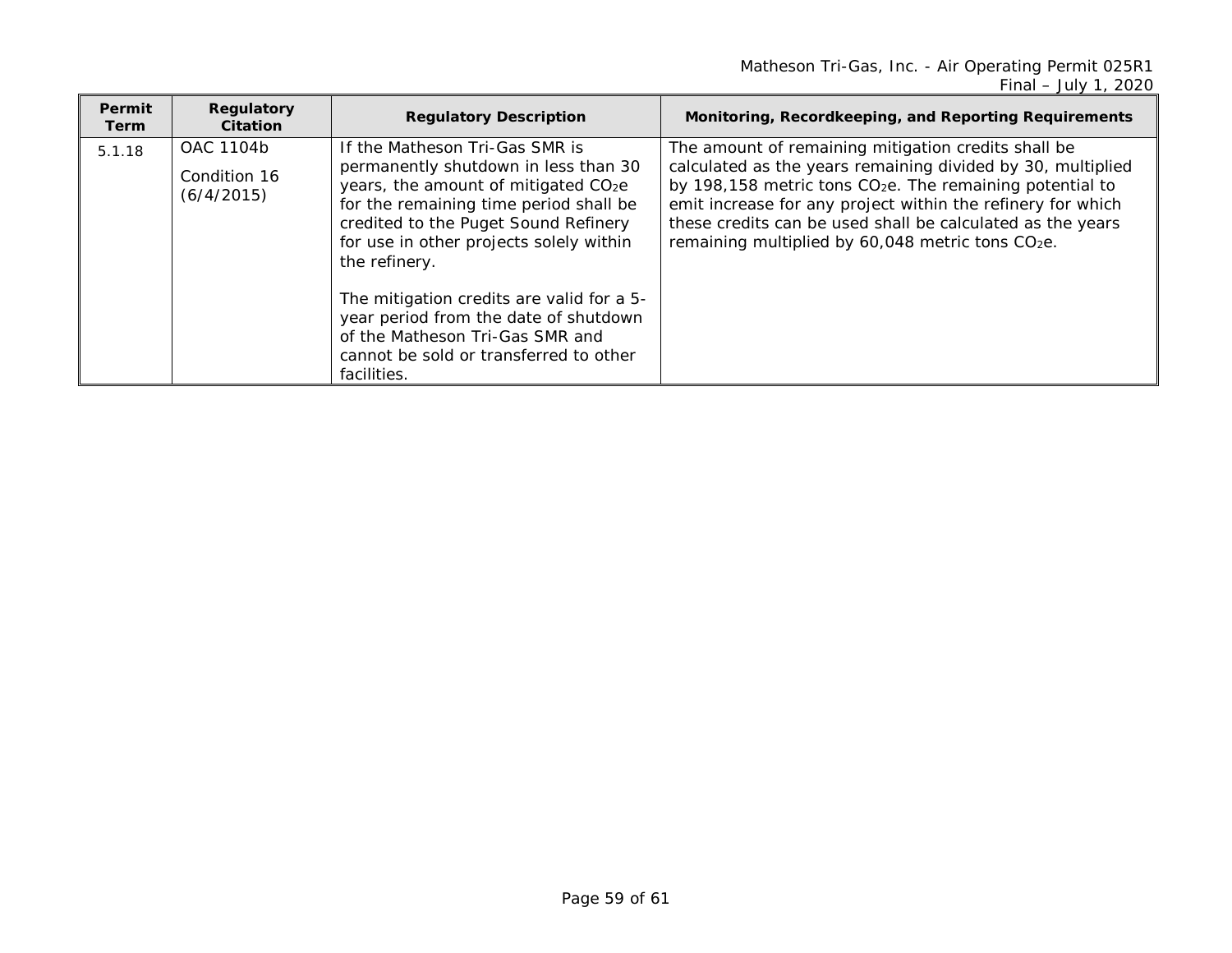| Permit Term | Regulatory Citation | Regulatory Description | Monitoring, Recordkeeping, and Reporting Requirements |
|---|---|---|---|
| 5.1.18 | OAC 1104b<br><br>Condition 16 (6/4/2015) | If the Matheson Tri-Gas SMR is permanently shutdown in less than 30 years, the amount of mitigated $CO_2e$ for the remaining time period shall be credited to the Puget Sound Refinery for use in other projects solely within the refinery.<br><br>The mitigation credits are valid for a 5-year period from the date of shutdown of the Matheson Tri-Gas SMR and cannot be sold or transferred to other facilities. | The amount of remaining mitigation credits shall be calculated as the years remaining divided by 30, multiplied by 198,158 metric tons $CO_2e$. The remaining potential to emit increase for any project within the refinery for which these credits can be used shall be calculated as the years remaining multiplied by 60,048 metric tons $CO_2e$. |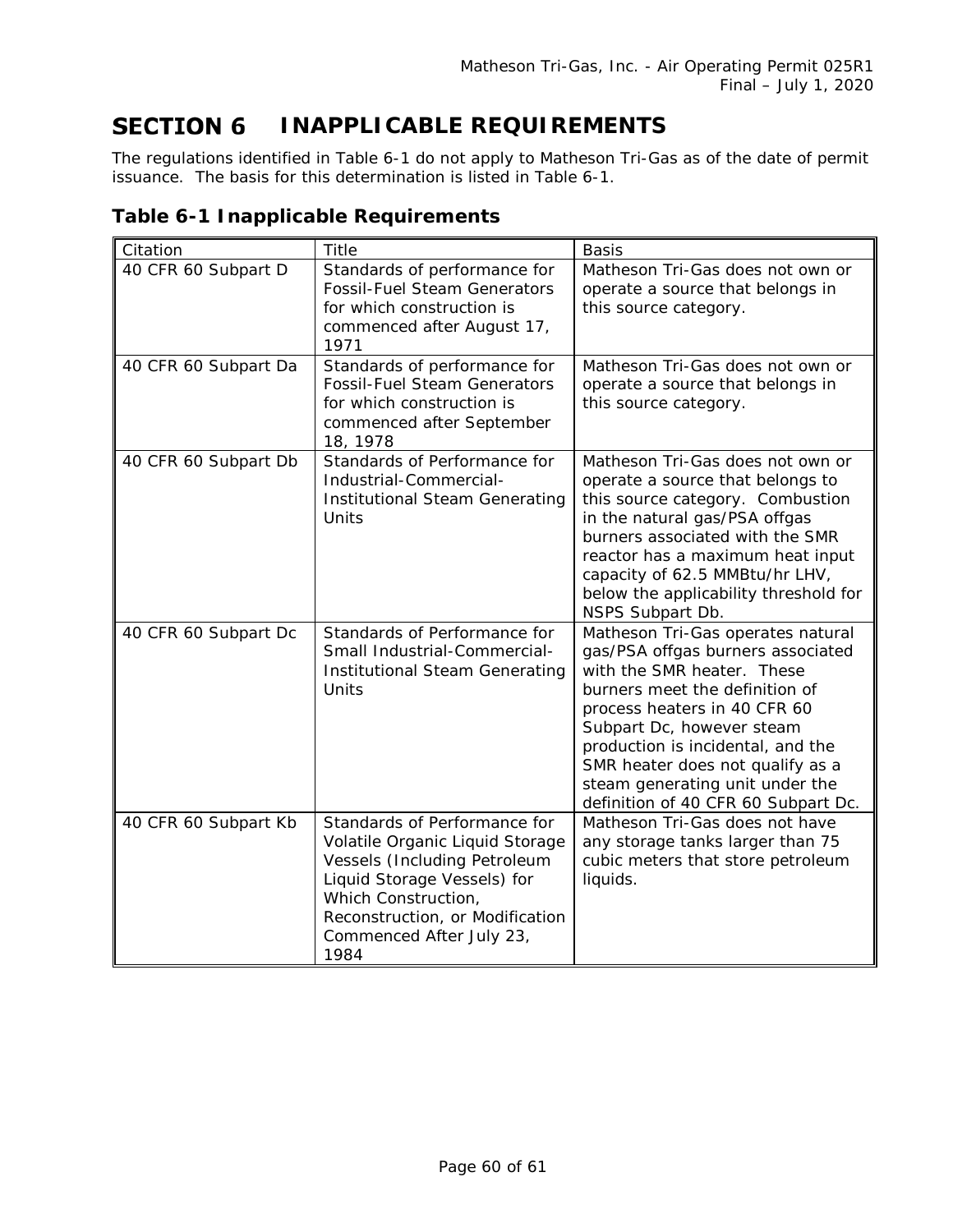# SECTION 6 INAPPLICABLE REQUIREMENTS

The regulations identified in Table 6-1 do not apply to Matheson Tri-Gas as of the date of permit issuance. The basis for this determination is listed in Table 6-1.

## Table 6-1 Inapplicable Requirements

| Citation | Title | Basis |
|---|---|---|
| 40 CFR 60 Subpart D | Standards of performance for Fossil-Fuel Steam Generators for which construction is commenced after August 17, 1971 | Matheson Tri-Gas does not own or operate a source that belongs in this source category. |
| 40 CFR 60 Subpart Da | Standards of performance for Fossil-Fuel Steam Generators for which construction is commenced after September 18, 1978 | Matheson Tri-Gas does not own or operate a source that belongs in this source category. |
| 40 CFR 60 Subpart Db | Standards of Performance for Industrial-Commercial-Institutional Steam Generating Units | Matheson Tri-Gas does not own or operate a source that belongs to this source category. Combustion in the natural gas/PSA offgas burners associated with the SMR reactor has a maximum heat input capacity of 62.5 MMBtu/hr LHV, below the applicability threshold for NSPS Subpart Db. |
| 40 CFR 60 Subpart Dc | Standards of Performance for Small Industrial-Commercial-Institutional Steam Generating Units | Matheson Tri-Gas operates natural gas/PSA offgas burners associated with the SMR heater. These burners meet the definition of process heaters in 40 CFR 60 Subpart Dc, however steam production is incidental, and the SMR heater does not qualify as a steam generating unit under the definition of 40 CFR 60 Subpart Dc. |
| 40 CFR 60 Subpart Kb | Standards of Performance for Volatile Organic Liquid Storage Vessels (Including Petroleum Liquid Storage Vessels) for Which Construction, Reconstruction, or Modification Commenced After July 23, 1984 | Matheson Tri-Gas does not have any storage tanks larger than 75 cubic meters that store petroleum liquids. |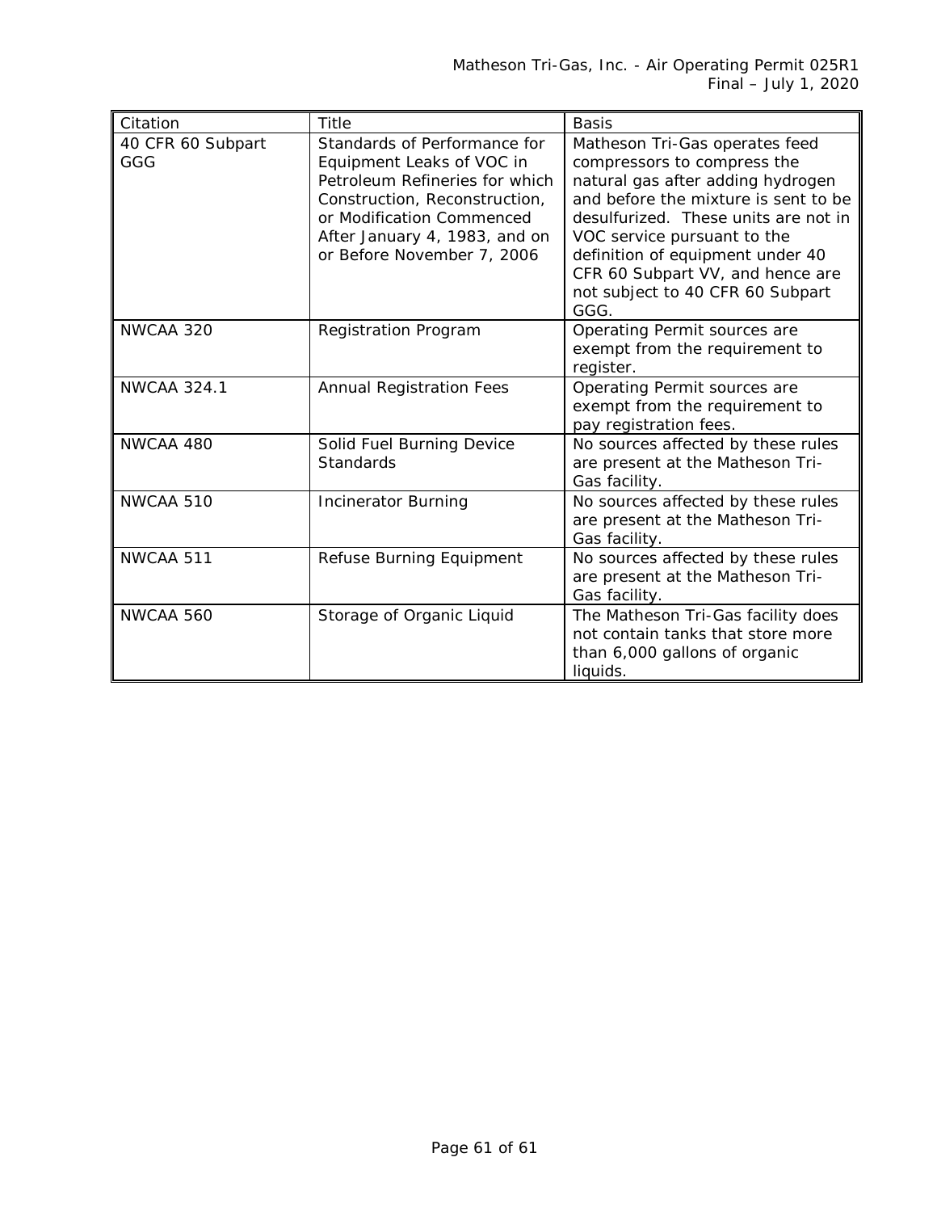| Citation | Title | Basis |
|---|---|---|
| 40 CFR 60 Subpart GGG | Standards of Performance for Equipment Leaks of VOC in Petroleum Refineries for which Construction, Reconstruction, or Modification Commenced After January 4, 1983, and on or Before November 7, 2006 | Matheson Tri-Gas operates feed compressors to compress the natural gas after adding hydrogen and before the mixture is sent to be desulfurized. These units are not in VOC service pursuant to the definition of equipment under 40 CFR 60 Subpart VV, and hence are not subject to 40 CFR 60 Subpart GGG. |
| NWCAA 320 | Registration Program | Operating Permit sources are exempt from the requirement to register. |
| NWCAA 324.1 | Annual Registration Fees | Operating Permit sources are exempt from the requirement to pay registration fees. |
| NWCAA 480 | Solid Fuel Burning Device Standards | No sources affected by these rules are present at the Matheson Tri-Gas facility. |
| NWCAA 510 | Incinerator Burning | No sources affected by these rules are present at the Matheson Tri-Gas facility. |
| NWCAA 511 | Refuse Burning Equipment | No sources affected by these rules are present at the Matheson Tri-Gas facility. |
| NWCAA 560 | Storage of Organic Liquid | The Matheson Tri-Gas facility does not contain tanks that store more than 6,000 gallons of organic liquids. |